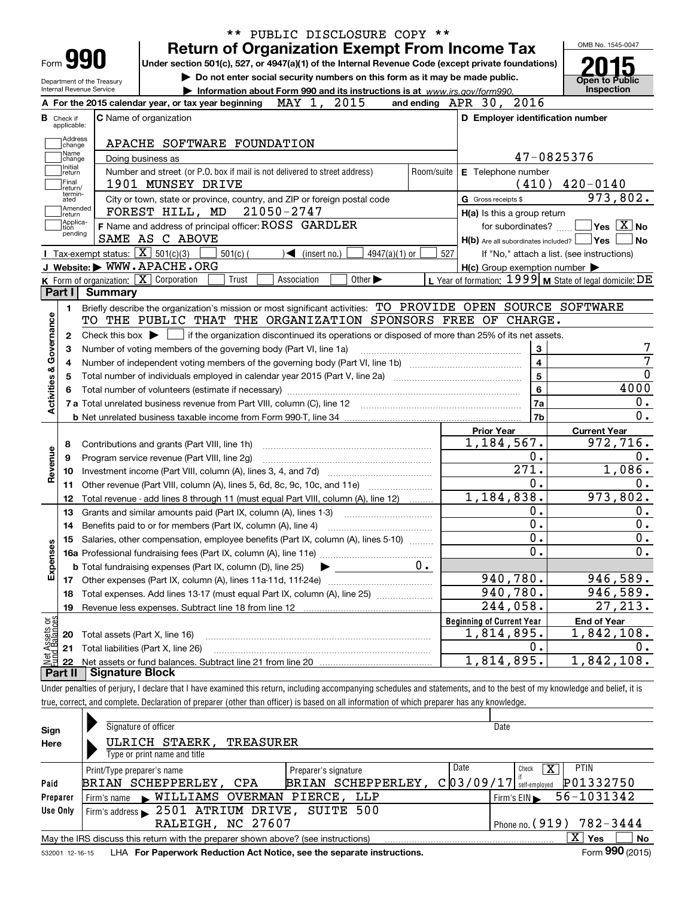** PUBLIC DISCLOSURE COPY **

# Form 990 — Return of Organization Exempt From Income Tax

Under section 501(c), 527, or 4947(a)(1) of the Internal Revenue Code (except private foundations)

▶ Do not enter social security numbers on this form as it may be made public.

▶ Information about Form 990 and its instructions is at www.irs.gov/form990.

Department of the Treasury
Internal Revenue Service

OMB No. 1545-0047

**2015**

Open to Public Inspection

**A** For the 2015 calendar year, or tax year beginning MAY 1, 2015 and ending APR 30, 2016

**B** Check if applicable:
- Address change
- Name change
- Initial return
- Final return/terminated
- Amended return
- Application pending

**C** Name of organization: APACHE SOFTWARE FOUNDATION

Doing business as

Number and street (or P.O. box if mail is not delivered to street address): 1901 MUNSEY DRIVE — Room/suite

City or town, state or province, country, and ZIP or foreign postal code: FOREST HILL, MD 21050-2747

**F** Name and address of principal officer: ROSS GARDLER, SAME AS C ABOVE

**D** Employer identification number: 47-0825376

**E** Telephone number: (410) 420-0140

**G** Gross receipts $ 973,802.

**H(a)** Is this a group return for subordinates? ☐ Yes ☒ No

**H(b)** Are all subordinates included? ☐ Yes ☐ No — If "No," attach a list. (see instructions)

**H(c)** Group exemption number ▶

**I** Tax-exempt status: ☒ 501(c)(3) ☐ 501(c) ( ) ◀ (insert no.) ☐ 4947(a)(1) or ☐ 527

**J** Website: ▶ WWW.APACHE.ORG

**K** Form of organization: ☒ Corporation ☐ Trust ☐ Association ☐ Other ▶

**L** Year of formation: 1999 **M** State of legal domicile: DE

## Part I — Summary

**Activities & Governance**

1. Briefly describe the organization's mission or most significant activities: TO PROVIDE OPEN SOURCE SOFTWARE TO THE PUBLIC THAT THE ORGANIZATION SPONSORS FREE OF CHARGE.
2. Check this box ▶ ☐ if the organization discontinued its operations or disposed of more than 25% of its net assets.

| Line | Description | | Value |
|---|---|---|---|
| 3 | Number of voting members of the governing body (Part VI, line 1a) | 3 | 7 |
| 4 | Number of independent voting members of the governing body (Part VI, line 1b) | 4 | 7 |
| 5 | Total number of individuals employed in calendar year 2015 (Part V, line 2a) | 5 | 0 |
| 6 | Total number of volunteers (estimate if necessary) | 6 | 4000 |
| 7a | Total unrelated business revenue from Part VIII, column (C), line 12 | 7a | 0. |
| 7b | Net unrelated business taxable income from Form 990-T, line 34 | 7b | 0. |

| Line | Description | Prior Year | Current Year |
|---|---|---|---|
| **Revenue** | | | |
| 8 | Contributions and grants (Part VIII, line 1h) | 1,184,567. | 972,716. |
| 9 | Program service revenue (Part VIII, line 2g) | 0. | 0. |
| 10 | Investment income (Part VIII, column (A), lines 3, 4, and 7d) | 271. | 1,086. |
| 11 | Other revenue (Part VIII, column (A), lines 5, 6d, 8c, 9c, 10c, and 11e) | 0. | 0. |
| 12 | Total revenue - add lines 8 through 11 (must equal Part VIII, column (A), line 12) | 1,184,838. | 973,802. |
| **Expenses** | | | |
| 13 | Grants and similar amounts paid (Part IX, column (A), lines 1-3) | 0. | 0. |
| 14 | Benefits paid to or for members (Part IX, column (A), line 4) | 0. | 0. |
| 15 | Salaries, other compensation, employee benefits (Part IX, column (A), lines 5-10) | 0. | 0. |
| 16a | Professional fundraising fees (Part IX, column (A), line 11e) | 0. | 0. |
| b | Total fundraising expenses (Part IX, column (D), line 25) ▶ 0. | | |
| 17 | Other expenses (Part IX, column (A), lines 11a-11d, 11f-24e) | 940,780. | 946,589. |
| 18 | Total expenses. Add lines 13-17 (must equal Part IX, column (A), line 25) | 940,780. | 946,589. |
| 19 | Revenue less expenses. Subtract line 18 from line 12 | 244,058. | 27,213. |

| Line | Net Assets or Fund Balances | Beginning of Current Year | End of Year |
|---|---|---|---|
| 20 | Total assets (Part X, line 16) | 1,814,895. | 1,842,108. |
| 21 | Total liabilities (Part X, line 26) | 0. | 0. |
| 22 | Net assets or fund balances. Subtract line 21 from line 20 | 1,814,895. | 1,842,108. |

## Part II — Signature Block

Under penalties of perjury, I declare that I have examined this return, including accompanying schedules and statements, and to the best of my knowledge and belief, it is true, correct, and complete. Declaration of preparer (other than officer) is based on all information of which preparer has any knowledge.

**Sign Here**

Signature of officer — Date

ULRICH STAERK, TREASURER
Type or print name and title

**Paid Preparer Use Only**

| Print/Type preparer's name | Preparer's signature | Date | Check ☒ if self-employed | PTIN |
|---|---|---|---|---|
| BRIAN SCHEPPERLEY, CPA | BRIAN SCHEPPERLEY, C | 03/09/17 | X | P01332750 |

Firm's name ▶ WILLIAMS OVERMAN PIERCE, LLP — Firm's EIN ▶ 56-1031342

Firm's address ▶ 2501 ATRIUM DRIVE, SUITE 500, RALEIGH, NC 27607 — Phone no. (919) 782-3444

May the IRS discuss this return with the preparer shown above? (see instructions) ☒ Yes ☐ No

532001 12-16-15 LHA For Paperwork Reduction Act Notice, see the separate instructions. Form **990** (2015)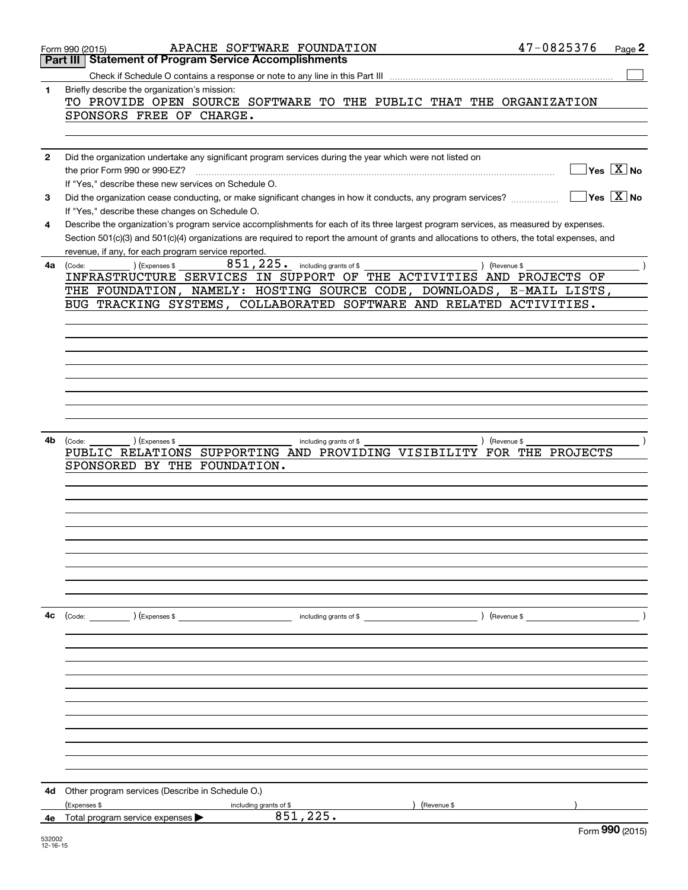Form 990 (2015) APACHE SOFTWARE FOUNDATION 47-0825376

## Part III Statement of Program Service Accomplishments

Check if Schedule O contains a response or note to any line in this Part III ☐

**1** Briefly describe the organization's mission:

TO PROVIDE OPEN SOURCE SOFTWARE TO THE PUBLIC THAT THE ORGANIZATION SPONSORS FREE OF CHARGE.

**2** Did the organization undertake any significant program services during the year which were not listed on the prior Form 990 or 990-EZ? ☐ Yes ☒ No

If "Yes," describe these new services on Schedule O.

**3** Did the organization cease conducting, or make significant changes in how it conducts, any program services? ☐ Yes ☒ No

If "Yes," describe these changes on Schedule O.

**4** Describe the organization's program service accomplishments for each of its three largest program services, as measured by expenses. Section 501(c)(3) and 501(c)(4) organizations are required to report the amount of grants and allocations to others, the total expenses, and revenue, if any, for each program service reported.

**4a** (Code: ) (Expenses $ 851,225. including grants of $ ) (Revenue $ )

INFRASTRUCTURE SERVICES IN SUPPORT OF THE ACTIVITIES AND PROJECTS OF THE FOUNDATION, NAMELY: HOSTING SOURCE CODE, DOWNLOADS, E-MAIL LISTS, BUG TRACKING SYSTEMS, COLLABORATED SOFTWARE AND RELATED ACTIVITIES.

**4b** (Code: ) (Expenses $ including grants of $ ) (Revenue $ )

PUBLIC RELATIONS SUPPORTING AND PROVIDING VISIBILITY FOR THE PROJECTS SPONSORED BY THE FOUNDATION.

**4c** (Code: ) (Expenses $ including grants of $ ) (Revenue $ )

**4d** Other program services (Describe in Schedule O.)

(Expenses $ including grants of $ ) (Revenue $ )

**4e** Total program service expenses ▶ 851,225.

Form **990** (2015)

532002 12-16-15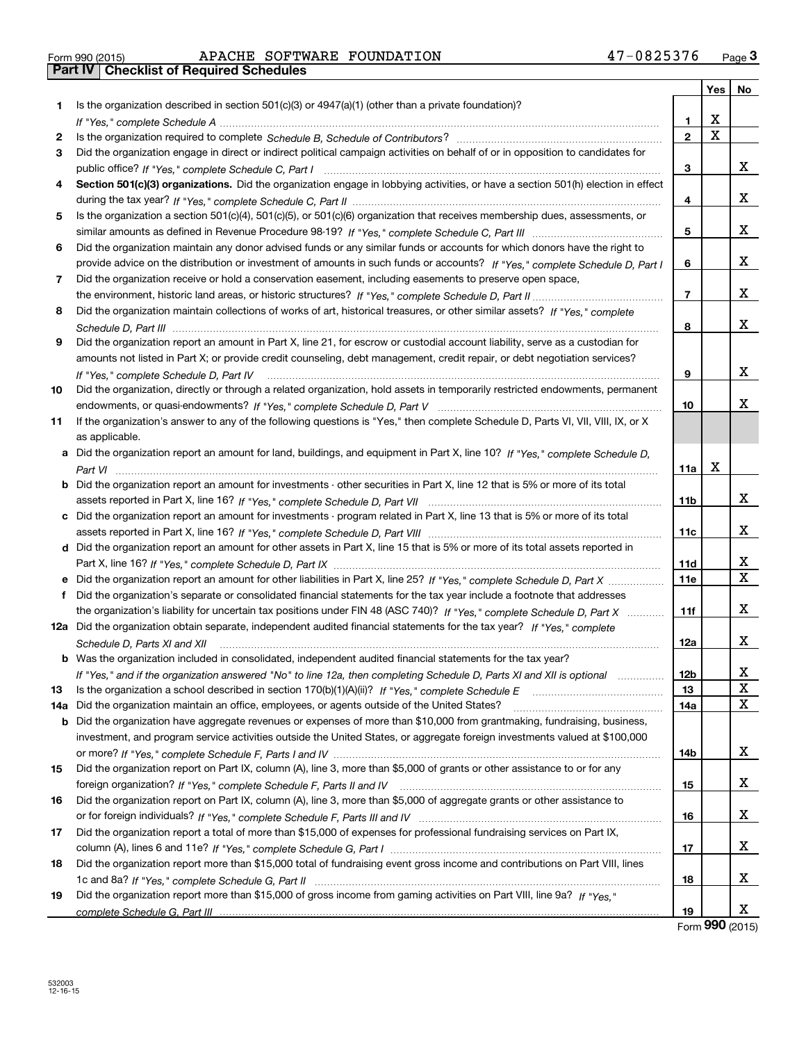Form 990 (2015) APACHE SOFTWARE FOUNDATION 47-0825376

## Part IV Checklist of Required Schedules

| | | | Yes | No |
|---|---|---|---|---|
| 1 | Is the organization described in section 501(c)(3) or 4947(a)(1) (other than a private foundation)? *If "Yes," complete Schedule A* | 1 | X | |
| 2 | Is the organization required to complete *Schedule B, Schedule of Contributors*? | 2 | X | |
| 3 | Did the organization engage in direct or indirect political campaign activities on behalf of or in opposition to candidates for public office? *If "Yes," complete Schedule C, Part I* | 3 | | X |
| 4 | **Section 501(c)(3) organizations.** Did the organization engage in lobbying activities, or have a section 501(h) election in effect during the tax year? *If "Yes," complete Schedule C, Part II* | 4 | | X |
| 5 | Is the organization a section 501(c)(4), 501(c)(5), or 501(c)(6) organization that receives membership dues, assessments, or similar amounts as defined in Revenue Procedure 98-19? *If "Yes," complete Schedule C, Part III* | 5 | | X |
| 6 | Did the organization maintain any donor advised funds or any similar funds or accounts for which donors have the right to provide advice on the distribution or investment of amounts in such funds or accounts? *If "Yes," complete Schedule D, Part I* | 6 | | X |
| 7 | Did the organization receive or hold a conservation easement, including easements to preserve open space, the environment, historic land areas, or historic structures? *If "Yes," complete Schedule D, Part II* | 7 | | X |
| 8 | Did the organization maintain collections of works of art, historical treasures, or other similar assets? *If "Yes," complete Schedule D, Part III* | 8 | | X |
| 9 | Did the organization report an amount in Part X, line 21, for escrow or custodial account liability, serve as a custodian for amounts not listed in Part X; or provide credit counseling, debt management, credit repair, or debt negotiation services? *If "Yes," complete Schedule D, Part IV* | 9 | | X |
| 10 | Did the organization, directly or through a related organization, hold assets in temporarily restricted endowments, permanent endowments, or quasi-endowments? *If "Yes," complete Schedule D, Part V* | 10 | | X |
| 11 | If the organization's answer to any of the following questions is "Yes," then complete Schedule D, Parts VI, VII, VIII, IX, or X as applicable. | | | |
| a | Did the organization report an amount for land, buildings, and equipment in Part X, line 10? *If "Yes," complete Schedule D, Part VI* | 11a | X | |
| b | Did the organization report an amount for investments - other securities in Part X, line 12 that is 5% or more of its total assets reported in Part X, line 16? *If "Yes," complete Schedule D, Part VII* | 11b | | X |
| c | Did the organization report an amount for investments - program related in Part X, line 13 that is 5% or more of its total assets reported in Part X, line 16? *If "Yes," complete Schedule D, Part VIII* | 11c | | X |
| d | Did the organization report an amount for other assets in Part X, line 15 that is 5% or more of its total assets reported in Part X, line 16? *If "Yes," complete Schedule D, Part IX* | 11d | | X |
| e | Did the organization report an amount for other liabilities in Part X, line 25? *If "Yes," complete Schedule D, Part X* | 11e | | X |
| f | Did the organization's separate or consolidated financial statements for the tax year include a footnote that addresses the organization's liability for uncertain tax positions under FIN 48 (ASC 740)? *If "Yes," complete Schedule D, Part X* | 11f | | X |
| 12a | Did the organization obtain separate, independent audited financial statements for the tax year? *If "Yes," complete Schedule D, Parts XI and XII* | 12a | | X |
| b | Was the organization included in consolidated, independent audited financial statements for the tax year? *If "Yes," and if the organization answered "No" to line 12a, then completing Schedule D, Parts XI and XII is optional* | 12b | | X |
| 13 | Is the organization a school described in section 170(b)(1)(A)(ii)? *If "Yes," complete Schedule E* | 13 | | X |
| 14a | Did the organization maintain an office, employees, or agents outside of the United States? | 14a | | X |
| b | Did the organization have aggregate revenues or expenses of more than $10,000 from grantmaking, fundraising, business, investment, and program service activities outside the United States, or aggregate foreign investments valued at $100,000 or more? *If "Yes," complete Schedule F, Parts I and IV* | 14b | | X |
| 15 | Did the organization report on Part IX, column (A), line 3, more than $5,000 of grants or other assistance to or for any foreign organization? *If "Yes," complete Schedule F, Parts II and IV* | 15 | | X |
| 16 | Did the organization report on Part IX, column (A), line 3, more than $5,000 of aggregate grants or other assistance to or for foreign individuals? *If "Yes," complete Schedule F, Parts III and IV* | 16 | | X |
| 17 | Did the organization report a total of more than $15,000 of expenses for professional fundraising services on Part IX, column (A), lines 6 and 11e? *If "Yes," complete Schedule G, Part I* | 17 | | X |
| 18 | Did the organization report more than $15,000 total of fundraising event gross income and contributions on Part VIII, lines 1c and 8a? *If "Yes," complete Schedule G, Part II* | 18 | | X |
| 19 | Did the organization report more than $15,000 of gross income from gaming activities on Part VIII, line 9a? *If "Yes," complete Schedule G, Part III* | 19 | | X |

Form **990** (2015)

532003 12-16-15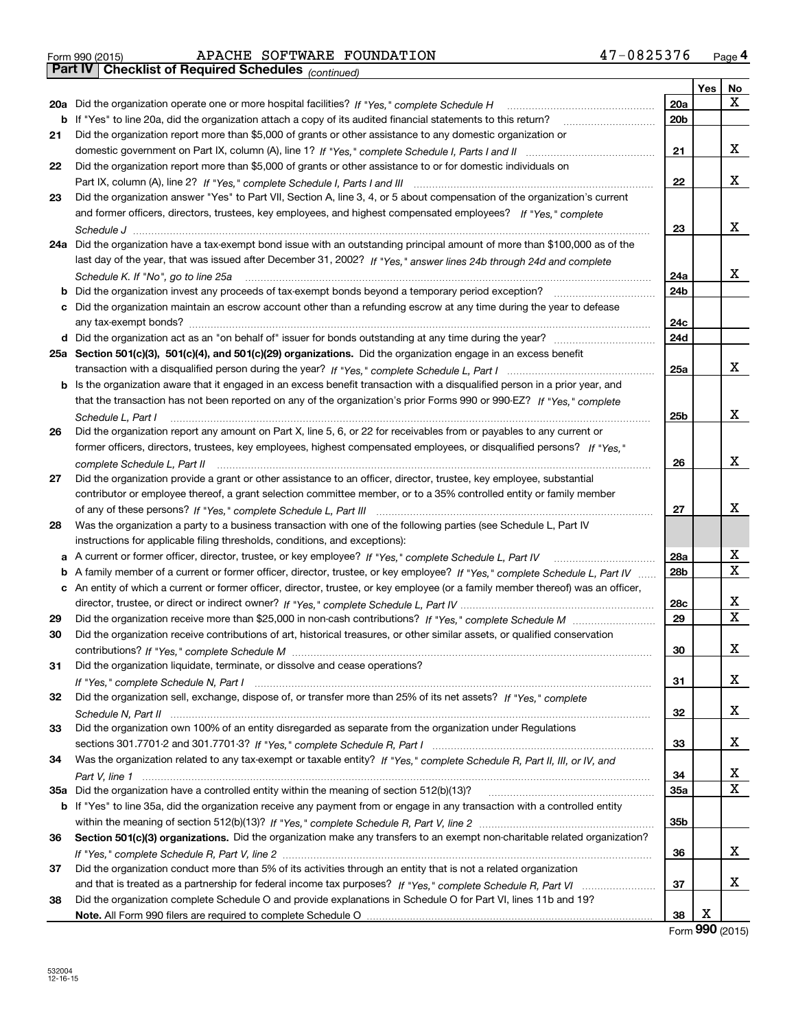Form 990 (2015) APACHE SOFTWARE FOUNDATION 47-0825376 Page 4

**Part IV Checklist of Required Schedules** *(continued)*

| | | | Yes | No |
|---|---|---|---|---|
| **20a** | Did the organization operate one or more hospital facilities? *If "Yes," complete Schedule H* | **20a** | | X |
| **b** | If "Yes" to line 20a, did the organization attach a copy of its audited financial statements to this return? | **20b** | | |
| **21** | Did the organization report more than $5,000 of grants or other assistance to any domestic organization or domestic government on Part IX, column (A), line 1? *If "Yes," complete Schedule I, Parts I and II* | **21** | | X |
| **22** | Did the organization report more than $5,000 of grants or other assistance to or for domestic individuals on Part IX, column (A), line 2? *If "Yes," complete Schedule I, Parts I and III* | **22** | | X |
| **23** | Did the organization answer "Yes" to Part VII, Section A, line 3, 4, or 5 about compensation of the organization's current and former officers, directors, trustees, key employees, and highest compensated employees? *If "Yes," complete Schedule J* | **23** | | X |
| **24a** | Did the organization have a tax-exempt bond issue with an outstanding principal amount of more than $100,000 as of the last day of the year, that was issued after December 31, 2002? *If "Yes," answer lines 24b through 24d and complete Schedule K. If "No", go to line 25a* | **24a** | | X |
| **b** | Did the organization invest any proceeds of tax-exempt bonds beyond a temporary period exception? | **24b** | | |
| **c** | Did the organization maintain an escrow account other than a refunding escrow at any time during the year to defease any tax-exempt bonds? | **24c** | | |
| **d** | Did the organization act as an "on behalf of" issuer for bonds outstanding at any time during the year? | **24d** | | |
| **25a** | **Section 501(c)(3), 501(c)(4), and 501(c)(29) organizations.** Did the organization engage in an excess benefit transaction with a disqualified person during the year? *If "Yes," complete Schedule L, Part I* | **25a** | | X |
| **b** | Is the organization aware that it engaged in an excess benefit transaction with a disqualified person in a prior year, and that the transaction has not been reported on any of the organization's prior Forms 990 or 990-EZ? *If "Yes," complete Schedule L, Part I* | **25b** | | X |
| **26** | Did the organization report any amount on Part X, line 5, 6, or 22 for receivables from or payables to any current or former officers, directors, trustees, key employees, highest compensated employees, or disqualified persons? *If "Yes," complete Schedule L, Part II* | **26** | | X |
| **27** | Did the organization provide a grant or other assistance to an officer, director, trustee, key employee, substantial contributor or employee thereof, a grant selection committee member, or to a 35% controlled entity or family member of any of these persons? *If "Yes," complete Schedule L, Part III* | **27** | | X |
| **28** | Was the organization a party to a business transaction with one of the following parties (see Schedule L, Part IV instructions for applicable filing thresholds, conditions, and exceptions): | | | |
| **a** | A current or former officer, director, trustee, or key employee? *If "Yes," complete Schedule L, Part IV* | **28a** | | X |
| **b** | A family member of a current or former officer, director, trustee, or key employee? *If "Yes," complete Schedule L, Part IV* | **28b** | | X |
| **c** | An entity of which a current or former officer, director, trustee, or key employee (or a family member thereof) was an officer, director, trustee, or direct or indirect owner? *If "Yes," complete Schedule L, Part IV* | **28c** | | X |
| **29** | Did the organization receive more than $25,000 in non-cash contributions? *If "Yes," complete Schedule M* | **29** | | X |
| **30** | Did the organization receive contributions of art, historical treasures, or other similar assets, or qualified conservation contributions? *If "Yes," complete Schedule M* | **30** | | X |
| **31** | Did the organization liquidate, terminate, or dissolve and cease operations? *If "Yes," complete Schedule N, Part I* | **31** | | X |
| **32** | Did the organization sell, exchange, dispose of, or transfer more than 25% of its net assets? *If "Yes," complete Schedule N, Part II* | **32** | | X |
| **33** | Did the organization own 100% of an entity disregarded as separate from the organization under Regulations sections 301.7701-2 and 301.7701-3? *If "Yes," complete Schedule R, Part I* | **33** | | X |
| **34** | Was the organization related to any tax-exempt or taxable entity? *If "Yes," complete Schedule R, Part II, III, or IV, and Part V, line 1* | **34** | | X |
| **35a** | Did the organization have a controlled entity within the meaning of section 512(b)(13)? | **35a** | | X |
| **b** | If "Yes" to line 35a, did the organization receive any payment from or engage in any transaction with a controlled entity within the meaning of section 512(b)(13)? *If "Yes," complete Schedule R, Part V, line 2* | **35b** | | |
| **36** | **Section 501(c)(3) organizations.** Did the organization make any transfers to an exempt non-charitable related organization? *If "Yes," complete Schedule R, Part V, line 2* | **36** | | X |
| **37** | Did the organization conduct more than 5% of its activities through an entity that is not a related organization and that is treated as a partnership for federal income tax purposes? *If "Yes," complete Schedule R, Part VI* | **37** | | X |
| **38** | Did the organization complete Schedule O and provide explanations in Schedule O for Part VI, lines 11b and 19? **Note.** All Form 990 filers are required to complete Schedule O | **38** | X | |

Form **990** (2015)

532004 12-16-15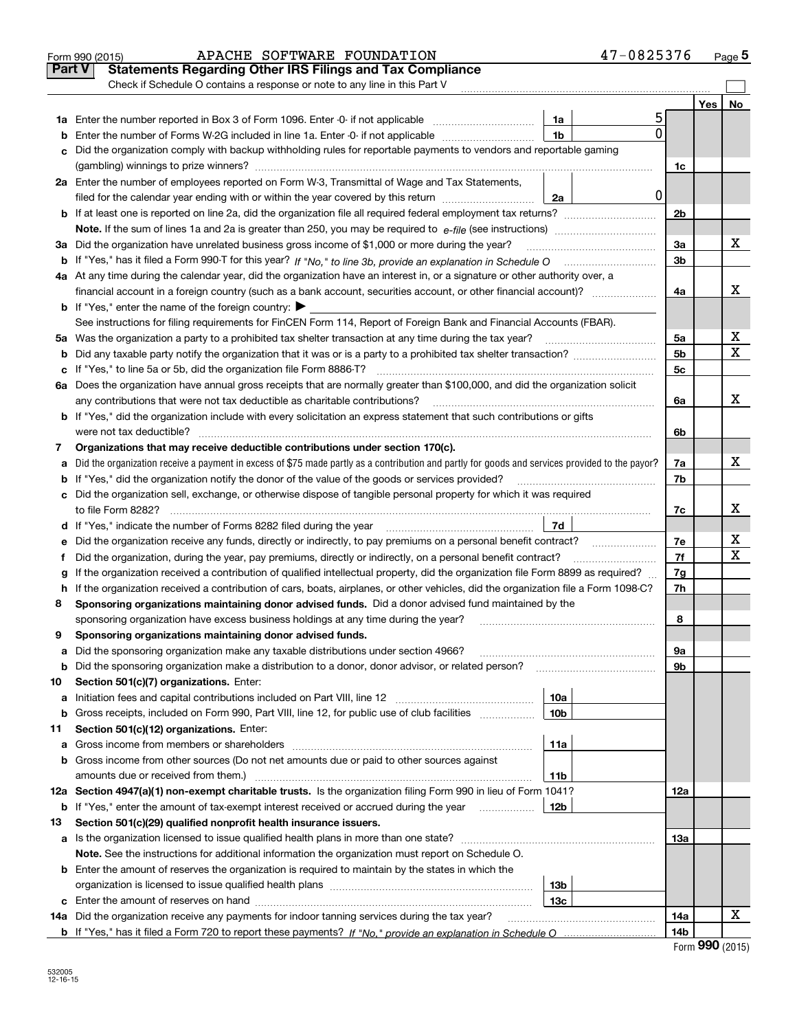Form 990 (2015) APACHE SOFTWARE FOUNDATION 47-0825376 Page 5

## Part V Statements Regarding Other IRS Filings and Tax Compliance

Check if Schedule O contains a response or note to any line in this Part V

| | | | | | Yes | No |
|---|---|---|---|---|---|---|
| **1a** | Enter the number reported in Box 3 of Form 1096. Enter -0- if not applicable | 1a | 5 | | | |
| **b** | Enter the number of Forms W-2G included in line 1a. Enter -0- if not applicable | 1b | 0 | | | |
| **c** | Did the organization comply with backup withholding rules for reportable payments to vendors and reportable gaming (gambling) winnings to prize winners? | | | 1c | | |
| **2a** | Enter the number of employees reported on Form W-3, Transmittal of Wage and Tax Statements, filed for the calendar year ending with or within the year covered by this return | 2a | 0 | | | |
| **b** | If at least one is reported on line 2a, did the organization file all required federal employment tax returns? | | | 2b | | |
| | **Note.** If the sum of lines 1a and 2a is greater than 250, you may be required to *e-file* (see instructions) | | | | | |
| **3a** | Did the organization have unrelated business gross income of $1,000 or more during the year? | | | 3a | | X |
| **b** | If "Yes," has it filed a Form 990-T for this year? *If "No," to line 3b, provide an explanation in Schedule O* | | | 3b | | |
| **4a** | At any time during the calendar year, did the organization have an interest in, or a signature or other authority over, a financial account in a foreign country (such as a bank account, securities account, or other financial account)? | | | 4a | | X |
| **b** | If "Yes," enter the name of the foreign country: ▶ | | | | | |
| | See instructions for filing requirements for FinCEN Form 114, Report of Foreign Bank and Financial Accounts (FBAR). | | | | | |
| **5a** | Was the organization a party to a prohibited tax shelter transaction at any time during the tax year? | | | 5a | | X |
| **b** | Did any taxable party notify the organization that it was or is a party to a prohibited tax shelter transaction? | | | 5b | | X |
| **c** | If "Yes," to line 5a or 5b, did the organization file Form 8886-T? | | | 5c | | |
| **6a** | Does the organization have annual gross receipts that are normally greater than $100,000, and did the organization solicit any contributions that were not tax deductible as charitable contributions? | | | 6a | | X |
| **b** | If "Yes," did the organization include with every solicitation an express statement that such contributions or gifts were not tax deductible? | | | 6b | | |
| **7** | **Organizations that may receive deductible contributions under section 170(c).** | | | | | |
| **a** | Did the organization receive a payment in excess of $75 made partly as a contribution and partly for goods and services provided to the payor? | | | 7a | | X |
| **b** | If "Yes," did the organization notify the donor of the value of the goods or services provided? | | | 7b | | |
| **c** | Did the organization sell, exchange, or otherwise dispose of tangible personal property for which it was required to file Form 8282? | | | 7c | | X |
| **d** | If "Yes," indicate the number of Forms 8282 filed during the year | 7d | | | | |
| **e** | Did the organization receive any funds, directly or indirectly, to pay premiums on a personal benefit contract? | | | 7e | | X |
| **f** | Did the organization, during the year, pay premiums, directly or indirectly, on a personal benefit contract? | | | 7f | | X |
| **g** | If the organization received a contribution of qualified intellectual property, did the organization file Form 8899 as required? | | | 7g | | |
| **h** | If the organization received a contribution of cars, boats, airplanes, or other vehicles, did the organization file a Form 1098-C? | | | 7h | | |
| **8** | **Sponsoring organizations maintaining donor advised funds.** Did a donor advised fund maintained by the sponsoring organization have excess business holdings at any time during the year? | | | 8 | | |
| **9** | **Sponsoring organizations maintaining donor advised funds.** | | | | | |
| **a** | Did the sponsoring organization make any taxable distributions under section 4966? | | | 9a | | |
| **b** | Did the sponsoring organization make a distribution to a donor, donor advisor, or related person? | | | 9b | | |
| **10** | **Section 501(c)(7) organizations.** Enter: | | | | | |
| **a** | Initiation fees and capital contributions included on Part VIII, line 12 | 10a | | | | |
| **b** | Gross receipts, included on Form 990, Part VIII, line 12, for public use of club facilities | 10b | | | | |
| **11** | **Section 501(c)(12) organizations.** Enter: | | | | | |
| **a** | Gross income from members or shareholders | 11a | | | | |
| **b** | Gross income from other sources (Do not net amounts due or paid to other sources against amounts due or received from them.) | 11b | | | | |
| **12a** | **Section 4947(a)(1) non-exempt charitable trusts.** Is the organization filing Form 990 in lieu of Form 1041? | | | 12a | | |
| **b** | If "Yes," enter the amount of tax-exempt interest received or accrued during the year | 12b | | | | |
| **13** | **Section 501(c)(29) qualified nonprofit health insurance issuers.** | | | | | |
| **a** | Is the organization licensed to issue qualified health plans in more than one state? | | | 13a | | |
| | **Note.** See the instructions for additional information the organization must report on Schedule O. | | | | | |
| **b** | Enter the amount of reserves the organization is required to maintain by the states in which the organization is licensed to issue qualified health plans | 13b | | | | |
| **c** | Enter the amount of reserves on hand | 13c | | | | |
| **14a** | Did the organization receive any payments for indoor tanning services during the tax year? | | | 14a | | X |
| **b** | If "Yes," has it filed a Form 720 to report these payments? *If "No," provide an explanation in Schedule O* | | | 14b | | |

Form **990** (2015)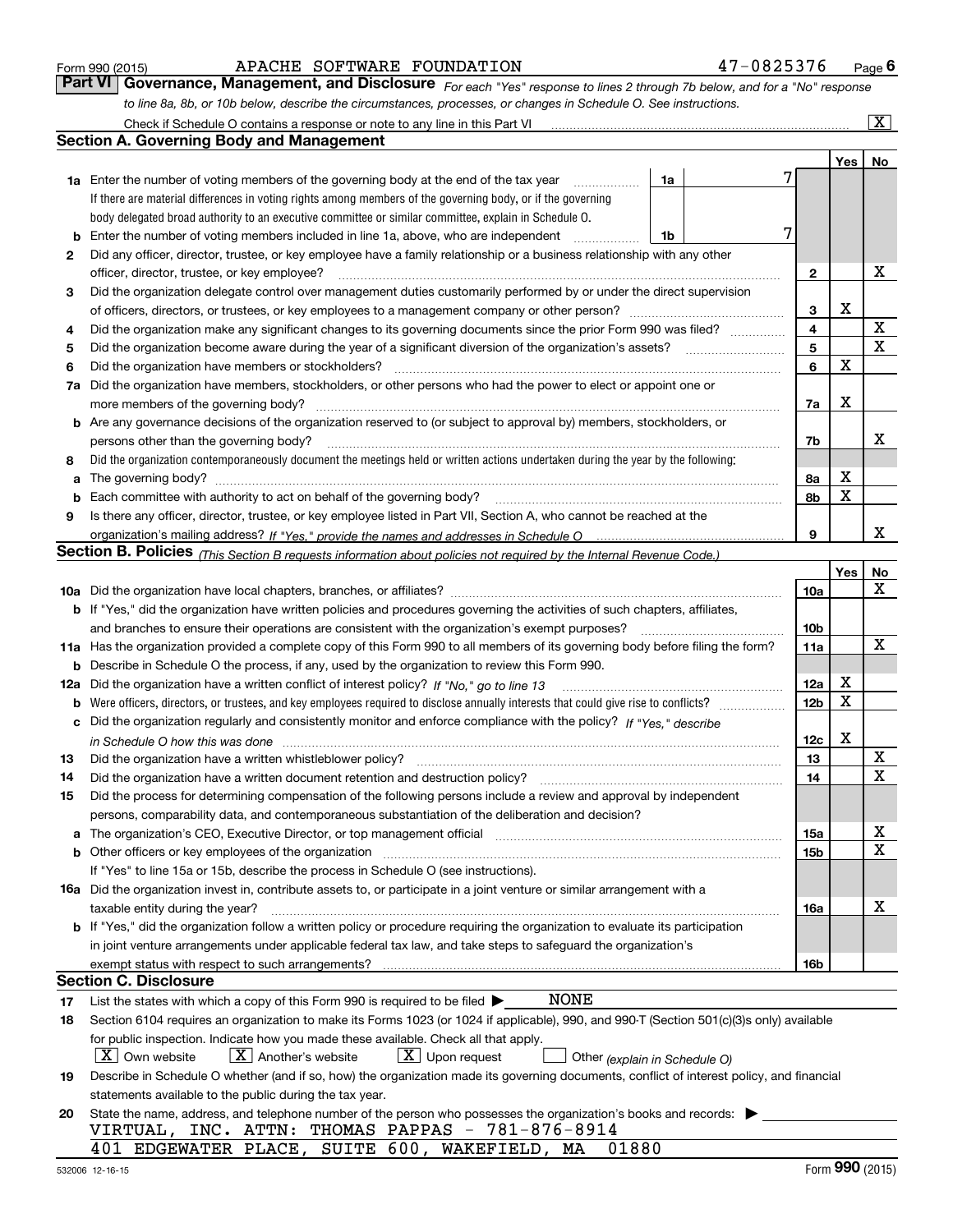Form 990 (2015) APACHE SOFTWARE FOUNDATION 47-0825376 Page 6

## Part VI Governance, Management, and Disclosure

*For each "Yes" response to lines 2 through 7b below, and for a "No" response to line 8a, 8b, or 10b below, describe the circumstances, processes, or changes in Schedule O. See instructions.*

Check if Schedule O contains a response or note to any line in this Part VI ....... [X]

### Section A. Governing Body and Management

| | | | | | Yes | No |
|---|---|---|---|---|---|---|
| 1a | Enter the number of voting members of the governing body at the end of the tax year. If there are material differences in voting rights among members of the governing body, or if the governing body delegated broad authority to an executive committee or similar committee, explain in Schedule O. | 1a | 7 | | | |
| b | Enter the number of voting members included in line 1a, above, who are independent | 1b | 7 | | | |
| 2 | Did any officer, director, trustee, or key employee have a family relationship or a business relationship with any other officer, director, trustee, or key employee? | | | 2 | | X |
| 3 | Did the organization delegate control over management duties customarily performed by or under the direct supervision of officers, directors, or trustees, or key employees to a management company or other person? | | | 3 | X | |
| 4 | Did the organization make any significant changes to its governing documents since the prior Form 990 was filed? | | | 4 | | X |
| 5 | Did the organization become aware during the year of a significant diversion of the organization's assets? | | | 5 | | X |
| 6 | Did the organization have members or stockholders? | | | 6 | X | |
| 7a | Did the organization have members, stockholders, or other persons who had the power to elect or appoint one or more members of the governing body? | | | 7a | X | |
| b | Are any governance decisions of the organization reserved to (or subject to approval by) members, stockholders, or persons other than the governing body? | | | 7b | | X |
| 8 | Did the organization contemporaneously document the meetings held or written actions undertaken during the year by the following: | | | | | |
| a | The governing body? | | | 8a | X | |
| b | Each committee with authority to act on behalf of the governing body? | | | 8b | X | |
| 9 | Is there any officer, director, trustee, or key employee listed in Part VII, Section A, who cannot be reached at the organization's mailing address? *If "Yes," provide the names and addresses in Schedule O* | | | 9 | | X |

### Section B. Policies *(This Section B requests information about policies not required by the Internal Revenue Code.)*

| | | | Yes | No |
|---|---|---|---|---|
| 10a | Did the organization have local chapters, branches, or affiliates? | 10a | | X |
| b | If "Yes," did the organization have written policies and procedures governing the activities of such chapters, affiliates, and branches to ensure their operations are consistent with the organization's exempt purposes? | 10b | | |
| 11a | Has the organization provided a complete copy of this Form 990 to all members of its governing body before filing the form? | 11a | | X |
| b | Describe in Schedule O the process, if any, used by the organization to review this Form 990. | | | |
| 12a | Did the organization have a written conflict of interest policy? *If "No," go to line 13* | 12a | X | |
| b | Were officers, directors, or trustees, and key employees required to disclose annually interests that could give rise to conflicts? | 12b | X | |
| c | Did the organization regularly and consistently monitor and enforce compliance with the policy? *If "Yes," describe in Schedule O how this was done* | 12c | X | |
| 13 | Did the organization have a written whistleblower policy? | 13 | | X |
| 14 | Did the organization have a written document retention and destruction policy? | 14 | | X |
| 15 | Did the process for determining compensation of the following persons include a review and approval by independent persons, comparability data, and contemporaneous substantiation of the deliberation and decision? | | | |
| a | The organization's CEO, Executive Director, or top management official | 15a | | X |
| b | Other officers or key employees of the organization | 15b | | X |
| | If "Yes" to line 15a or 15b, describe the process in Schedule O (see instructions). | | | |
| 16a | Did the organization invest in, contribute assets to, or participate in a joint venture or similar arrangement with a taxable entity during the year? | 16a | | X |
| b | If "Yes," did the organization follow a written policy or procedure requiring the organization to evaluate its participation in joint venture arrangements under applicable federal tax law, and take steps to safeguard the organization's exempt status with respect to such arrangements? | 16b | | |

### Section C. Disclosure

17 List the states with which a copy of this Form 990 is required to be filed ▶ NONE

18 Section 6104 requires an organization to make its Forms 1023 (or 1024 if applicable), 990, and 990-T (Section 501(c)(3)s only) available for public inspection. Indicate how you made these available. Check all that apply.

[X] Own website [X] Another's website [X] Upon request [ ] Other *(explain in Schedule O)*

19 Describe in Schedule O whether (and if so, how) the organization made its governing documents, conflict of interest policy, and financial statements available to the public during the tax year.

20 State the name, address, and telephone number of the person who possesses the organization's books and records: ▶

VIRTUAL, INC. ATTN: THOMAS PAPPAS - 781-876-8914
401 EDGEWATER PLACE, SUITE 600, WAKEFIELD, MA 01880

532006 12-16-15 Form 990 (2015)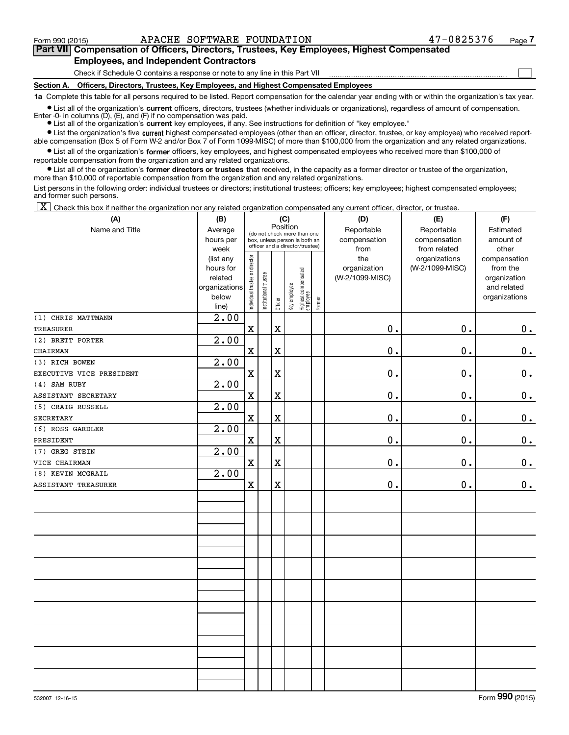Form 990 (2015) APACHE SOFTWARE FOUNDATION 47-0825376

## Part VII Compensation of Officers, Directors, Trustees, Key Employees, Highest Compensated Employees, and Independent Contractors

Check if Schedule O contains a response or note to any line in this Part VII ☐

### Section A. Officers, Directors, Trustees, Key Employees, and Highest Compensated Employees

**1a** Complete this table for all persons required to be listed. Report compensation for the calendar year ending with or within the organization's tax year.

- List all of the organization's **current** officers, directors, trustees (whether individuals or organizations), regardless of amount of compensation. Enter -0- in columns (D), (E), and (F) if no compensation was paid.
- List all of the organization's **current** key employees, if any. See instructions for definition of "key employee."
- List the organization's five **current** highest compensated employees (other than an officer, director, trustee, or key employee) who received reportable compensation (Box 5 of Form W-2 and/or Box 7 of Form 1099-MISC) of more than $100,000 from the organization and any related organizations.
- List all of the organization's **former** officers, key employees, and highest compensated employees who received more than $100,000 of reportable compensation from the organization and any related organizations.
- List all of the organization's **former directors or trustees** that received, in the capacity as a former director or trustee of the organization, more than $10,000 of reportable compensation from the organization and any related organizations.

List persons in the following order: individual trustees or directors; institutional trustees; officers; key employees; highest compensated employees; and former such persons.

☒ Check this box if neither the organization nor any related organization compensated any current officer, director, or trustee.

| (A) Name and Title | (B) Average hours per week (list any hours for related organizations below line) | (C) Position: Individual trustee or director | Institutional trustee | Officer | Key employee | Highest compensated employee | Former | (D) Reportable compensation from the organization (W-2/1099-MISC) | (E) Reportable compensation from related organizations (W-2/1099-MISC) | (F) Estimated amount of other compensation from the organization and related organizations |
|---|---|---|---|---|---|---|---|---|---|---|
| (1) CHRIS MATTMANN<br>TREASURER | 2.00 | X | | X | | | | 0. | 0. | 0. |
| (2) BRETT PORTER<br>CHAIRMAN | 2.00 | X | | X | | | | 0. | 0. | 0. |
| (3) RICH BOWEN<br>EXECUTIVE VICE PRESIDENT | 2.00 | X | | X | | | | 0. | 0. | 0. |
| (4) SAM RUBY<br>ASSISTANT SECRETARY | 2.00 | X | | X | | | | 0. | 0. | 0. |
| (5) CRAIG RUSSELL<br>SECRETARY | 2.00 | X | | X | | | | 0. | 0. | 0. |
| (6) ROSS GARDLER<br>PRESIDENT | 2.00 | X | | X | | | | 0. | 0. | 0. |
| (7) GREG STEIN<br>VICE CHAIRMAN | 2.00 | X | | X | | | | 0. | 0. | 0. |
| (8) KEVIN MCGRAIL<br>ASSISTANT TREASURER | 2.00 | X | | X | | | | 0. | 0. | 0. |

532007 12-16-15 Form 990 (2015)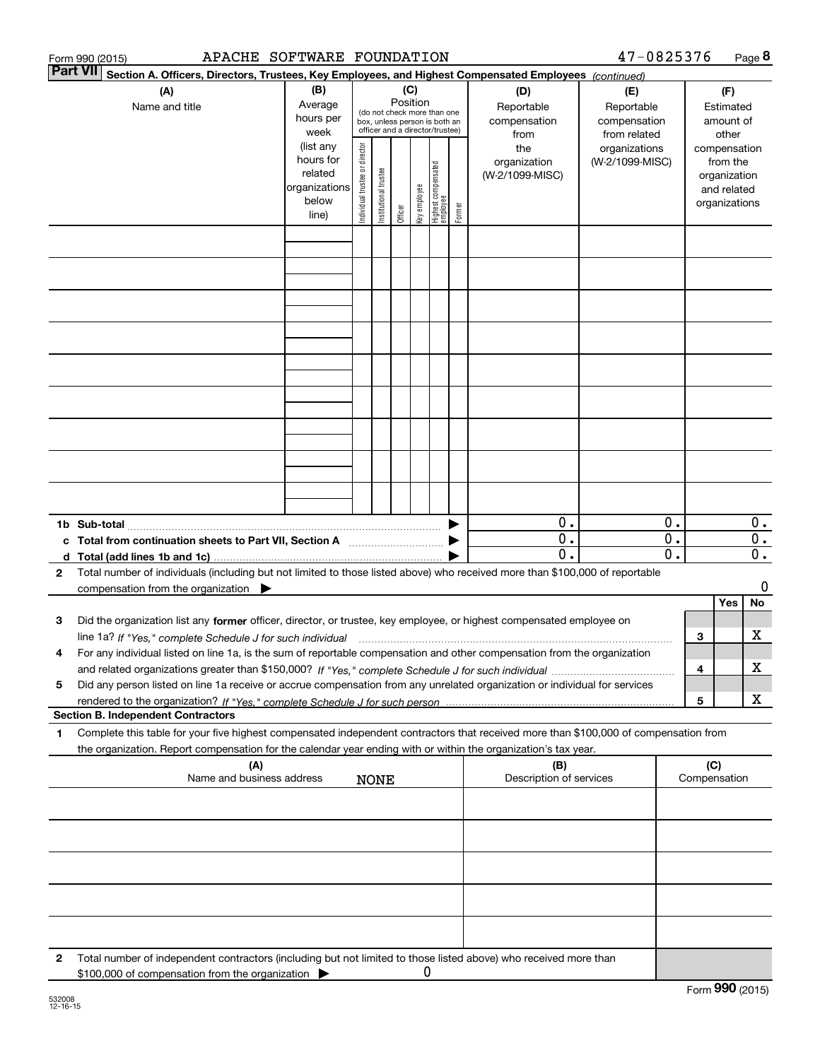Form 990 (2015) APACHE SOFTWARE FOUNDATION 47-0825376 Page 8

**Part VII Section A. Officers, Directors, Trustees, Key Employees, and Highest Compensated Employees** *(continued)*

| (A) Name and title | (B) Average hours per week (list any hours for related organizations below line) | (C) Position (do not check more than one box, unless person is both an officer and a director/trustee): Individual trustee or director | Institutional trustee | Officer | Key employee | Highest compensated employee | Former | (D) Reportable compensation from the organization (W-2/1099-MISC) | (E) Reportable compensation from related organizations (W-2/1099-MISC) | (F) Estimated amount of other compensation from the organization and related organizations |
|---|---|---|---|---|---|---|---|---|---|---|
| | | | | | | | | | | |
| | | | | | | | | | | |
| | | | | | | | | | | |
| | | | | | | | | | | |
| | | | | | | | | | | |
| | | | | | | | | | | |
| | | | | | | | | | | |
| | | | | | | | | | | |
| | | | | | | | | | | |
| **1b Sub-total** | | | | | | | ▶ | 0. | 0. | 0. |
| **c Total from continuation sheets to Part VII, Section A** | | | | | | | ▶ | 0. | 0. | 0. |
| **d Total (add lines 1b and 1c)** | | | | | | | ▶ | 0. | 0. | 0. |

**2** Total number of individuals (including but not limited to those listed above) who received more than $100,000 of reportable compensation from the organization ▶ 0

| | | | Yes | No |
|---|---|---|---|---|
| **3** | Did the organization list any **former** officer, director, or trustee, key employee, or highest compensated employee on line 1a? *If "Yes," complete Schedule J for such individual* | 3 | | X |
| **4** | For any individual listed on line 1a, is the sum of reportable compensation and other compensation from the organization and related organizations greater than $150,000? *If "Yes," complete Schedule J for such individual* | 4 | | X |
| **5** | Did any person listed on line 1a receive or accrue compensation from any unrelated organization or individual for services rendered to the organization? *If "Yes," complete Schedule J for such person* | 5 | | X |

**Section B. Independent Contractors**

**1** Complete this table for your five highest compensated independent contractors that received more than $100,000 of compensation from the organization. Report compensation for the calendar year ending with or within the organization's tax year.

| (A) Name and business address NONE | (B) Description of services | (C) Compensation |
|---|---|---|
| | | |
| | | |
| | | |
| | | |
| | | |

**2** Total number of independent contractors (including but not limited to those listed above) who received more than $100,000 of compensation from the organization ▶ 0

Form **990** (2015)

532008 12-16-15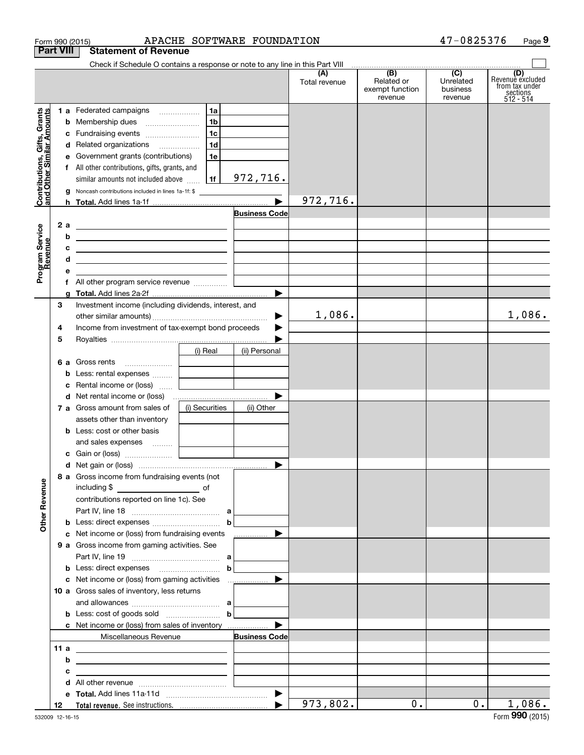Form 990 (2015) APACHE SOFTWARE FOUNDATION 47-0825376

## Part VIII Statement of Revenue

Check if Schedule O contains a response or note to any line in this Part VIII

| | | | | (A) Total revenue | (B) Related or exempt function revenue | (C) Unrelated business revenue | (D) Revenue excluded from tax under sections 512 - 514 |
|---|---|---|---|---|---|---|---|
| **Contributions, Gifts, Grants and Other Similar Amounts** | 1 a | Federated campaigns | 1a | | | | |
| | b | Membership dues | 1b | | | | |
| | c | Fundraising events | 1c | | | | |
| | d | Related organizations | 1d | | | | |
| | e | Government grants (contributions) | 1e | | | | |
| | f | All other contributions, gifts, grants, and similar amounts not included above | 1f 972,716. | | | | |
| | g | Noncash contributions included in lines 1a-1f: $ | | | | | |
| | h | **Total.** Add lines 1a-1f | | 972,716. | | | |
| **Program Service Revenue** | | | Business Code | | | | |
| | 2 a | | | | | | |
| | b | | | | | | |
| | c | | | | | | |
| | d | | | | | | |
| | e | | | | | | |
| | f | All other program service revenue | | | | | |
| | g | **Total.** Add lines 2a-2f | | | | | |
| | 3 | Investment income (including dividends, interest, and other similar amounts) | | 1,086. | | | 1,086. |
| | 4 | Income from investment of tax-exempt bond proceeds | | | | | |
| | 5 | Royalties | | | | | |
| | | | (i) Real / (ii) Personal | | | | |
| | 6 a | Gross rents | | | | | |
| | b | Less: rental expenses | | | | | |
| | c | Rental income or (loss) | | | | | |
| | d | Net rental income or (loss) | | | | | |
| | 7 a | Gross amount from sales of assets other than inventory | (i) Securities / (ii) Other | | | | |
| | b | Less: cost or other basis and sales expenses | | | | | |
| | c | Gain or (loss) | | | | | |
| | d | Net gain or (loss) | | | | | |
| **Other Revenue** | 8 a | Gross income from fundraising events (not including $ of contributions reported on line 1c). See Part IV, line 18 | a | | | | |
| | b | Less: direct expenses | b | | | | |
| | c | Net income or (loss) from fundraising events | | | | | |
| | 9 a | Gross income from gaming activities. See Part IV, line 19 | a | | | | |
| | b | Less: direct expenses | b | | | | |
| | c | Net income or (loss) from gaming activities | | | | | |
| | 10 a | Gross sales of inventory, less returns and allowances | a | | | | |
| | b | Less: cost of goods sold | b | | | | |
| | c | Net income or (loss) from sales of inventory | | | | | |
| | | Miscellaneous Revenue | Business Code | | | | |
| | 11 a | | | | | | |
| | b | | | | | | |
| | c | | | | | | |
| | d | All other revenue | | | | | |
| | e | **Total.** Add lines 11a-11d | | | | | |
| | 12 | **Total revenue.** See instructions. | | 973,802. | 0. | 0. | 1,086. |

532009 12-16-15 Form **990** (2015)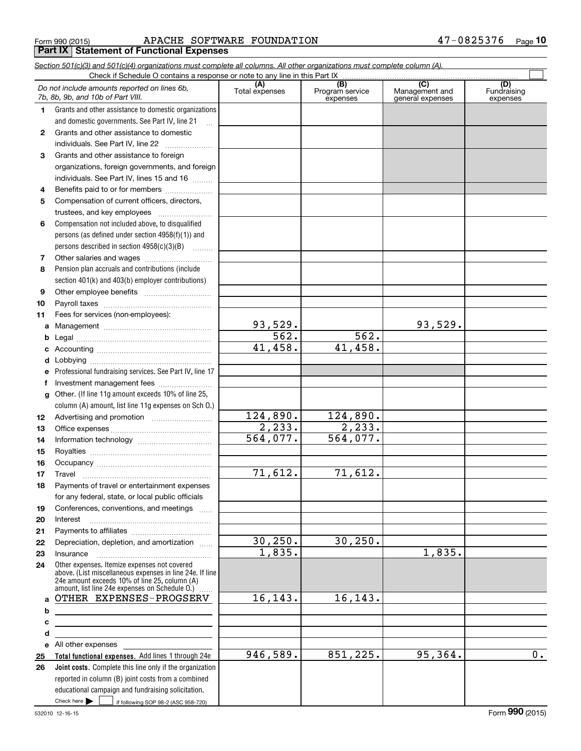Form 990 (2015) APACHE SOFTWARE FOUNDATION 47-0825376 Page 10

## Part IX Statement of Functional Expenses

*Section 501(c)(3) and 501(c)(4) organizations must complete all columns. All other organizations must complete column (A).*

Check if Schedule O contains a response or note to any line in this Part IX

| | *Do not include amounts reported on lines 6b, 7b, 8b, 9b, and 10b of Part VIII.* | (A) Total expenses | (B) Program service expenses | (C) Management and general expenses | (D) Fundraising expenses |
|---|---|---|---|---|---|
| 1 | Grants and other assistance to domestic organizations and domestic governments. See Part IV, line 21 | | | | |
| 2 | Grants and other assistance to domestic individuals. See Part IV, line 22 | | | | |
| 3 | Grants and other assistance to foreign organizations, foreign governments, and foreign individuals. See Part IV, lines 15 and 16 | | | | |
| 4 | Benefits paid to or for members | | | | |
| 5 | Compensation of current officers, directors, trustees, and key employees | | | | |
| 6 | Compensation not included above, to disqualified persons (as defined under section 4958(f)(1)) and persons described in section 4958(c)(3)(B) | | | | |
| 7 | Other salaries and wages | | | | |
| 8 | Pension plan accruals and contributions (include section 401(k) and 403(b) employer contributions) | | | | |
| 9 | Other employee benefits | | | | |
| 10 | Payroll taxes | | | | |
| 11 | Fees for services (non-employees): | | | | |
| a | Management | 93,529. | | 93,529. | |
| b | Legal | 562. | 562. | | |
| c | Accounting | 41,458. | 41,458. | | |
| d | Lobbying | | | | |
| e | Professional fundraising services. See Part IV, line 17 | | | | |
| f | Investment management fees | | | | |
| g | Other. (If line 11g amount exceeds 10% of line 25, column (A) amount, list line 11g expenses on Sch O.) | | | | |
| 12 | Advertising and promotion | 124,890. | 124,890. | | |
| 13 | Office expenses | 2,233. | 2,233. | | |
| 14 | Information technology | 564,077. | 564,077. | | |
| 15 | Royalties | | | | |
| 16 | Occupancy | | | | |
| 17 | Travel | 71,612. | 71,612. | | |
| 18 | Payments of travel or entertainment expenses for any federal, state, or local public officials | | | | |
| 19 | Conferences, conventions, and meetings | | | | |
| 20 | Interest | | | | |
| 21 | Payments to affiliates | | | | |
| 22 | Depreciation, depletion, and amortization | 30,250. | 30,250. | | |
| 23 | Insurance | 1,835. | | 1,835. | |
| 24 | Other expenses. Itemize expenses not covered above. (List miscellaneous expenses in line 24e. If line 24e amount exceeds 10% of line 25, column (A) amount, list line 24e expenses on Schedule O.) | | | | |
| a | OTHER EXPENSES-PROGSERV | 16,143. | 16,143. | | |
| b | | | | | |
| c | | | | | |
| d | | | | | |
| e | All other expenses | | | | |
| 25 | **Total functional expenses.** Add lines 1 through 24e | 946,589. | 851,225. | 95,364. | 0. |
| 26 | **Joint costs.** Complete this line only if the organization reported in column (B) joint costs from a combined educational campaign and fundraising solicitation. Check here ☐ if following SOP 98-2 (ASC 958-720) | | | | |

532010 12-16-15 Form **990** (2015)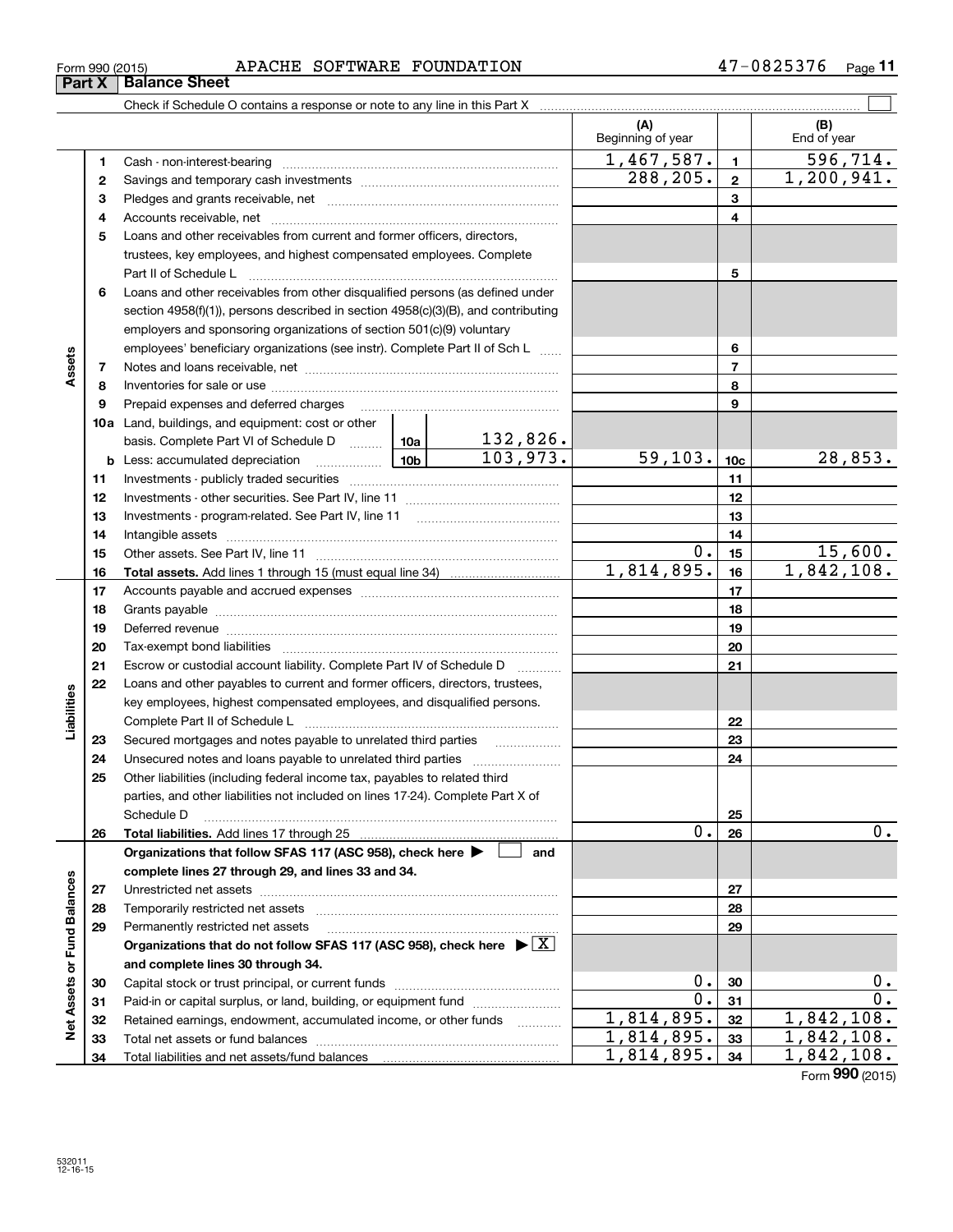Form 990 (2015) APACHE SOFTWARE FOUNDATION 47-0825376

## Part X Balance Sheet

Check if Schedule O contains a response or note to any line in this Part X

| | | | | | (A) Beginning of year | | (B) End of year |
|---|---|---|---|---|---|---|---|
| Assets | 1 | Cash - non-interest-bearing | | | 1,467,587. | 1 | 596,714. |
| | 2 | Savings and temporary cash investments | | | 288,205. | 2 | 1,200,941. |
| | 3 | Pledges and grants receivable, net | | | | 3 | |
| | 4 | Accounts receivable, net | | | | 4 | |
| | 5 | Loans and other receivables from current and former officers, directors, trustees, key employees, and highest compensated employees. Complete Part II of Schedule L | | | | 5 | |
| | 6 | Loans and other receivables from other disqualified persons (as defined under section 4958(f)(1)), persons described in section 4958(c)(3)(B), and contributing employers and sponsoring organizations of section 501(c)(9) voluntary employees' beneficiary organizations (see instr). Complete Part II of Sch L | | | | 6 | |
| | 7 | Notes and loans receivable, net | | | | 7 | |
| | 8 | Inventories for sale or use | | | | 8 | |
| | 9 | Prepaid expenses and deferred charges | | | | 9 | |
| | 10a | Land, buildings, and equipment: cost or other basis. Complete Part VI of Schedule D | 10a | 132,826. | | | |
| | b | Less: accumulated depreciation | 10b | 103,973. | 59,103. | 10c | 28,853. |
| | 11 | Investments - publicly traded securities | | | | 11 | |
| | 12 | Investments - other securities. See Part IV, line 11 | | | | 12 | |
| | 13 | Investments - program-related. See Part IV, line 11 | | | | 13 | |
| | 14 | Intangible assets | | | | 14 | |
| | 15 | Other assets. See Part IV, line 11 | | | 0. | 15 | 15,600. |
| | 16 | **Total assets.** Add lines 1 through 15 (must equal line 34) | | | 1,814,895. | 16 | 1,842,108. |
| Liabilities | 17 | Accounts payable and accrued expenses | | | | 17 | |
| | 18 | Grants payable | | | | 18 | |
| | 19 | Deferred revenue | | | | 19 | |
| | 20 | Tax-exempt bond liabilities | | | | 20 | |
| | 21 | Escrow or custodial account liability. Complete Part IV of Schedule D | | | | 21 | |
| | 22 | Loans and other payables to current and former officers, directors, trustees, key employees, highest compensated employees, and disqualified persons. Complete Part II of Schedule L | | | | 22 | |
| | 23 | Secured mortgages and notes payable to unrelated third parties | | | | 23 | |
| | 24 | Unsecured notes and loans payable to unrelated third parties | | | | 24 | |
| | 25 | Other liabilities (including federal income tax, payables to related third parties, and other liabilities not included on lines 17-24). Complete Part X of Schedule D | | | | 25 | |
| | 26 | **Total liabilities.** Add lines 17 through 25 | | | 0. | 26 | 0. |
| Net Assets or Fund Balances | | **Organizations that follow SFAS 117 (ASC 958), check here ▶ ☐ and complete lines 27 through 29, and lines 33 and 34.** | | | | | |
| | 27 | Unrestricted net assets | | | | 27 | |
| | 28 | Temporarily restricted net assets | | | | 28 | |
| | 29 | Permanently restricted net assets | | | | 29 | |
| | | **Organizations that do not follow SFAS 117 (ASC 958), check here ▶ ☒ and complete lines 30 through 34.** | | | | | |
| | 30 | Capital stock or trust principal, or current funds | | | 0. | 30 | 0. |
| | 31 | Paid-in or capital surplus, or land, building, or equipment fund | | | 0. | 31 | 0. |
| | 32 | Retained earnings, endowment, accumulated income, or other funds | | | 1,814,895. | 32 | 1,842,108. |
| | 33 | Total net assets or fund balances | | | 1,814,895. | 33 | 1,842,108. |
| | 34 | Total liabilities and net assets/fund balances | | | 1,814,895. | 34 | 1,842,108. |

Form **990** (2015)

532011 12-16-15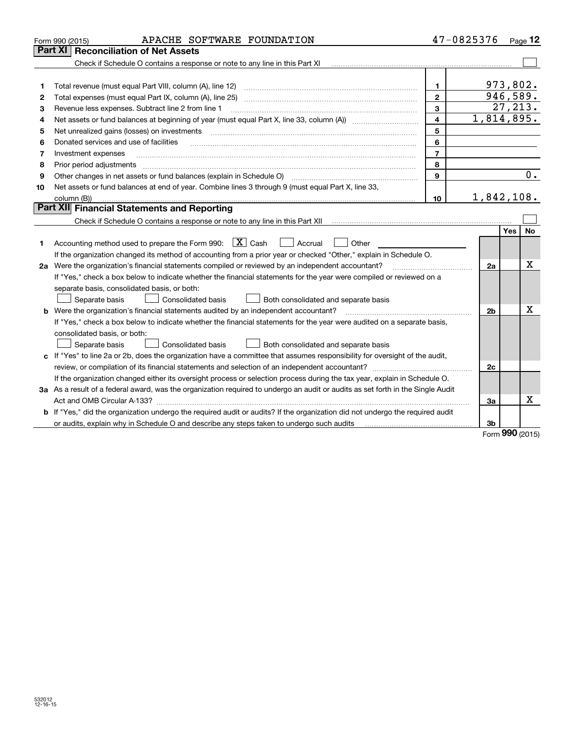Form 990 (2015) APACHE SOFTWARE FOUNDATION 47-0825376

## Part XI Reconciliation of Net Assets

Check if Schedule O contains a response or note to any line in this Part XI ☐

| | | | |
|---|---|---|---|
| 1 | Total revenue (must equal Part VIII, column (A), line 12) | 1 | 973,802. |
| 2 | Total expenses (must equal Part IX, column (A), line 25) | 2 | 946,589. |
| 3 | Revenue less expenses. Subtract line 2 from line 1 | 3 | 27,213. |
| 4 | Net assets or fund balances at beginning of year (must equal Part X, line 33, column (A)) | 4 | 1,814,895. |
| 5 | Net unrealized gains (losses) on investments | 5 | |
| 6 | Donated services and use of facilities | 6 | |
| 7 | Investment expenses | 7 | |
| 8 | Prior period adjustments | 8 | |
| 9 | Other changes in net assets or fund balances (explain in Schedule O) | 9 | 0. |
| 10 | Net assets or fund balances at end of year. Combine lines 3 through 9 (must equal Part X, line 33, column (B)) | 10 | 1,842,108. |

## Part XII Financial Statements and Reporting

Check if Schedule O contains a response or note to any line in this Part XII ☐

| | | | Yes | No |
|---|---|---|---|---|
| 1 | Accounting method used to prepare the Form 990: ☒ Cash ☐ Accrual ☐ Other<br>If the organization changed its method of accounting from a prior year or checked "Other," explain in Schedule O. | | | |
| 2a | Were the organization's financial statements compiled or reviewed by an independent accountant? | 2a | | X |
| | If "Yes," check a box below to indicate whether the financial statements for the year were compiled or reviewed on a separate basis, consolidated basis, or both:<br>☐ Separate basis ☐ Consolidated basis ☐ Both consolidated and separate basis | | | |
| b | Were the organization's financial statements audited by an independent accountant? | 2b | | X |
| | If "Yes," check a box below to indicate whether the financial statements for the year were audited on a separate basis, consolidated basis, or both:<br>☐ Separate basis ☐ Consolidated basis ☐ Both consolidated and separate basis | | | |
| c | If "Yes" to line 2a or 2b, does the organization have a committee that assumes responsibility for oversight of the audit, review, or compilation of its financial statements and selection of an independent accountant? | 2c | | |
| | If the organization changed either its oversight process or selection process during the tax year, explain in Schedule O. | | | |
| 3a | As a result of a federal award, was the organization required to undergo an audit or audits as set forth in the Single Audit Act and OMB Circular A-133? | 3a | | X |
| b | If "Yes," did the organization undergo the required audit or audits? If the organization did not undergo the required audit or audits, explain why in Schedule O and describe any steps taken to undergo such audits | 3b | | |

Form 990 (2015)

532012 12-16-15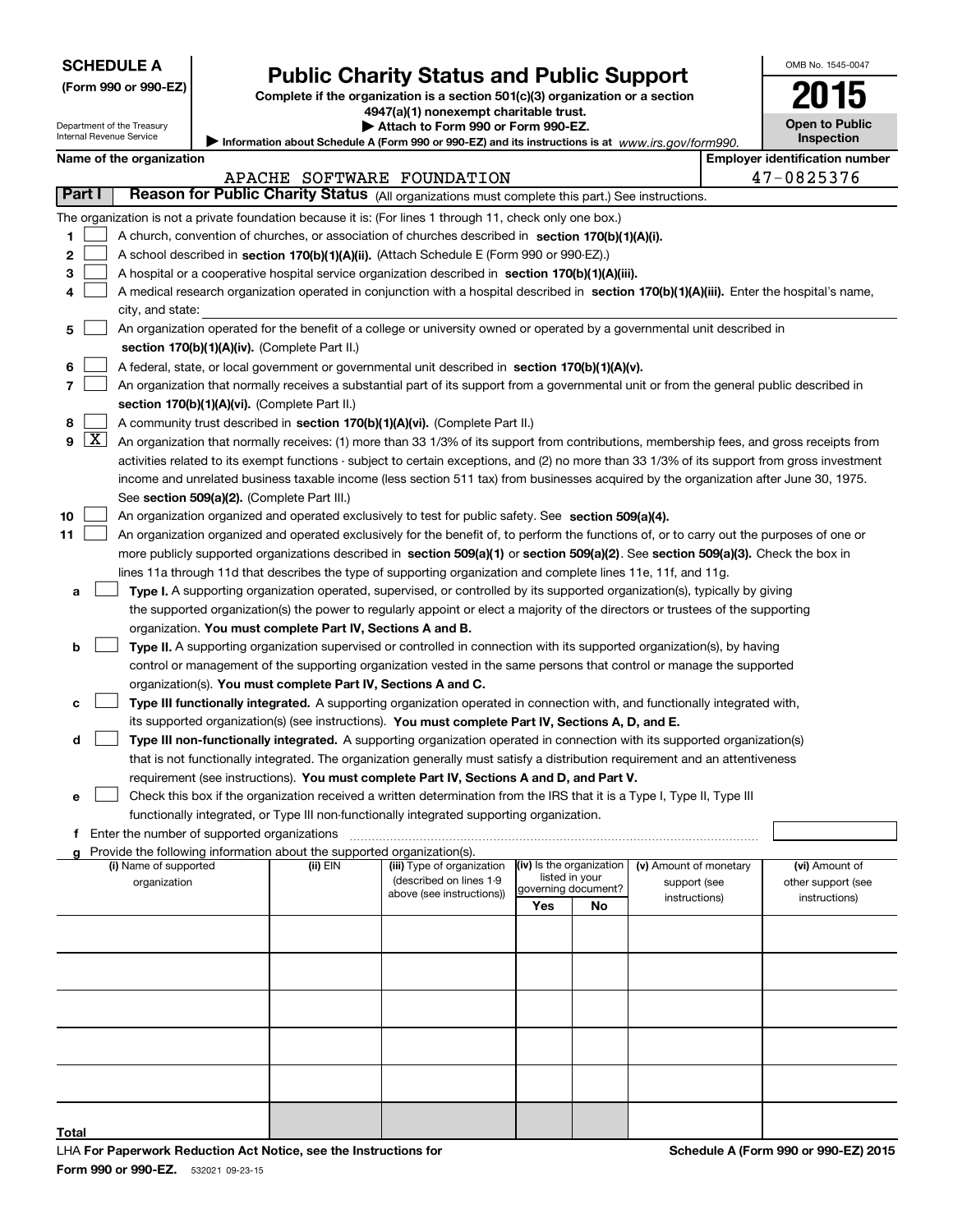**SCHEDULE A**
**(Form 990 or 990-EZ)**

Department of the Treasury
Internal Revenue Service

# Public Charity Status and Public Support

**Complete if the organization is a section 501(c)(3) organization or a section 4947(a)(1) nonexempt charitable trust.**
**▶ Attach to Form 990 or Form 990-EZ.**
**▶ Information about Schedule A (Form 990 or 990-EZ) and its instructions is at** *www.irs.gov/form990.*

OMB No. 1545-0047
**2015**
**Open to Public Inspection**

**Name of the organization:** APACHE SOFTWARE FOUNDATION
**Employer identification number:** 47-0825376

## Part I — Reason for Public Charity Status (All organizations must complete this part.) See instructions.

The organization is not a private foundation because it is: (For lines 1 through 11, check only one box.)

1. ☐ A church, convention of churches, or association of churches described in **section 170(b)(1)(A)(i).**
2. ☐ A school described in **section 170(b)(1)(A)(ii).** (Attach Schedule E (Form 990 or 990-EZ).)
3. ☐ A hospital or a cooperative hospital service organization described in **section 170(b)(1)(A)(iii).**
4. ☐ A medical research organization operated in conjunction with a hospital described in **section 170(b)(1)(A)(iii).** Enter the hospital's name, city, and state:
5. ☐ An organization operated for the benefit of a college or university owned or operated by a governmental unit described in **section 170(b)(1)(A)(iv).** (Complete Part II.)
6. ☐ A federal, state, or local government or governmental unit described in **section 170(b)(1)(A)(v).**
7. ☐ An organization that normally receives a substantial part of its support from a governmental unit or from the general public described in **section 170(b)(1)(A)(vi).** (Complete Part II.)
8. ☐ A community trust described in **section 170(b)(1)(A)(vi).** (Complete Part II.)
9. ☒ An organization that normally receives: (1) more than 33 1/3% of its support from contributions, membership fees, and gross receipts from activities related to its exempt functions - subject to certain exceptions, and (2) no more than 33 1/3% of its support from gross investment income and unrelated business taxable income (less section 511 tax) from businesses acquired by the organization after June 30, 1975. See **section 509(a)(2).** (Complete Part III.)
10. ☐ An organization organized and operated exclusively to test for public safety. See **section 509(a)(4).**
11. ☐ An organization organized and operated exclusively for the benefit of, to perform the functions of, or to carry out the purposes of one or more publicly supported organizations described in **section 509(a)(1)** or **section 509(a)(2).** See **section 509(a)(3).** Check the box in lines 11a through 11d that describes the type of supporting organization and complete lines 11e, 11f, and 11g.
   - **a** ☐ **Type I.** A supporting organization operated, supervised, or controlled by its supported organization(s), typically by giving the supported organization(s) the power to regularly appoint or elect a majority of the directors or trustees of the supporting organization. **You must complete Part IV, Sections A and B.**
   - **b** ☐ **Type II.** A supporting organization supervised or controlled in connection with its supported organization(s), by having control or management of the supporting organization vested in the same persons that control or manage the supported organization(s). **You must complete Part IV, Sections A and C.**
   - **c** ☐ **Type III functionally integrated.** A supporting organization operated in connection with, and functionally integrated with, its supported organization(s) (see instructions). **You must complete Part IV, Sections A, D, and E.**
   - **d** ☐ **Type III non-functionally integrated.** A supporting organization operated in connection with its supported organization(s) that is not functionally integrated. The organization generally must satisfy a distribution requirement and an attentiveness requirement (see instructions). **You must complete Part IV, Sections A and D, and Part V.**
   - **e** ☐ Check this box if the organization received a written determination from the IRS that it is a Type I, Type II, Type III functionally integrated, or Type III non-functionally integrated supporting organization.
   - **f** Enter the number of supported organizations
   - **g** Provide the following information about the supported organization(s).

| (i) Name of supported organization | (ii) EIN | (iii) Type of organization (described on lines 1-9 above (see instructions)) | (iv) Is the organization listed in your governing document? Yes | No | (v) Amount of monetary support (see instructions) | (vi) Amount of other support (see instructions) |
|---|---|---|---|---|---|---|
| | | | | | | |
| | | | | | | |
| | | | | | | |
| | | | | | | |
| | | | | | | |
| | | | | | | |
| **Total** | | | | | | |

LHA **For Paperwork Reduction Act Notice, see the Instructions for Form 990 or 990-EZ.** 532021 09-23-15

**Schedule A (Form 990 or 990-EZ) 2015**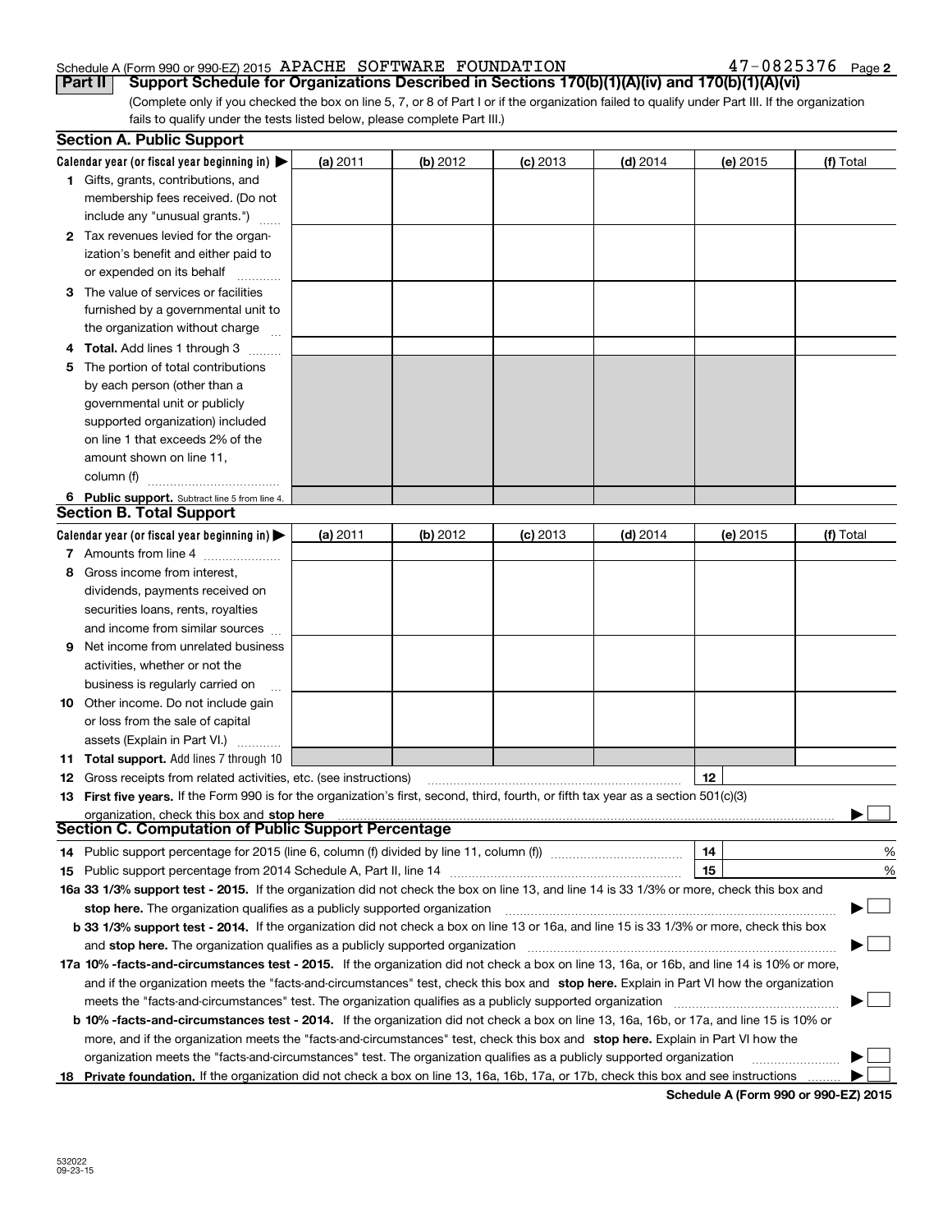Schedule A (Form 990 or 990-EZ) 2015 APACHE SOFTWARE FOUNDATION 47-0825376

## Part II Support Schedule for Organizations Described in Sections 170(b)(1)(A)(iv) and 170(b)(1)(A)(vi)

(Complete only if you checked the box on line 5, 7, or 8 of Part I or if the organization failed to qualify under Part III. If the organization fails to qualify under the tests listed below, please complete Part III.)

### Section A. Public Support

| Calendar year (or fiscal year beginning in) ▶ | (a) 2011 | (b) 2012 | (c) 2013 | (d) 2014 | (e) 2015 | (f) Total |
|---|---|---|---|---|---|---|
| 1 Gifts, grants, contributions, and membership fees received. (Do not include any "unusual grants.") | | | | | | |
| 2 Tax revenues levied for the organization's benefit and either paid to or expended on its behalf | | | | | | |
| 3 The value of services or facilities furnished by a governmental unit to the organization without charge | | | | | | |
| 4 **Total.** Add lines 1 through 3 | | | | | | |
| 5 The portion of total contributions by each person (other than a governmental unit or publicly supported organization) included on line 1 that exceeds 2% of the amount shown on line 11, column (f) | | | | | | |
| 6 **Public support.** Subtract line 5 from line 4. | | | | | | |

### Section B. Total Support

| Calendar year (or fiscal year beginning in) ▶ | (a) 2011 | (b) 2012 | (c) 2013 | (d) 2014 | (e) 2015 | (f) Total |
|---|---|---|---|---|---|---|
| 7 Amounts from line 4 | | | | | | |
| 8 Gross income from interest, dividends, payments received on securities loans, rents, royalties and income from similar sources | | | | | | |
| 9 Net income from unrelated business activities, whether or not the business is regularly carried on | | | | | | |
| 10 Other income. Do not include gain or loss from the sale of capital assets (Explain in Part VI.) | | | | | | |
| 11 **Total support.** Add lines 7 through 10 | | | | | | |

12 Gross receipts from related activities, etc. (see instructions) | 12 |

13 **First five years.** If the Form 990 is for the organization's first, second, third, fourth, or fifth tax year as a section 501(c)(3) organization, check this box and **stop here** ▶ ☐

### Section C. Computation of Public Support Percentage

14 Public support percentage for 2015 (line 6, column (f) divided by line 11, column (f)) | 14 | %

15 Public support percentage from 2014 Schedule A, Part II, line 14 | 15 | %

16a **33 1/3% support test - 2015.** If the organization did not check the box on line 13, and line 14 is 33 1/3% or more, check this box and **stop here.** The organization qualifies as a publicly supported organization ▶ ☐

**b 33 1/3% support test - 2014.** If the organization did not check a box on line 13 or 16a, and line 15 is 33 1/3% or more, check this box and **stop here.** The organization qualifies as a publicly supported organization ▶ ☐

17a **10% -facts-and-circumstances test - 2015.** If the organization did not check a box on line 13, 16a, or 16b, and line 14 is 10% or more, and if the organization meets the "facts-and-circumstances" test, check this box and **stop here.** Explain in Part VI how the organization meets the "facts-and-circumstances" test. The organization qualifies as a publicly supported organization ▶ ☐

**b 10% -facts-and-circumstances test - 2014.** If the organization did not check a box on line 13, 16a, 16b, or 17a, and line 15 is 10% or more, and if the organization meets the "facts-and-circumstances" test, check this box and **stop here.** Explain in Part VI how the organization meets the "facts-and-circumstances" test. The organization qualifies as a publicly supported organization ▶ ☐

18 **Private foundation.** If the organization did not check a box on line 13, 16a, 16b, 17a, or 17b, check this box and see instructions ▶ ☐

**Schedule A (Form 990 or 990-EZ) 2015**

532022 09-23-15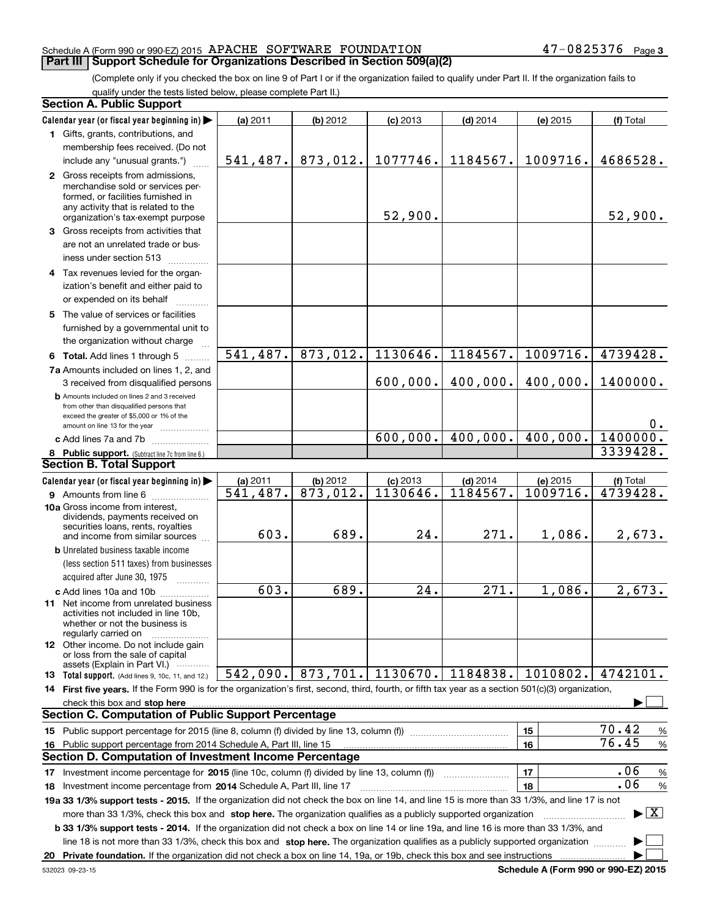Schedule A (Form 990 or 990-EZ) 2015 APACHE SOFTWARE FOUNDATION 47-0825376 Page 3

## Part III | Support Schedule for Organizations Described in Section 509(a)(2)

(Complete only if you checked the box on line 9 of Part I or if the organization failed to qualify under Part II. If the organization fails to qualify under the tests listed below, please complete Part II.)

### Section A. Public Support

| Calendar year (or fiscal year beginning in) ▶ | (a) 2011 | (b) 2012 | (c) 2013 | (d) 2014 | (e) 2015 | (f) Total |
|---|---|---|---|---|---|---|
| 1 Gifts, grants, contributions, and membership fees received. (Do not include any "unusual grants.") | 541,487. | 873,012. | 1077746. | 1184567. | 1009716. | 4686528. |
| 2 Gross receipts from admissions, merchandise sold or services performed, or facilities furnished in any activity that is related to the organization's tax-exempt purpose | | | 52,900. | | | 52,900. |
| 3 Gross receipts from activities that are not an unrelated trade or business under section 513 | | | | | | |
| 4 Tax revenues levied for the organization's benefit and either paid to or expended on its behalf | | | | | | |
| 5 The value of services or facilities furnished by a governmental unit to the organization without charge | | | | | | |
| 6 **Total.** Add lines 1 through 5 | 541,487. | 873,012. | 1130646. | 1184567. | 1009716. | 4739428. |
| 7a Amounts included on lines 1, 2, and 3 received from disqualified persons | | | 600,000. | 400,000. | 400,000. | 1400000. |
| b Amounts included on lines 2 and 3 received from other than disqualified persons that exceed the greater of $5,000 or 1% of the amount on line 13 for the year | | | | | | 0. |
| c Add lines 7a and 7b | | | 600,000. | 400,000. | 400,000. | 1400000. |
| 8 **Public support.** (Subtract line 7c from line 6.) | | | | | | 3339428. |

### Section B. Total Support

| Calendar year (or fiscal year beginning in) ▶ | (a) 2011 | (b) 2012 | (c) 2013 | (d) 2014 | (e) 2015 | (f) Total |
|---|---|---|---|---|---|---|
| 9 Amounts from line 6 | 541,487. | 873,012. | 1130646. | 1184567. | 1009716. | 4739428. |
| 10a Gross income from interest, dividends, payments received on securities loans, rents, royalties and income from similar sources | 603. | 689. | 24. | 271. | 1,086. | 2,673. |
| b Unrelated business taxable income (less section 511 taxes) from businesses acquired after June 30, 1975 | | | | | | |
| c Add lines 10a and 10b | 603. | 689. | 24. | 271. | 1,086. | 2,673. |
| 11 Net income from unrelated business activities not included in line 10b, whether or not the business is regularly carried on | | | | | | |
| 12 Other income. Do not include gain or loss from the sale of capital assets (Explain in Part VI.) | | | | | | |
| 13 **Total support.** (Add lines 9, 10c, 11, and 12.) | 542,090. | 873,701. | 1130670. | 1184838. | 1010802. | 4742101. |

14 **First five years.** If the Form 990 is for the organization's first, second, third, fourth, or fifth tax year as a section 501(c)(3) organization, check this box and **stop here** ▶ ☐

### Section C. Computation of Public Support Percentage

| | | | |
|---|---|---|---|
| 15 Public support percentage for 2015 (line 8, column (f) divided by line 13, column (f)) | 15 | 70.42 | % |
| 16 Public support percentage from 2014 Schedule A, Part III, line 15 | 16 | 76.45 | % |

### Section D. Computation of Investment Income Percentage

| | | | |
|---|---|---|---|
| 17 Investment income percentage for **2015** (line 10c, column (f) divided by line 13, column (f)) | 17 | .06 | % |
| 18 Investment income percentage from **2014** Schedule A, Part III, line 17 | 18 | .06 | % |

**19a 33 1/3% support tests - 2015.** If the organization did not check the box on line 14, and line 15 is more than 33 1/3%, and line 17 is not more than 33 1/3%, check this box and **stop here.** The organization qualifies as a publicly supported organization ▶ ☒

**b 33 1/3% support tests - 2014.** If the organization did not check a box on line 14 or line 19a, and line 16 is more than 33 1/3%, and line 18 is not more than 33 1/3%, check this box and **stop here.** The organization qualifies as a publicly supported organization ▶ ☐

**20 Private foundation.** If the organization did not check a box on line 14, 19a, or 19b, check this box and see instructions ▶ ☐

532023 09-23-15 **Schedule A (Form 990 or 990-EZ) 2015**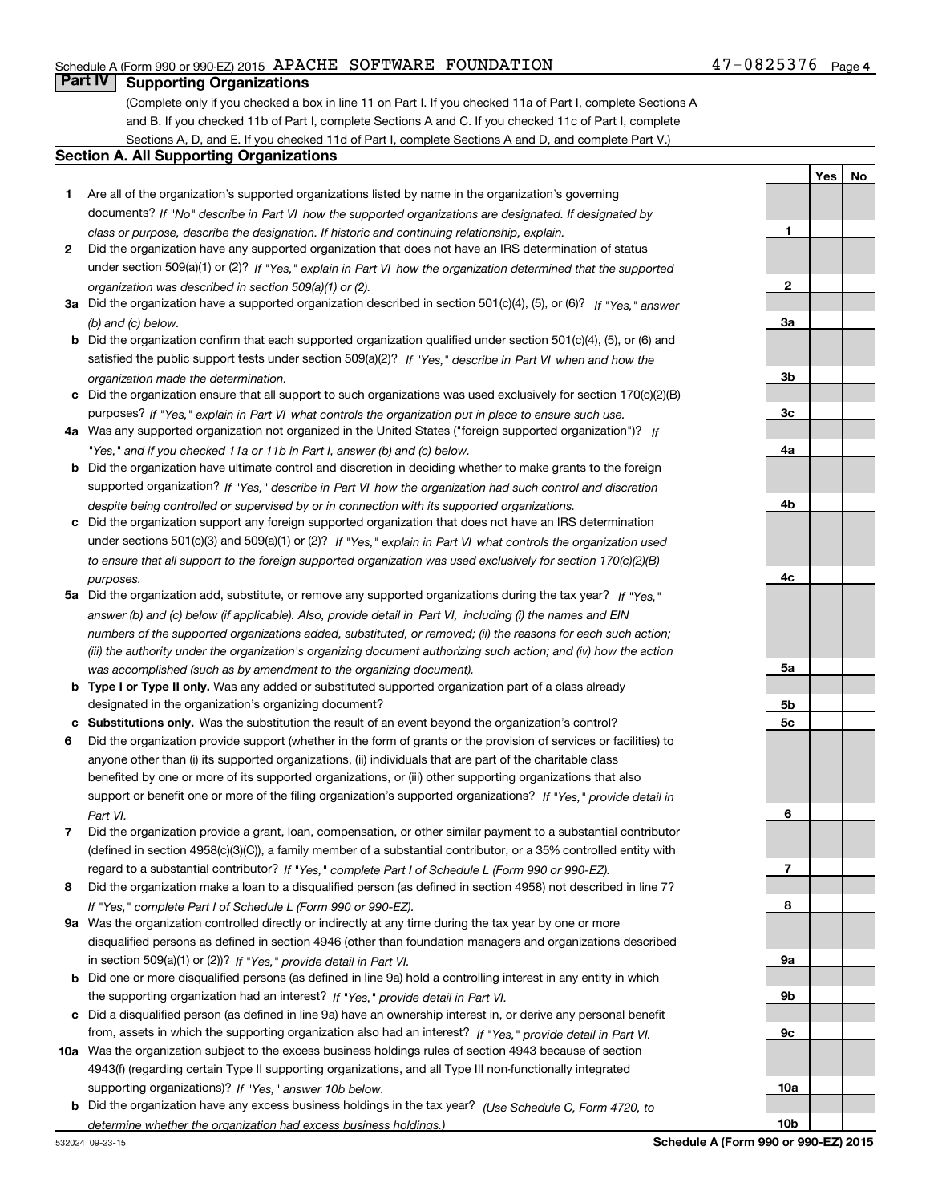## Part IV Supporting Organizations

(Complete only if you checked a box in line 11 on Part I. If you checked 11a of Part I, complete Sections A and B. If you checked 11b of Part I, complete Sections A and C. If you checked 11c of Part I, complete Sections A, D, and E. If you checked 11d of Part I, complete Sections A and D, and complete Part V.)

### Section A. All Supporting Organizations

| | | | Yes | No |
|---|---|---|---|---|
| **1** | Are all of the organization's supported organizations listed by name in the organization's governing documents? *If "No" describe in Part VI how the supported organizations are designated. If designated by class or purpose, describe the designation. If historic and continuing relationship, explain.* | **1** | | |
| **2** | Did the organization have any supported organization that does not have an IRS determination of status under section 509(a)(1) or (2)? *If "Yes," explain in Part VI how the organization determined that the supported organization was described in section 509(a)(1) or (2).* | **2** | | |
| **3a** | Did the organization have a supported organization described in section 501(c)(4), (5), or (6)? *If "Yes," answer (b) and (c) below.* | **3a** | | |
| **b** | Did the organization confirm that each supported organization qualified under section 501(c)(4), (5), or (6) and satisfied the public support tests under section 509(a)(2)? *If "Yes," describe in Part VI when and how the organization made the determination.* | **3b** | | |
| **c** | Did the organization ensure that all support to such organizations was used exclusively for section 170(c)(2)(B) purposes? *If "Yes," explain in Part VI what controls the organization put in place to ensure such use.* | **3c** | | |
| **4a** | Was any supported organization not organized in the United States ("foreign supported organization")? *If "Yes," and if you checked 11a or 11b in Part I, answer (b) and (c) below.* | **4a** | | |
| **b** | Did the organization have ultimate control and discretion in deciding whether to make grants to the foreign supported organization? *If "Yes," describe in Part VI how the organization had such control and discretion despite being controlled or supervised by or in connection with its supported organizations.* | **4b** | | |
| **c** | Did the organization support any foreign supported organization that does not have an IRS determination under sections 501(c)(3) and 509(a)(1) or (2)? *If "Yes," explain in Part VI what controls the organization used to ensure that all support to the foreign supported organization was used exclusively for section 170(c)(2)(B) purposes.* | **4c** | | |
| **5a** | Did the organization add, substitute, or remove any supported organizations during the tax year? *If "Yes," answer (b) and (c) below (if applicable). Also, provide detail in Part VI, including (i) the names and EIN numbers of the supported organizations added, substituted, or removed; (ii) the reasons for each such action; (iii) the authority under the organization's organizing document authorizing such action; and (iv) how the action was accomplished (such as by amendment to the organizing document).* | **5a** | | |
| **b** | **Type I or Type II only.** Was any added or substituted supported organization part of a class already designated in the organization's organizing document? | **5b** | | |
| **c** | **Substitutions only.** Was the substitution the result of an event beyond the organization's control? | **5c** | | |
| **6** | Did the organization provide support (whether in the form of grants or the provision of services or facilities) to anyone other than (i) its supported organizations, (ii) individuals that are part of the charitable class benefited by one or more of its supported organizations, or (iii) other supporting organizations that also support or benefit one or more of the filing organization's supported organizations? *If "Yes," provide detail in Part VI.* | **6** | | |
| **7** | Did the organization provide a grant, loan, compensation, or other similar payment to a substantial contributor (defined in section 4958(c)(3)(C)), a family member of a substantial contributor, or a 35% controlled entity with regard to a substantial contributor? *If "Yes," complete Part I of Schedule L (Form 990 or 990-EZ).* | **7** | | |
| **8** | Did the organization make a loan to a disqualified person (as defined in section 4958) not described in line 7? *If "Yes," complete Part I of Schedule L (Form 990 or 990-EZ).* | **8** | | |
| **9a** | Was the organization controlled directly or indirectly at any time during the tax year by one or more disqualified persons as defined in section 4946 (other than foundation managers and organizations described in section 509(a)(1) or (2))? *If "Yes," provide detail in Part VI.* | **9a** | | |
| **b** | Did one or more disqualified persons (as defined in line 9a) hold a controlling interest in any entity in which the supporting organization had an interest? *If "Yes," provide detail in Part VI.* | **9b** | | |
| **c** | Did a disqualified person (as defined in line 9a) have an ownership interest in, or derive any personal benefit from, assets in which the supporting organization also had an interest? *If "Yes," provide detail in Part VI.* | **9c** | | |
| **10a** | Was the organization subject to the excess business holdings rules of section 4943 because of section 4943(f) (regarding certain Type II supporting organizations, and all Type III non-functionally integrated supporting organizations)? *If "Yes," answer 10b below.* | **10a** | | |
| **b** | Did the organization have any excess business holdings in the tax year? *(Use Schedule C, Form 4720, to determine whether the organization had excess business holdings.)* | **10b** | | |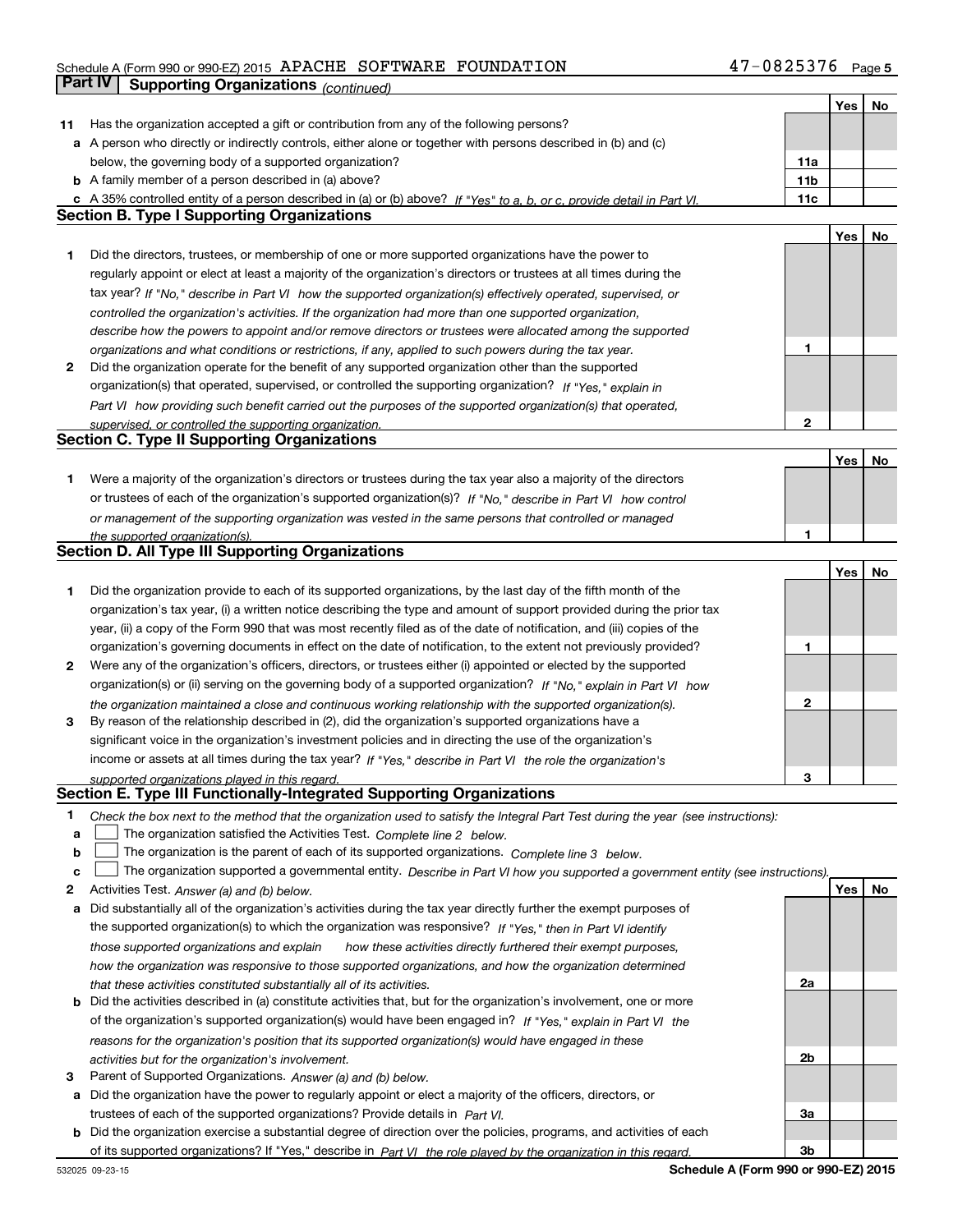Schedule A (Form 990 or 990-EZ) 2015 APACHE SOFTWARE FOUNDATION 47-0825376

## Part IV Supporting Organizations *(continued)*

| | | | Yes | No |
|---|---|---|---|---|
| **11** | Has the organization accepted a gift or contribution from any of the following persons? | | | |
| **a** | A person who directly or indirectly controls, either alone or together with persons described in (b) and (c) below, the governing body of a supported organization? | **11a** | | |
| **b** | A family member of a person described in (a) above? | **11b** | | |
| **c** | A 35% controlled entity of a person described in (a) or (b) above? *If "Yes" to a, b, or c, provide detail in Part VI.* | **11c** | | |

### Section B. Type I Supporting Organizations

| | | | Yes | No |
|---|---|---|---|---|
| **1** | Did the directors, trustees, or membership of one or more supported organizations have the power to regularly appoint or elect at least a majority of the organization's directors or trustees at all times during the tax year? *If "No," describe in Part VI how the supported organization(s) effectively operated, supervised, or controlled the organization's activities. If the organization had more than one supported organization, describe how the powers to appoint and/or remove directors or trustees were allocated among the supported organizations and what conditions or restrictions, if any, applied to such powers during the tax year.* | **1** | | |
| **2** | Did the organization operate for the benefit of any supported organization other than the supported organization(s) that operated, supervised, or controlled the supporting organization? *If "Yes," explain in Part VI how providing such benefit carried out the purposes of the supported organization(s) that operated, supervised, or controlled the supporting organization.* | **2** | | |

### Section C. Type II Supporting Organizations

| | | | Yes | No |
|---|---|---|---|---|
| **1** | Were a majority of the organization's directors or trustees during the tax year also a majority of the directors or trustees of each of the organization's supported organization(s)? *If "No," describe in Part VI how control or management of the supporting organization was vested in the same persons that controlled or managed the supported organization(s).* | **1** | | |

### Section D. All Type III Supporting Organizations

| | | | Yes | No |
|---|---|---|---|---|
| **1** | Did the organization provide to each of its supported organizations, by the last day of the fifth month of the organization's tax year, (i) a written notice describing the type and amount of support provided during the prior tax year, (ii) a copy of the Form 990 that was most recently filed as of the date of notification, and (iii) copies of the organization's governing documents in effect on the date of notification, to the extent not previously provided? | **1** | | |
| **2** | Were any of the organization's officers, directors, or trustees either (i) appointed or elected by the supported organization(s) or (ii) serving on the governing body of a supported organization? *If "No," explain in Part VI how the organization maintained a close and continuous working relationship with the supported organization(s).* | **2** | | |
| **3** | By reason of the relationship described in (2), did the organization's supported organizations have a significant voice in the organization's investment policies and in directing the use of the organization's income or assets at all times during the tax year? *If "Yes," describe in Part VI the role the organization's supported organizations played in this regard.* | **3** | | |

### Section E. Type III Functionally-Integrated Supporting Organizations

**1** *Check the box next to the method that the organization used to satisfy the Integral Part Test during the year (see instructions):*

- **a** ☐ The organization satisfied the Activities Test. *Complete line 2 below.*
- **b** ☐ The organization is the parent of each of its supported organizations. *Complete line 3 below.*
- **c** ☐ The organization supported a governmental entity. *Describe in Part VI how you supported a government entity (see instructions).*

| | | | Yes | No |
|---|---|---|---|---|
| **2** | Activities Test. *Answer (a) and (b) below.* | | | |
| **a** | Did substantially all of the organization's activities during the tax year directly further the exempt purposes of the supported organization(s) to which the organization was responsive? *If "Yes," then in Part VI identify those supported organizations and explain how these activities directly furthered their exempt purposes, how the organization was responsive to those supported organizations, and how the organization determined that these activities constituted substantially all of its activities.* | **2a** | | |
| **b** | Did the activities described in (a) constitute activities that, but for the organization's involvement, one or more of the organization's supported organization(s) would have been engaged in? *If "Yes," explain in Part VI the reasons for the organization's position that its supported organization(s) would have engaged in these activities but for the organization's involvement.* | **2b** | | |
| **3** | Parent of Supported Organizations. *Answer (a) and (b) below.* | | | |
| **a** | Did the organization have the power to regularly appoint or elect a majority of the officers, directors, or trustees of each of the supported organizations? Provide details in *Part VI.* | **3a** | | |
| **b** | Did the organization exercise a substantial degree of direction over the policies, programs, and activities of each of its supported organizations? If "Yes," describe in *Part VI the role played by the organization in this regard.* | **3b** | | |

532025 09-23-15 **Schedule A (Form 990 or 990-EZ) 2015**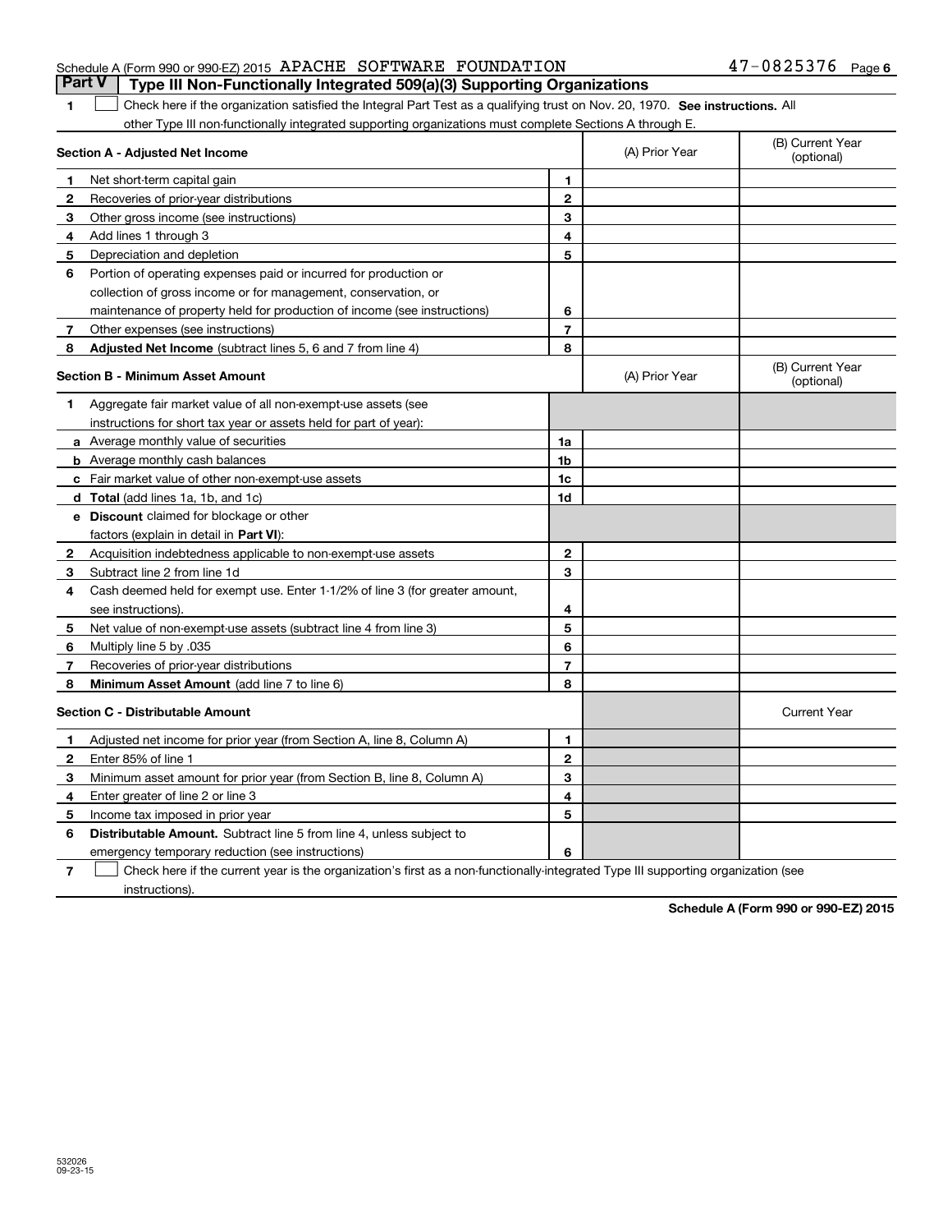Schedule A (Form 990 or 990-EZ) 2015 APACHE SOFTWARE FOUNDATION 47-0825376 Page 6

## Part V | Type III Non-Functionally Integrated 509(a)(3) Supporting Organizations

**1** ☐ Check here if the organization satisfied the Integral Part Test as a qualifying trust on Nov. 20, 1970. **See instructions.** All other Type III non-functionally integrated supporting organizations must complete Sections A through E.

| **Section A - Adjusted Net Income** | | | (A) Prior Year | (B) Current Year (optional) |
|---|---|---|---|---|
| **1** | Net short-term capital gain | **1** | | |
| **2** | Recoveries of prior-year distributions | **2** | | |
| **3** | Other gross income (see instructions) | **3** | | |
| **4** | Add lines 1 through 3 | **4** | | |
| **5** | Depreciation and depletion | **5** | | |
| **6** | Portion of operating expenses paid or incurred for production or collection of gross income or for management, conservation, or maintenance of property held for production of income (see instructions) | **6** | | |
| **7** | Other expenses (see instructions) | **7** | | |
| **8** | **Adjusted Net Income** (subtract lines 5, 6 and 7 from line 4) | **8** | | |

| **Section B - Minimum Asset Amount** | | | (A) Prior Year | (B) Current Year (optional) |
|---|---|---|---|---|
| **1** | Aggregate fair market value of all non-exempt-use assets (see instructions for short tax year or assets held for part of year): | | | |
| **a** | Average monthly value of securities | **1a** | | |
| **b** | Average monthly cash balances | **1b** | | |
| **c** | Fair market value of other non-exempt-use assets | **1c** | | |
| **d** | **Total** (add lines 1a, 1b, and 1c) | **1d** | | |
| **e** | **Discount** claimed for blockage or other factors (explain in detail in **Part VI**): | | | |
| **2** | Acquisition indebtedness applicable to non-exempt-use assets | **2** | | |
| **3** | Subtract line 2 from line 1d | **3** | | |
| **4** | Cash deemed held for exempt use. Enter 1-1/2% of line 3 (for greater amount, see instructions). | **4** | | |
| **5** | Net value of non-exempt-use assets (subtract line 4 from line 3) | **5** | | |
| **6** | Multiply line 5 by .035 | **6** | | |
| **7** | Recoveries of prior-year distributions | **7** | | |
| **8** | **Minimum Asset Amount** (add line 7 to line 6) | **8** | | |

| **Section C - Distributable Amount** | | | | Current Year |
|---|---|---|---|---|
| **1** | Adjusted net income for prior year (from Section A, line 8, Column A) | **1** | | |
| **2** | Enter 85% of line 1 | **2** | | |
| **3** | Minimum asset amount for prior year (from Section B, line 8, Column A) | **3** | | |
| **4** | Enter greater of line 2 or line 3 | **4** | | |
| **5** | Income tax imposed in prior year | **5** | | |
| **6** | **Distributable Amount.** Subtract line 5 from line 4, unless subject to emergency temporary reduction (see instructions) | **6** | | |

**7** ☐ Check here if the current year is the organization's first as a non-functionally-integrated Type III supporting organization (see instructions).

**Schedule A (Form 990 or 990-EZ) 2015**

532026 09-23-15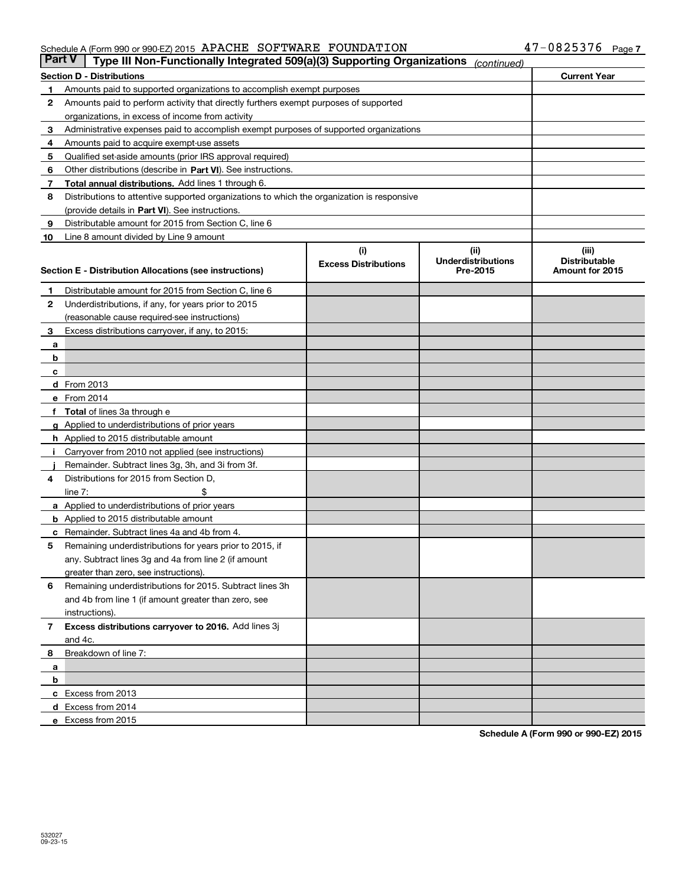Schedule A (Form 990 or 990-EZ) 2015 APACHE SOFTWARE FOUNDATION 47-0825376 Page 7

**Part V** | **Type III Non-Functionally Integrated 509(a)(3) Supporting Organizations** *(continued)*

| **Section D - Distributions** | | **Current Year** |
|---|---|---|
| 1 | Amounts paid to supported organizations to accomplish exempt purposes | |
| 2 | Amounts paid to perform activity that directly furthers exempt purposes of supported organizations, in excess of income from activity | |
| 3 | Administrative expenses paid to accomplish exempt purposes of supported organizations | |
| 4 | Amounts paid to acquire exempt-use assets | |
| 5 | Qualified set-aside amounts (prior IRS approval required) | |
| 6 | Other distributions (describe in **Part VI**). See instructions. | |
| 7 | **Total annual distributions.** Add lines 1 through 6. | |
| 8 | Distributions to attentive supported organizations to which the organization is responsive (provide details in **Part VI**). See instructions. | |
| 9 | Distributable amount for 2015 from Section C, line 6 | |
| 10 | Line 8 amount divided by Line 9 amount | |

| **Section E - Distribution Allocations (see instructions)** | | (i) **Excess Distributions** | (ii) **Underdistributions Pre-2015** | (iii) **Distributable Amount for 2015** |
|---|---|---|---|---|
| 1 | Distributable amount for 2015 from Section C, line 6 | | | |
| 2 | Underdistributions, if any, for years prior to 2015 (reasonable cause required-see instructions) | | | |
| 3 | Excess distributions carryover, if any, to 2015: | | | |
| a | | | | |
| b | | | | |
| c | | | | |
| d | From 2013 | | | |
| e | From 2014 | | | |
| f | **Total** of lines 3a through e | | | |
| g | Applied to underdistributions of prior years | | | |
| h | Applied to 2015 distributable amount | | | |
| i | Carryover from 2010 not applied (see instructions) | | | |
| j | Remainder. Subtract lines 3g, 3h, and 3i from 3f. | | | |
| 4 | Distributions for 2015 from Section D, line 7: $ | | | |
| a | Applied to underdistributions of prior years | | | |
| b | Applied to 2015 distributable amount | | | |
| c | Remainder. Subtract lines 4a and 4b from 4. | | | |
| 5 | Remaining underdistributions for years prior to 2015, if any. Subtract lines 3g and 4a from line 2 (if amount greater than zero, see instructions). | | | |
| 6 | Remaining underdistributions for 2015. Subtract lines 3h and 4b from line 1 (if amount greater than zero, see instructions). | | | |
| 7 | **Excess distributions carryover to 2016.** Add lines 3j and 4c. | | | |
| 8 | Breakdown of line 7: | | | |
| a | | | | |
| b | | | | |
| c | Excess from 2013 | | | |
| d | Excess from 2014 | | | |
| e | Excess from 2015 | | | |

**Schedule A (Form 990 or 990-EZ) 2015**

532027
09-23-15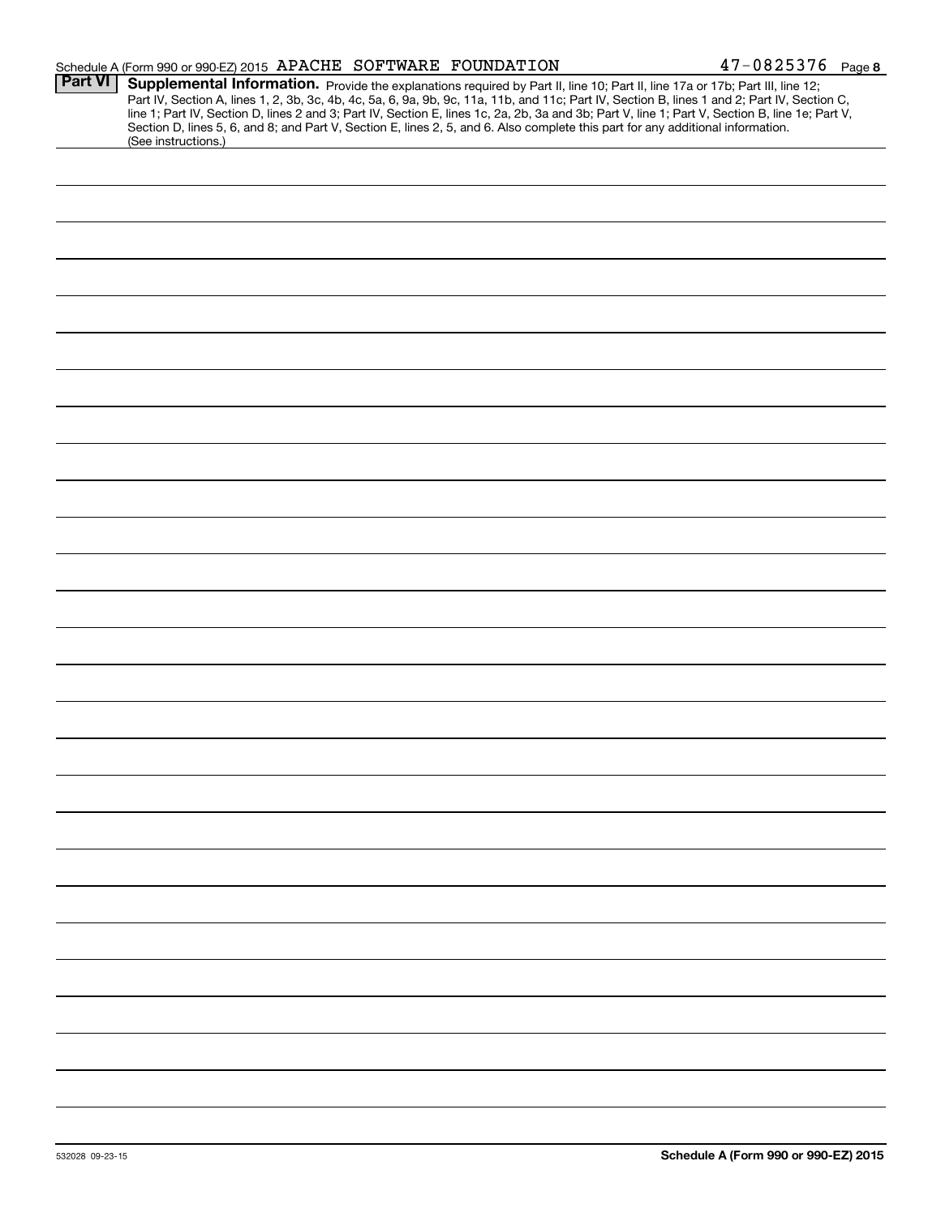Schedule A (Form 990 or 990-EZ) 2015 APACHE SOFTWARE FOUNDATION 47-0825376 Page 8

## Part VI Supplemental Information.

Provide the explanations required by Part II, line 10; Part II, line 17a or 17b; Part III, line 12; Part IV, Section A, lines 1, 2, 3b, 3c, 4b, 4c, 5a, 6, 9a, 9b, 9c, 11a, 11b, and 11c; Part IV, Section B, lines 1 and 2; Part IV, Section C, line 1; Part IV, Section D, lines 2 and 3; Part IV, Section E, lines 1c, 2a, 2b, 3a and 3b; Part V, line 1; Part V, Section B, line 1e; Part V, Section D, lines 5, 6, and 8; and Part V, Section E, lines 2, 5, and 6. Also complete this part for any additional information. (See instructions.)

532028 09-23-15

**Schedule A (Form 990 or 990-EZ) 2015**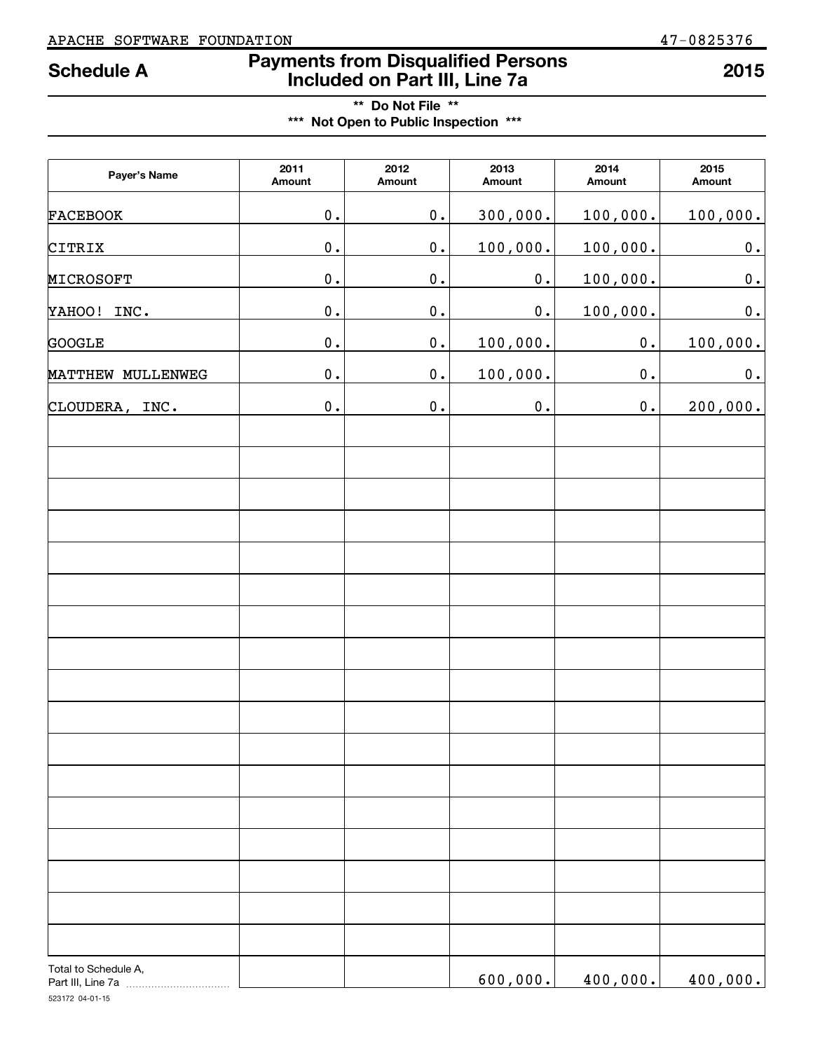APACHE SOFTWARE FOUNDATION 47-0825376

# Schedule A — Payments from Disqualified Persons Included on Part III, Line 7a — 2015

**\*\* Do Not File \*\***

**\*\*\* Not Open to Public Inspection \*\*\***

| Payer's Name | 2011 Amount | 2012 Amount | 2013 Amount | 2014 Amount | 2015 Amount |
|---|---|---|---|---|---|
| FACEBOOK | 0. | 0. | 300,000. | 100,000. | 100,000. |
| CITRIX | 0. | 0. | 100,000. | 100,000. | 0. |
| MICROSOFT | 0. | 0. | 0. | 100,000. | 0. |
| YAHOO! INC. | 0. | 0. | 0. | 100,000. | 0. |
| GOOGLE | 0. | 0. | 100,000. | 0. | 100,000. |
| MATTHEW MULLENWEG | 0. | 0. | 100,000. | 0. | 0. |
| CLOUDERA, INC. | 0. | 0. | 0. | 0. | 200,000. |
| Total to Schedule A, Part III, Line 7a | | | 600,000. | 400,000. | 400,000. |

523172 04-01-15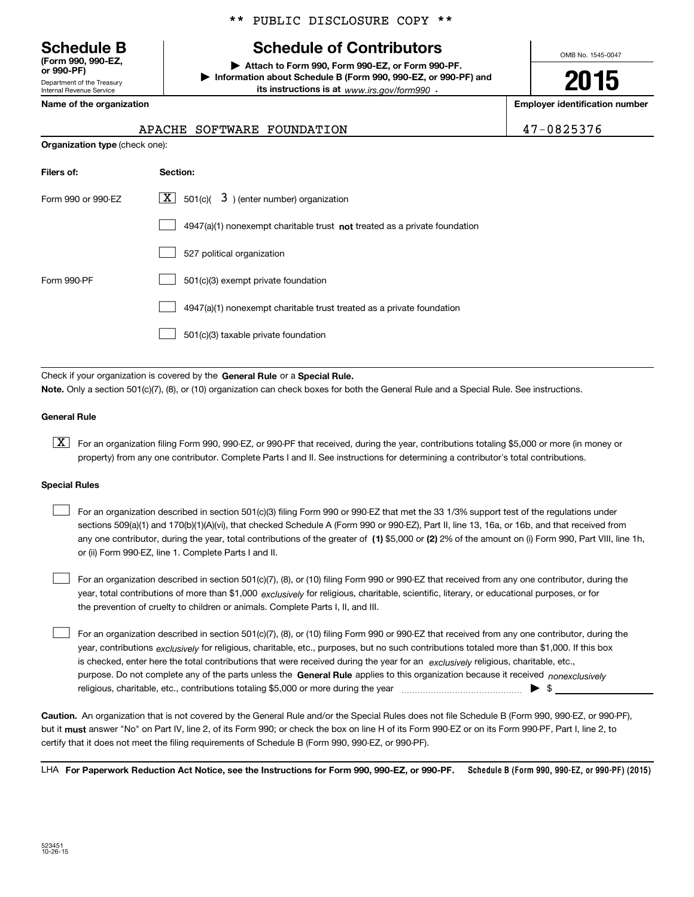** PUBLIC DISCLOSURE COPY **

# Schedule B
**(Form 990, 990-EZ, or 990-PF)**
Department of the Treasury
Internal Revenue Service

## Schedule of Contributors

▶ **Attach to Form 990, Form 990-EZ, or Form 990-PF.**
▶ **Information about Schedule B (Form 990, 990-EZ, or 990-PF) and its instructions is at** *www.irs.gov/form990* .

OMB No. 1545-0047

**2015**

**Name of the organization**: APACHE SOFTWARE FOUNDATION

**Employer identification number**: 47-0825376

**Organization type** (check one):

| **Filers of:** | **Section:** |
|---|---|
| Form 990 or 990-EZ | [X] 501(c)( 3 ) (enter number) organization |
| | [ ] 4947(a)(1) nonexempt charitable trust **not** treated as a private foundation |
| | [ ] 527 political organization |
| Form 990-PF | [ ] 501(c)(3) exempt private foundation |
| | [ ] 4947(a)(1) nonexempt charitable trust treated as a private foundation |
| | [ ] 501(c)(3) taxable private foundation |

Check if your organization is covered by the **General Rule** or a **Special Rule.**
**Note.** Only a section 501(c)(7), (8), or (10) organization can check boxes for both the General Rule and a Special Rule. See instructions.

**General Rule**

[X] For an organization filing Form 990, 990-EZ, or 990-PF that received, during the year, contributions totaling $5,000 or more (in money or property) from any one contributor. Complete Parts I and II. See instructions for determining a contributor's total contributions.

**Special Rules**

[ ] For an organization described in section 501(c)(3) filing Form 990 or 990-EZ that met the 33 1/3% support test of the regulations under sections 509(a)(1) and 170(b)(1)(A)(vi), that checked Schedule A (Form 990 or 990-EZ), Part II, line 13, 16a, or 16b, and that received from any one contributor, during the year, total contributions of the greater of **(1)** $5,000 or **(2)** 2% of the amount on (i) Form 990, Part VIII, line 1h, or (ii) Form 990-EZ, line 1. Complete Parts I and II.

[ ] For an organization described in section 501(c)(7), (8), or (10) filing Form 990 or 990-EZ that received from any one contributor, during the year, total contributions of more than $1,000 *exclusively* for religious, charitable, scientific, literary, or educational purposes, or for the prevention of cruelty to children or animals. Complete Parts I, II, and III.

[ ] For an organization described in section 501(c)(7), (8), or (10) filing Form 990 or 990-EZ that received from any one contributor, during the year, contributions *exclusively* for religious, charitable, etc., purposes, but no such contributions totaled more than $1,000. If this box is checked, enter here the total contributions that were received during the year for an *exclusively* religious, charitable, etc., purpose. Do not complete any of the parts unless the **General Rule** applies to this organization because it received *nonexclusively* religious, charitable, etc., contributions totaling $5,000 or more during the year ▶ $ ____________

**Caution.** An organization that is not covered by the General Rule and/or the Special Rules does not file Schedule B (Form 990, 990-EZ, or 990-PF), but it **must** answer "No" on Part IV, line 2, of its Form 990; or check the box on line H of its Form 990-EZ or on its Form 990-PF, Part I, line 2, to certify that it does not meet the filing requirements of Schedule B (Form 990, 990-EZ, or 990-PF).

LHA **For Paperwork Reduction Act Notice, see the Instructions for Form 990, 990-EZ, or 990-PF.** **Schedule B (Form 990, 990-EZ, or 990-PF) (2015)**

523451
10-26-15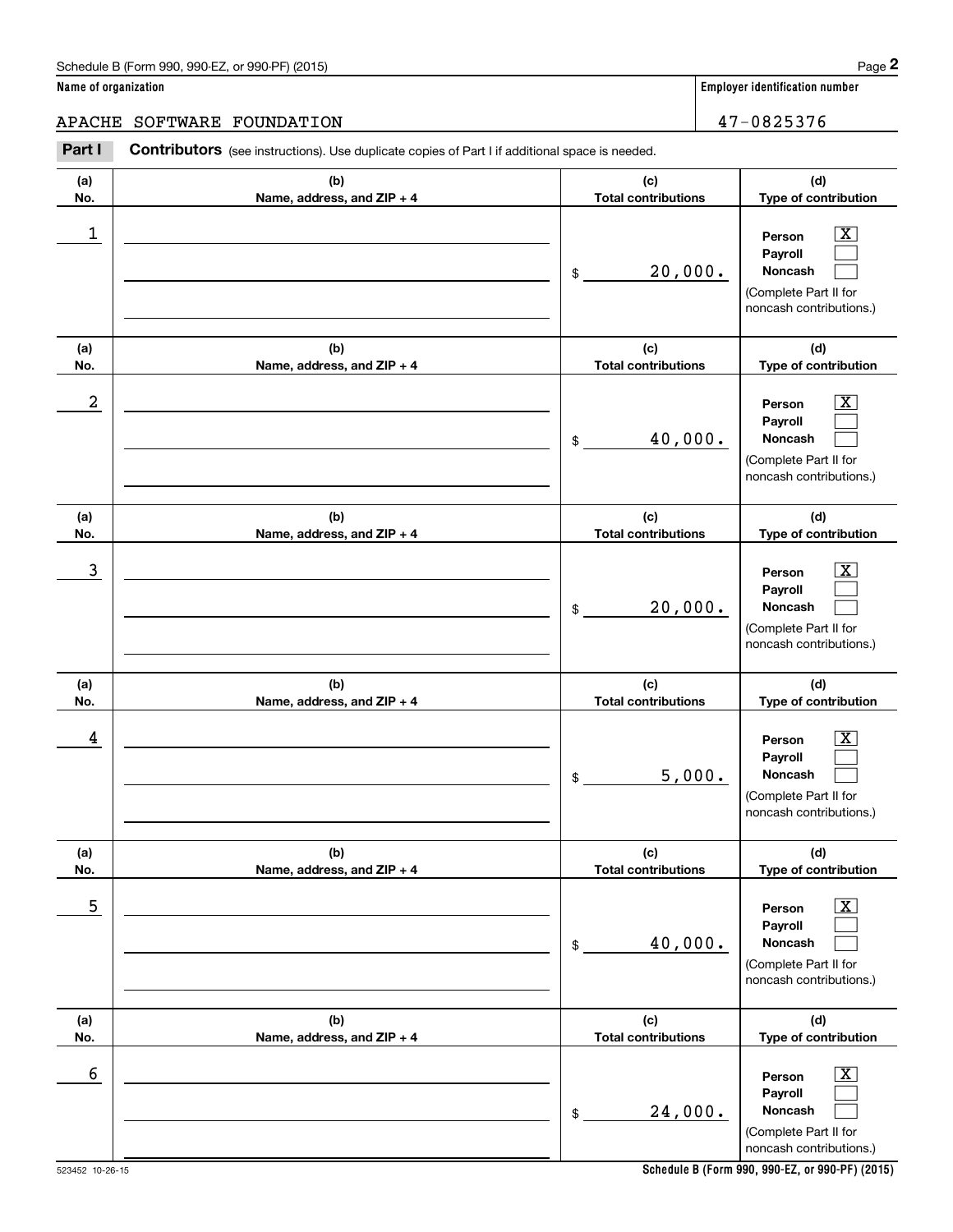**Name of organization**

APACHE SOFTWARE FOUNDATION

**Employer identification number**

47-0825376

**Part I** **Contributors** (see instructions). Use duplicate copies of Part I if additional space is needed.

| (a) No. | (b) Name, address, and ZIP + 4 | (c) Total contributions | (d) Type of contribution |
|---|---|---|---|
| 1 | | $ 20,000. | Person [X] Payroll [ ] Noncash [ ] (Complete Part II for noncash contributions.) |
| 2 | | $ 40,000. | Person [X] Payroll [ ] Noncash [ ] (Complete Part II for noncash contributions.) |
| 3 | | $ 20,000. | Person [X] Payroll [ ] Noncash [ ] (Complete Part II for noncash contributions.) |
| 4 | | $ 5,000. | Person [X] Payroll [ ] Noncash [ ] (Complete Part II for noncash contributions.) |
| 5 | | $ 40,000. | Person [X] Payroll [ ] Noncash [ ] (Complete Part II for noncash contributions.) |
| 6 | | $ 24,000. | Person [X] Payroll [ ] Noncash [ ] (Complete Part II for noncash contributions.) |

523452 10-26-15

**Schedule B (Form 990, 990-EZ, or 990-PF) (2015)**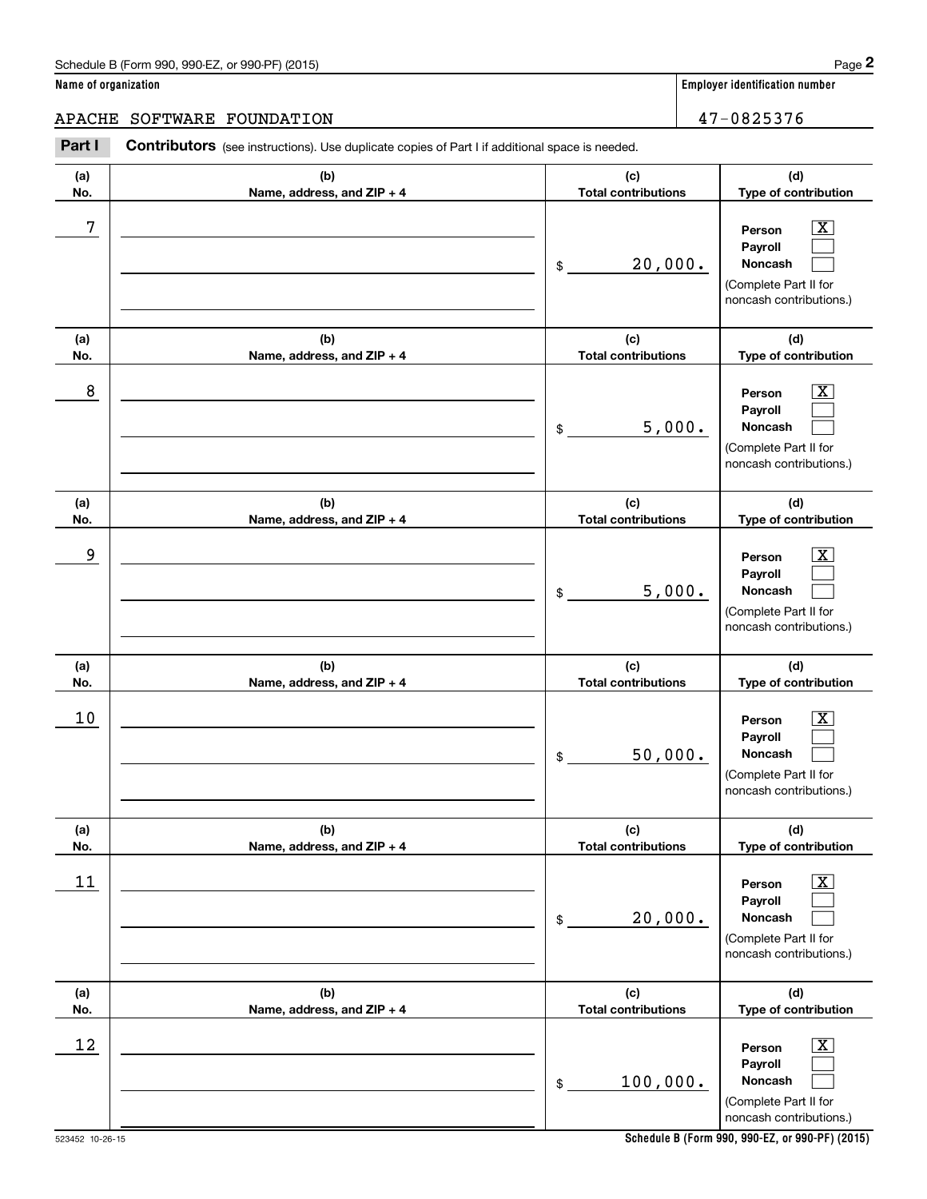Schedule B (Form 990, 990-EZ, or 990-PF) (2015)

**Name of organization**

APACHE SOFTWARE FOUNDATION

**Employer identification number**

47-0825376

**Part I** **Contributors** (see instructions). Use duplicate copies of Part I if additional space is needed.

| (a) No. | (b) Name, address, and ZIP + 4 | (c) Total contributions | (d) Type of contribution |
|---|---|---|---|
| 7 | | $ 20,000. | Person [X] Payroll [ ] Noncash [ ] (Complete Part II for noncash contributions.) |
| 8 | | $ 5,000. | Person [X] Payroll [ ] Noncash [ ] (Complete Part II for noncash contributions.) |
| 9 | | $ 5,000. | Person [X] Payroll [ ] Noncash [ ] (Complete Part II for noncash contributions.) |
| 10 | | $ 50,000. | Person [X] Payroll [ ] Noncash [ ] (Complete Part II for noncash contributions.) |
| 11 | | $ 20,000. | Person [X] Payroll [ ] Noncash [ ] (Complete Part II for noncash contributions.) |
| 12 | | $ 100,000. | Person [X] Payroll [ ] Noncash [ ] (Complete Part II for noncash contributions.) |

523452 10-26-15

**Schedule B (Form 990, 990-EZ, or 990-PF) (2015)**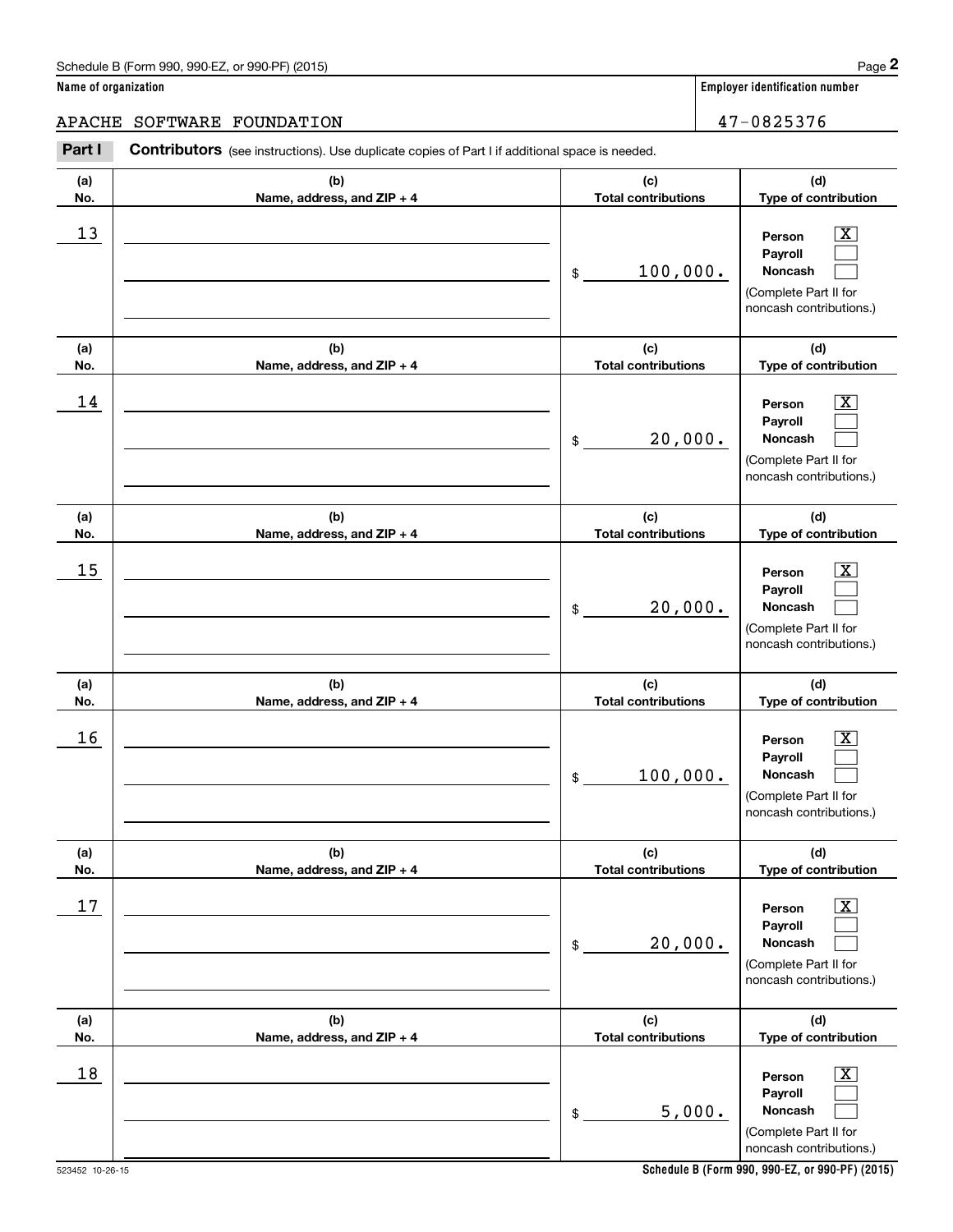Schedule B (Form 990, 990-EZ, or 990-PF) (2015)

**Name of organization**

APACHE SOFTWARE FOUNDATION

**Employer identification number**

47-0825376

**Part I** **Contributors** (see instructions). Use duplicate copies of Part I if additional space is needed.

| (a) No. | (b) Name, address, and ZIP + 4 | (c) Total contributions | (d) Type of contribution |
| --- | --- | --- | --- |
| 13 | | $ 100,000. | Person [X] Payroll [ ] Noncash [ ] (Complete Part II for noncash contributions.) |
| 14 | | $ 20,000. | Person [X] Payroll [ ] Noncash [ ] (Complete Part II for noncash contributions.) |
| 15 | | $ 20,000. | Person [X] Payroll [ ] Noncash [ ] (Complete Part II for noncash contributions.) |
| 16 | | $ 100,000. | Person [X] Payroll [ ] Noncash [ ] (Complete Part II for noncash contributions.) |
| 17 | | $ 20,000. | Person [X] Payroll [ ] Noncash [ ] (Complete Part II for noncash contributions.) |
| 18 | | $ 5,000. | Person [X] Payroll [ ] Noncash [ ] (Complete Part II for noncash contributions.) |

523452 10-26-15

**Schedule B (Form 990, 990-EZ, or 990-PF) (2015)**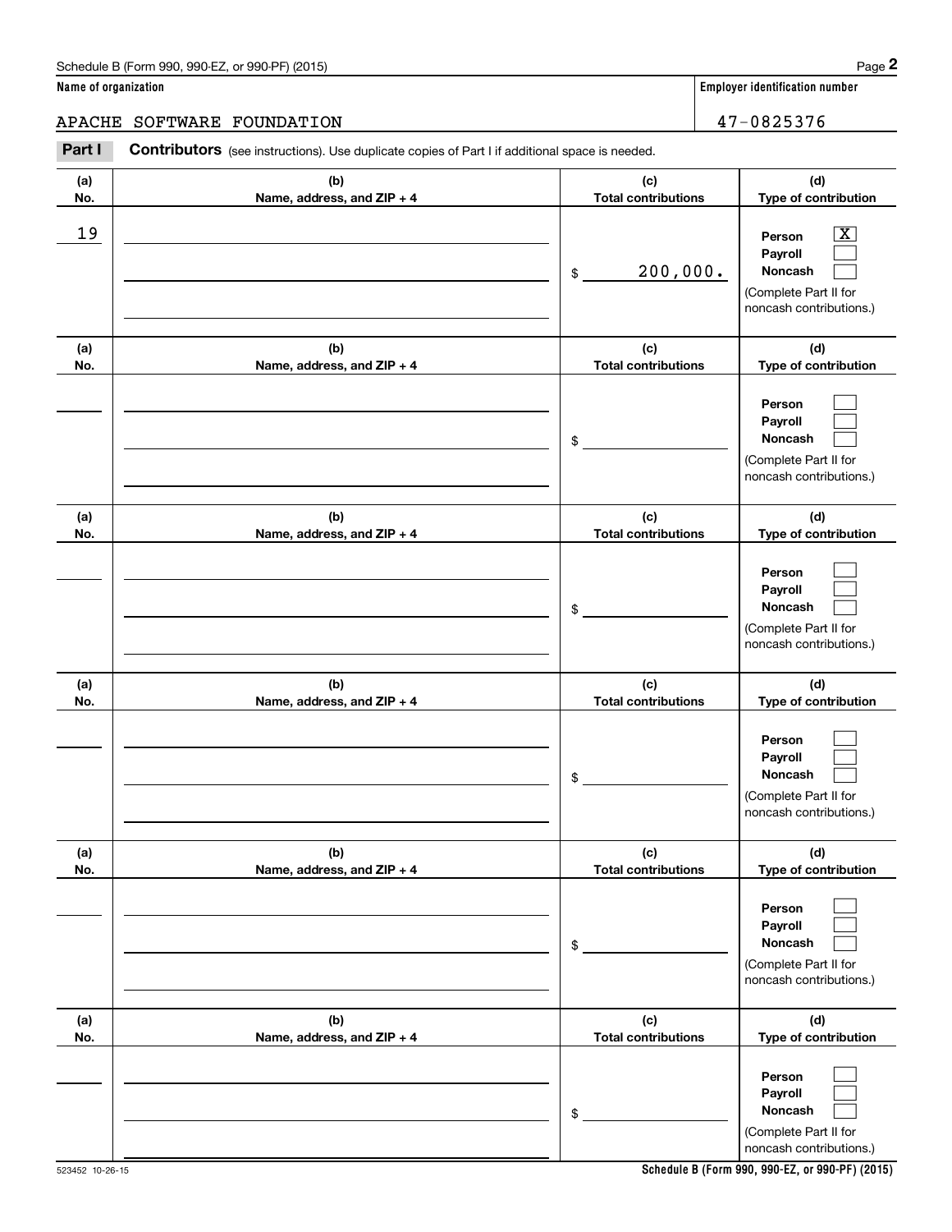Schedule B (Form 990, 990-EZ, or 990-PF) (2015)

**Name of organization**

APACHE SOFTWARE FOUNDATION

**Employer identification number**

47-0825376

**Part I** **Contributors** (see instructions). Use duplicate copies of Part I if additional space is needed.

| (a) No. | (b) Name, address, and ZIP + 4 | (c) Total contributions | (d) Type of contribution |
|---|---|---|---|
| 19 | | $ 200,000. | Person [X] Payroll [ ] Noncash [ ] (Complete Part II for noncash contributions.) |
| | | $ | Person [ ] Payroll [ ] Noncash [ ] (Complete Part II for noncash contributions.) |
| | | $ | Person [ ] Payroll [ ] Noncash [ ] (Complete Part II for noncash contributions.) |
| | | $ | Person [ ] Payroll [ ] Noncash [ ] (Complete Part II for noncash contributions.) |
| | | $ | Person [ ] Payroll [ ] Noncash [ ] (Complete Part II for noncash contributions.) |
| | | $ | Person [ ] Payroll [ ] Noncash [ ] (Complete Part II for noncash contributions.) |

523452 10-26-15

**Schedule B (Form 990, 990-EZ, or 990-PF) (2015)**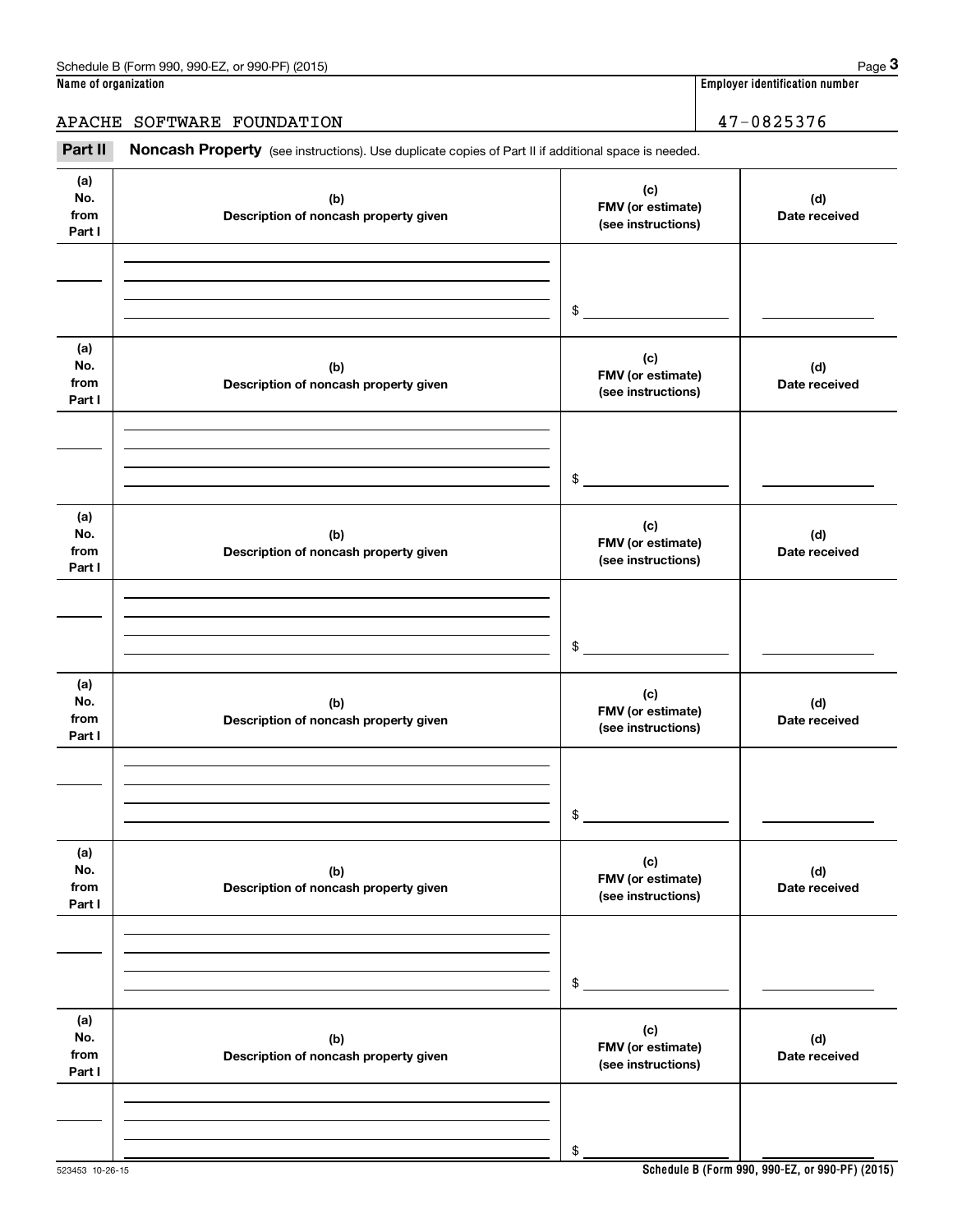**Name of organization** | **Employer identification number**

APACHE SOFTWARE FOUNDATION | 47-0825376

**Part II** **Noncash Property** (see instructions). Use duplicate copies of Part II if additional space is needed.

| (a) No. from Part I | (b) Description of noncash property given | (c) FMV (or estimate) (see instructions) | (d) Date received |
|---|---|---|---|
| | | $ | |

| (a) No. from Part I | (b) Description of noncash property given | (c) FMV (or estimate) (see instructions) | (d) Date received |
|---|---|---|---|
| | | $ | |

| (a) No. from Part I | (b) Description of noncash property given | (c) FMV (or estimate) (see instructions) | (d) Date received |
|---|---|---|---|
| | | $ | |

| (a) No. from Part I | (b) Description of noncash property given | (c) FMV (or estimate) (see instructions) | (d) Date received |
|---|---|---|---|
| | | $ | |

| (a) No. from Part I | (b) Description of noncash property given | (c) FMV (or estimate) (see instructions) | (d) Date received |
|---|---|---|---|
| | | $ | |

| (a) No. from Part I | (b) Description of noncash property given | (c) FMV (or estimate) (see instructions) | (d) Date received |
|---|---|---|---|
| | | $ | |

523453 10-26-15

**Schedule B (Form 990, 990-EZ, or 990-PF) (2015)**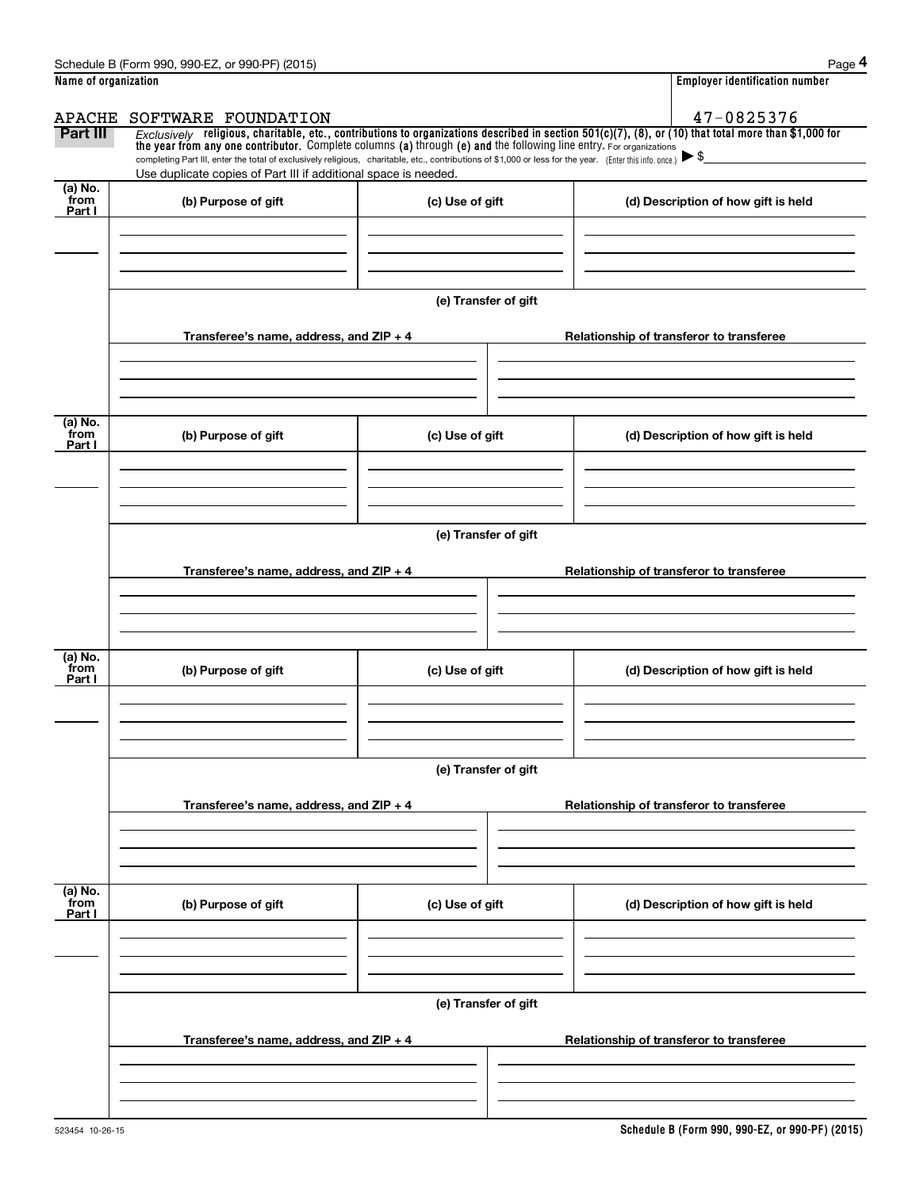| Name of organization | Employer identification number |
|---|---|
| APACHE SOFTWARE FOUNDATION | 47-0825376 |

**Part III** *Exclusively* **religious, charitable, etc., contributions to organizations described in section 501(c)(7), (8), or (10) that total more than $1,000 for the year from any one contributor.** Complete columns **(a)** through **(e) and** the following line entry. For organizations completing Part III, enter the total of exclusively religious, charitable, etc., contributions of $1,000 or less for the year. (Enter this info. once.) ▶ $

Use duplicate copies of Part III if additional space is needed.

| (a) No. from Part I | (b) Purpose of gift | (c) Use of gift | (d) Description of how gift is held |
|---|---|---|---|
| | | | |

**(e) Transfer of gift**

| Transferee's name, address, and ZIP + 4 | Relationship of transferor to transferee |
|---|---|
| | |

| (a) No. from Part I | (b) Purpose of gift | (c) Use of gift | (d) Description of how gift is held |
|---|---|---|---|
| | | | |

**(e) Transfer of gift**

| Transferee's name, address, and ZIP + 4 | Relationship of transferor to transferee |
|---|---|
| | |

| (a) No. from Part I | (b) Purpose of gift | (c) Use of gift | (d) Description of how gift is held |
|---|---|---|---|
| | | | |

**(e) Transfer of gift**

| Transferee's name, address, and ZIP + 4 | Relationship of transferor to transferee |
|---|---|
| | |

| (a) No. from Part I | (b) Purpose of gift | (c) Use of gift | (d) Description of how gift is held |
|---|---|---|---|
| | | | |

**(e) Transfer of gift**

| Transferee's name, address, and ZIP + 4 | Relationship of transferor to transferee |
|---|---|
| | |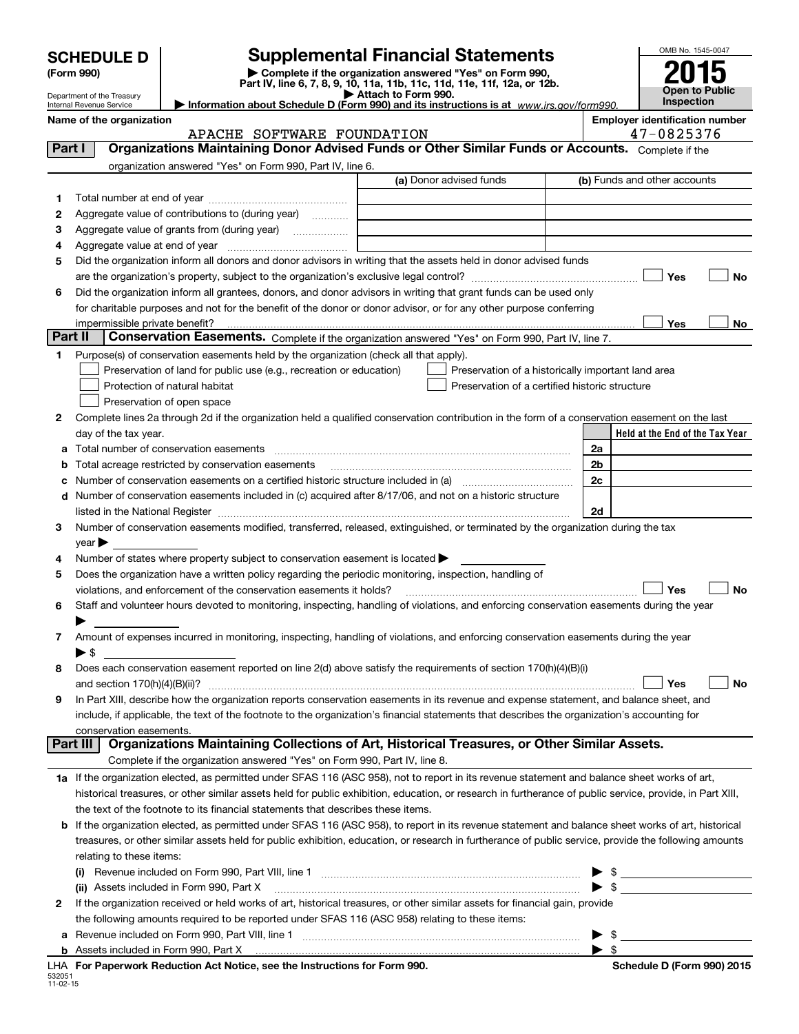# SCHEDULE D (Form 990)

Department of the Treasury
Internal Revenue Service

## Supplemental Financial Statements

▶ Complete if the organization answered "Yes" on Form 990, Part IV, line 6, 7, 8, 9, 10, 11a, 11b, 11c, 11d, 11e, 11f, 12a, or 12b.

▶ Attach to Form 990.

▶ Information about Schedule D (Form 990) and its instructions is at www.irs.gov/form990.

OMB No. 1545-0047

**2015**

**Open to Public Inspection**

**Name of the organization:** APACHE SOFTWARE FOUNDATION

**Employer identification number:** 47-0825376

### Part I — Organizations Maintaining Donor Advised Funds or Other Similar Funds or Accounts. Complete if the organization answered "Yes" on Form 990, Part IV, line 6.

| | | (a) Donor advised funds | (b) Funds and other accounts |
|---|---|---|---|
| 1 | Total number at end of year | | |
| 2 | Aggregate value of contributions to (during year) | | |
| 3 | Aggregate value of grants from (during year) | | |
| 4 | Aggregate value at end of year | | |

5 Did the organization inform all donors and donor advisors in writing that the assets held in donor advised funds are the organization's property, subject to the organization's exclusive legal control? ☐ Yes ☐ No

6 Did the organization inform all grantees, donors, and donor advisors in writing that grant funds can be used only for charitable purposes and not for the benefit of the donor or donor advisor, or for any other purpose conferring impermissible private benefit? ☐ Yes ☐ No

### Part II — Conservation Easements. Complete if the organization answered "Yes" on Form 990, Part IV, line 7.

1 Purpose(s) of conservation easements held by the organization (check all that apply).

- ☐ Preservation of land for public use (e.g., recreation or education)
- ☐ Preservation of a historically important land area
- ☐ Protection of natural habitat
- ☐ Preservation of a certified historic structure
- ☐ Preservation of open space

2 Complete lines 2a through 2d if the organization held a qualified conservation contribution in the form of a conservation easement on the last day of the tax year.

| | | | Held at the End of the Tax Year |
|---|---|---|---|
| a | Total number of conservation easements | 2a | |
| b | Total acreage restricted by conservation easements | 2b | |
| c | Number of conservation easements on a certified historic structure included in (a) | 2c | |
| d | Number of conservation easements included in (c) acquired after 8/17/06, and not on a historic structure listed in the National Register | 2d | |

3 Number of conservation easements modified, transferred, released, extinguished, or terminated by the organization during the tax year ▶

4 Number of states where property subject to conservation easement is located ▶

5 Does the organization have a written policy regarding the periodic monitoring, inspection, handling of violations, and enforcement of the conservation easements it holds? ☐ Yes ☐ No

6 Staff and volunteer hours devoted to monitoring, inspecting, handling of violations, and enforcing conservation easements during the year ▶

7 Amount of expenses incurred in monitoring, inspecting, handling of violations, and enforcing conservation easements during the year ▶ $

8 Does each conservation easement reported on line 2(d) above satisfy the requirements of section 170(h)(4)(B)(i) and section 170(h)(4)(B)(ii)? ☐ Yes ☐ No

9 In Part XIII, describe how the organization reports conservation easements in its revenue and expense statement, and balance sheet, and include, if applicable, the text of the footnote to the organization's financial statements that describes the organization's accounting for conservation easements.

### Part III — Organizations Maintaining Collections of Art, Historical Treasures, or Other Similar Assets. Complete if the organization answered "Yes" on Form 990, Part IV, line 8.

1a If the organization elected, as permitted under SFAS 116 (ASC 958), not to report in its revenue statement and balance sheet works of art, historical treasures, or other similar assets held for public exhibition, education, or research in furtherance of public service, provide, in Part XIII, the text of the footnote to its financial statements that describes these items.

b If the organization elected, as permitted under SFAS 116 (ASC 958), to report in its revenue statement and balance sheet works of art, historical treasures, or other similar assets held for public exhibition, education, or research in furtherance of public service, provide the following amounts relating to these items:

(i) Revenue included on Form 990, Part VIII, line 1 ▶ $

(ii) Assets included in Form 990, Part X ▶ $

2 If the organization received or held works of art, historical treasures, or other similar assets for financial gain, provide the following amounts required to be reported under SFAS 116 (ASC 958) relating to these items:

a Revenue included on Form 990, Part VIII, line 1 ▶ $

b Assets included in Form 990, Part X ▶ $

LHA For Paperwork Reduction Act Notice, see the Instructions for Form 990.

532051 11-02-15

Schedule D (Form 990) 2015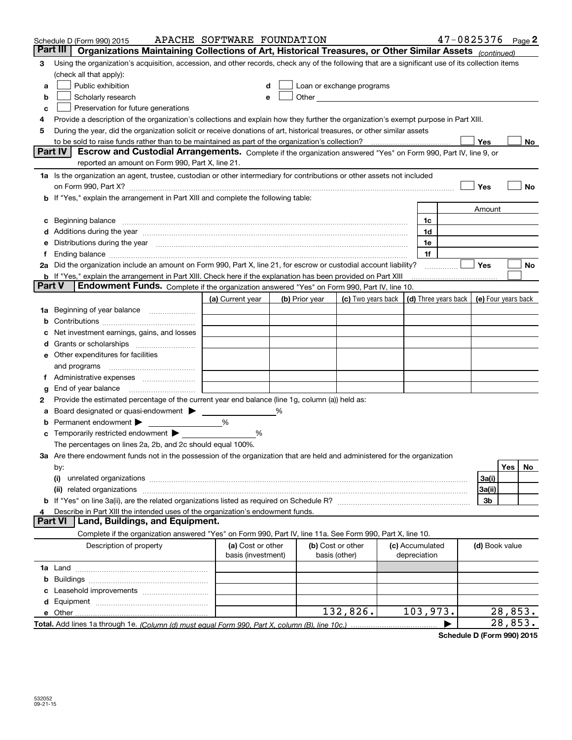Schedule D (Form 990) 2015 APACHE SOFTWARE FOUNDATION 47-0825376 Page 2

## Part III Organizations Maintaining Collections of Art, Historical Treasures, or Other Similar Assets *(continued)*

3 Using the organization's acquisition, accession, and other records, check any of the following that are a significant use of its collection items (check all that apply):

- a ☐ Public exhibition
- b ☐ Scholarly research
- c ☐ Preservation for future generations
- d ☐ Loan or exchange programs
- e ☐ Other

4 Provide a description of the organization's collections and explain how they further the organization's exempt purpose in Part XIII.

5 During the year, did the organization solicit or receive donations of art, historical treasures, or other similar assets to be sold to raise funds rather than to be maintained as part of the organization's collection? ☐ Yes ☐ No

## Part IV Escrow and Custodial Arrangements.

Complete if the organization answered "Yes" on Form 990, Part IV, line 9, or reported an amount on Form 990, Part X, line 21.

1a Is the organization an agent, trustee, custodian or other intermediary for contributions or other assets not included on Form 990, Part X? ☐ Yes ☐ No

b If "Yes," explain the arrangement in Part XIII and complete the following table:

| | | Amount |
|---|---|---|
| c Beginning balance | 1c | |
| d Additions during the year | 1d | |
| e Distributions during the year | 1e | |
| f Ending balance | 1f | |

2a Did the organization include an amount on Form 990, Part X, line 21, for escrow or custodial account liability? ☐ Yes ☐ No

b If "Yes," explain the arrangement in Part XIII. Check here if the explanation has been provided on Part XIII ☐

## Part V Endowment Funds.

Complete if the organization answered "Yes" on Form 990, Part IV, line 10.

| | (a) Current year | (b) Prior year | (c) Two years back | (d) Three years back | (e) Four years back |
|---|---|---|---|---|---|
| 1a Beginning of year balance | | | | | |
| b Contributions | | | | | |
| c Net investment earnings, gains, and losses | | | | | |
| d Grants or scholarships | | | | | |
| e Other expenditures for facilities and programs | | | | | |
| f Administrative expenses | | | | | |
| g End of year balance | | | | | |

2 Provide the estimated percentage of the current year end balance (line 1g, column (a)) held as:

- a Board designated or quasi-endowment ▶ %
- b Permanent endowment ▶ %
- c Temporarily restricted endowment ▶ %

The percentages on lines 2a, 2b, and 2c should equal 100%.

3a Are there endowment funds not in the possession of the organization that are held and administered for the organization by:

| | | Yes | No |
|---|---|---|---|
| (i) unrelated organizations | 3a(i) | | |
| (ii) related organizations | 3a(ii) | | |
| b If "Yes" on line 3a(ii), are the related organizations listed as required on Schedule R? | 3b | | |

4 Describe in Part XIII the intended uses of the organization's endowment funds.

## Part VI Land, Buildings, and Equipment.

Complete if the organization answered "Yes" on Form 990, Part IV, line 11a. See Form 990, Part X, line 10.

| Description of property | (a) Cost or other basis (investment) | (b) Cost or other basis (other) | (c) Accumulated depreciation | (d) Book value |
|---|---|---|---|---|
| 1a Land | | | | |
| b Buildings | | | | |
| c Leasehold improvements | | | | |
| d Equipment | | | | |
| e Other | | 132,826. | 103,973. | 28,853. |
| **Total.** Add lines 1a through 1e. *(Column (d) must equal Form 990, Part X, column (B), line 10c.)* | | | ▶ | 28,853. |

**Schedule D (Form 990) 2015**

532052 09-21-15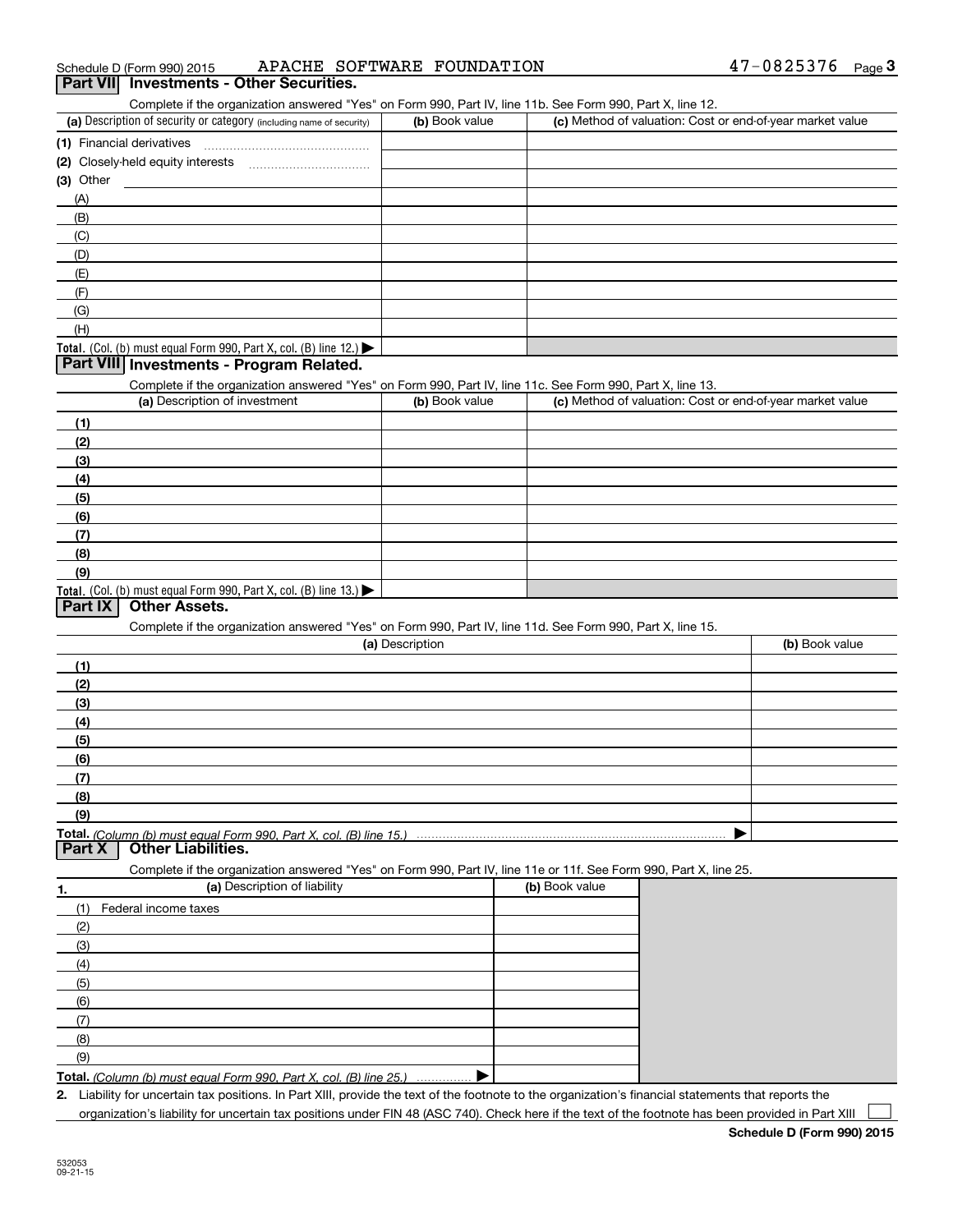Schedule D (Form 990) 2015 APACHE SOFTWARE FOUNDATION 47-0825376

## Part VII Investments - Other Securities.

Complete if the organization answered "Yes" on Form 990, Part IV, line 11b. See Form 990, Part X, line 12.

| (a) Description of security or category (including name of security) | (b) Book value | (c) Method of valuation: Cost or end-of-year market value |
|---|---|---|
| (1) Financial derivatives | | |
| (2) Closely-held equity interests | | |
| (3) Other | | |
| (A) | | |
| (B) | | |
| (C) | | |
| (D) | | |
| (E) | | |
| (F) | | |
| (G) | | |
| (H) | | |
| **Total.** (Col. (b) must equal Form 990, Part X, col. (B) line 12.) ▶ | | |

## Part VIII Investments - Program Related.

Complete if the organization answered "Yes" on Form 990, Part IV, line 11c. See Form 990, Part X, line 13.

| (a) Description of investment | (b) Book value | (c) Method of valuation: Cost or end-of-year market value |
|---|---|---|
| (1) | | |
| (2) | | |
| (3) | | |
| (4) | | |
| (5) | | |
| (6) | | |
| (7) | | |
| (8) | | |
| (9) | | |
| **Total.** (Col. (b) must equal Form 990, Part X, col. (B) line 13.) ▶ | | |

## Part IX Other Assets.

Complete if the organization answered "Yes" on Form 990, Part IV, line 11d. See Form 990, Part X, line 15.

| (a) Description | (b) Book value |
|---|---|
| (1) | |
| (2) | |
| (3) | |
| (4) | |
| (5) | |
| (6) | |
| (7) | |
| (8) | |
| (9) | |
| **Total.** *(Column (b) must equal Form 990, Part X, col. (B) line 15.)* ▶ | |

## Part X Other Liabilities.

Complete if the organization answered "Yes" on Form 990, Part IV, line 11e or 11f. See Form 990, Part X, line 25.

| 1. (a) Description of liability | (b) Book value |
|---|---|
| (1) Federal income taxes | |
| (2) | |
| (3) | |
| (4) | |
| (5) | |
| (6) | |
| (7) | |
| (8) | |
| (9) | |
| **Total.** *(Column (b) must equal Form 990, Part X, col. (B) line 25.)* ▶ | |

2. Liability for uncertain tax positions. In Part XIII, provide the text of the footnote to the organization's financial statements that reports the organization's liability for uncertain tax positions under FIN 48 (ASC 740). Check here if the text of the footnote has been provided in Part XIII ☐

**Schedule D (Form 990) 2015**

532053
09-21-15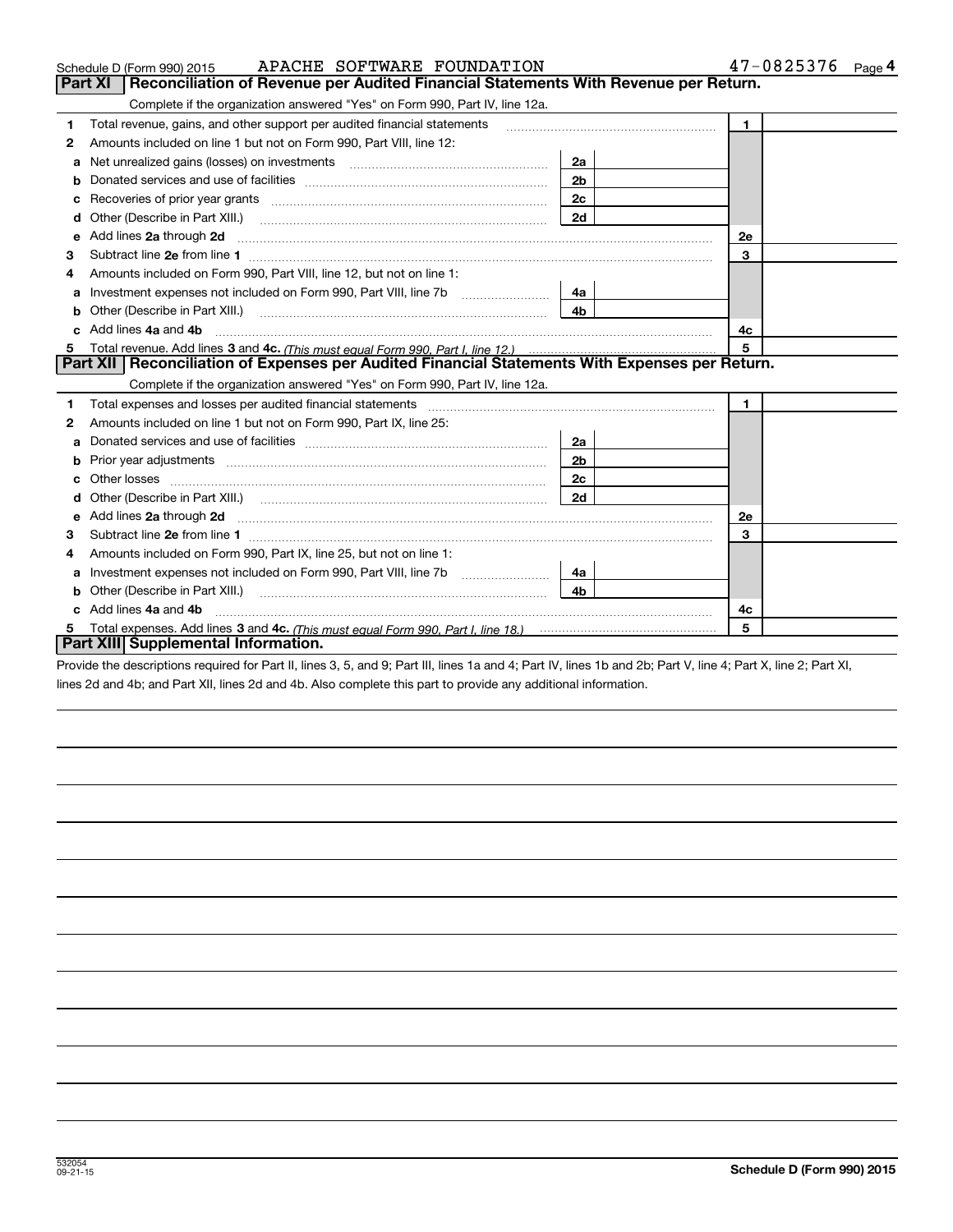Schedule D (Form 990) 2015 APACHE SOFTWARE FOUNDATION 47-0825376 Page 4

## Part XI Reconciliation of Revenue per Audited Financial Statements With Revenue per Return.

Complete if the organization answered "Yes" on Form 990, Part IV, line 12a.

| | | | | | |
|---|---|---|---|---|---|
| 1 | Total revenue, gains, and other support per audited financial statements | | | 1 | |
| 2 | Amounts included on line 1 but not on Form 990, Part VIII, line 12: | | | | |
| a | Net unrealized gains (losses) on investments | 2a | | | |
| b | Donated services and use of facilities | 2b | | | |
| c | Recoveries of prior year grants | 2c | | | |
| d | Other (Describe in Part XIII.) | 2d | | | |
| e | Add lines 2a through 2d | | | 2e | |
| 3 | Subtract line 2e from line 1 | | | 3 | |
| 4 | Amounts included on Form 990, Part VIII, line 12, but not on line 1: | | | | |
| a | Investment expenses not included on Form 990, Part VIII, line 7b | 4a | | | |
| b | Other (Describe in Part XIII.) | 4b | | | |
| c | Add lines 4a and 4b | | | 4c | |
| 5 | Total revenue. Add lines 3 and 4c. *(This must equal Form 990, Part I, line 12.)* | | | 5 | |

## Part XII Reconciliation of Expenses per Audited Financial Statements With Expenses per Return.

Complete if the organization answered "Yes" on Form 990, Part IV, line 12a.

| | | | | | |
|---|---|---|---|---|---|
| 1 | Total expenses and losses per audited financial statements | | | 1 | |
| 2 | Amounts included on line 1 but not on Form 990, Part IX, line 25: | | | | |
| a | Donated services and use of facilities | 2a | | | |
| b | Prior year adjustments | 2b | | | |
| c | Other losses | 2c | | | |
| d | Other (Describe in Part XIII.) | 2d | | | |
| e | Add lines 2a through 2d | | | 2e | |
| 3 | Subtract line 2e from line 1 | | | 3 | |
| 4 | Amounts included on Form 990, Part IX, line 25, but not on line 1: | | | | |
| a | Investment expenses not included on Form 990, Part VIII, line 7b | 4a | | | |
| b | Other (Describe in Part XIII.) | 4b | | | |
| c | Add lines 4a and 4b | | | 4c | |
| 5 | Total expenses. Add lines 3 and 4c. *(This must equal Form 990, Part I, line 18.)* | | | 5 | |

## Part XIII Supplemental Information.

Provide the descriptions required for Part II, lines 3, 5, and 9; Part III, lines 1a and 4; Part IV, lines 1b and 2b; Part V, line 4; Part X, line 2; Part XI, lines 2d and 4b; and Part XII, lines 2d and 4b. Also complete this part to provide any additional information.

532054
09-21-15

Schedule D (Form 990) 2015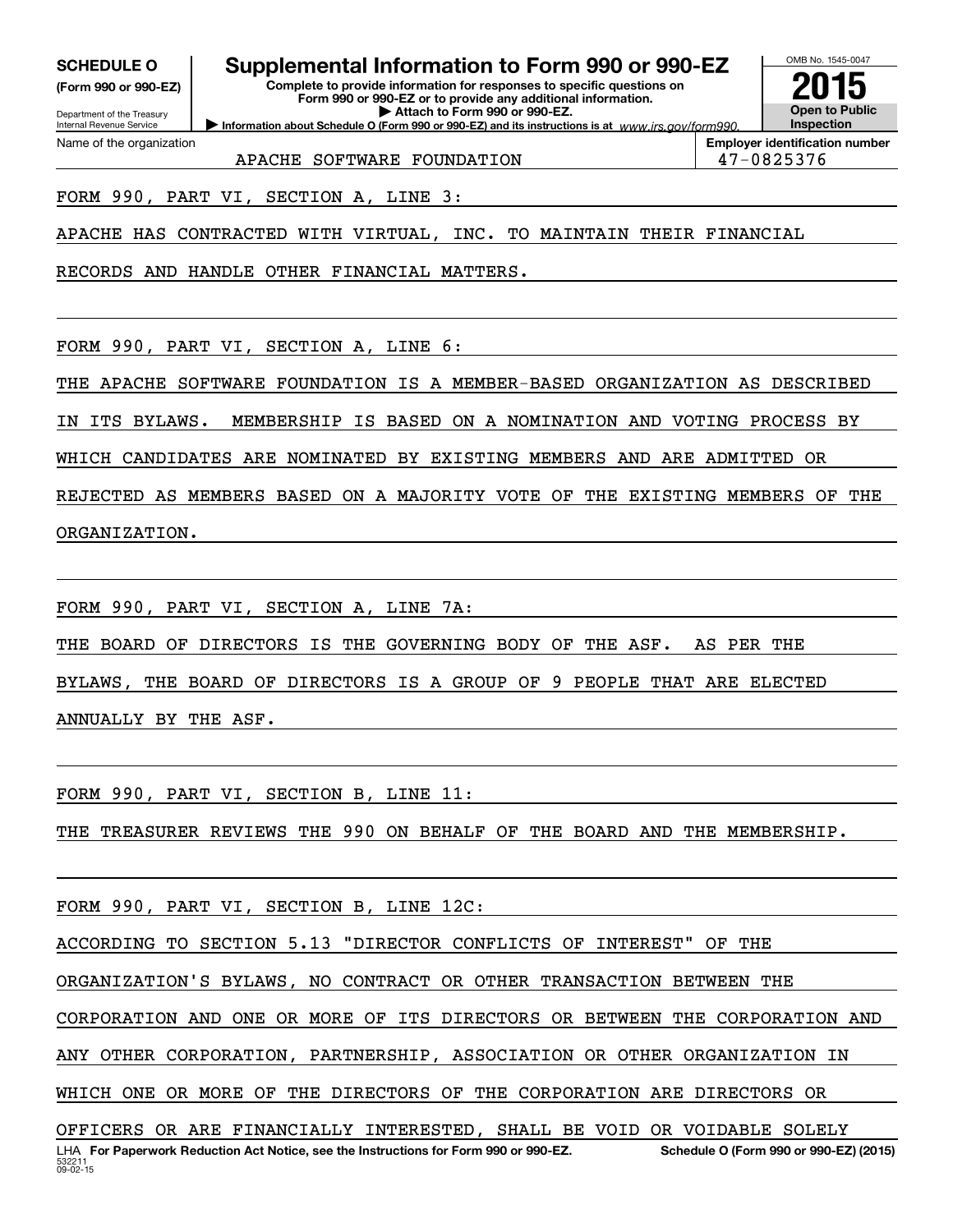**SCHEDULE O**
**(Form 990 or 990-EZ)**

Department of the Treasury
Internal Revenue Service

# Supplemental Information to Form 990 or 990-EZ

**Complete to provide information for responses to specific questions on Form 990 or 990-EZ or to provide any additional information.**
**▶ Attach to Form 990 or 990-EZ.**
**▶ Information about Schedule O (Form 990 or 990-EZ) and its instructions is at** *www.irs.gov/form990.*

OMB No. 1545-0047
**2015**
**Open to Public Inspection**

Name of the organization: APACHE SOFTWARE FOUNDATION
**Employer identification number:** 47-0825376

FORM 990, PART VI, SECTION A, LINE 3:

APACHE HAS CONTRACTED WITH VIRTUAL, INC. TO MAINTAIN THEIR FINANCIAL RECORDS AND HANDLE OTHER FINANCIAL MATTERS.

FORM 990, PART VI, SECTION A, LINE 6:

THE APACHE SOFTWARE FOUNDATION IS A MEMBER-BASED ORGANIZATION AS DESCRIBED IN ITS BYLAWS. MEMBERSHIP IS BASED ON A NOMINATION AND VOTING PROCESS BY WHICH CANDIDATES ARE NOMINATED BY EXISTING MEMBERS AND ARE ADMITTED OR REJECTED AS MEMBERS BASED ON A MAJORITY VOTE OF THE EXISTING MEMBERS OF THE ORGANIZATION.

FORM 990, PART VI, SECTION A, LINE 7A:

THE BOARD OF DIRECTORS IS THE GOVERNING BODY OF THE ASF. AS PER THE BYLAWS, THE BOARD OF DIRECTORS IS A GROUP OF 9 PEOPLE THAT ARE ELECTED ANNUALLY BY THE ASF.

FORM 990, PART VI, SECTION B, LINE 11:

THE TREASURER REVIEWS THE 990 ON BEHALF OF THE BOARD AND THE MEMBERSHIP.

FORM 990, PART VI, SECTION B, LINE 12C:

ACCORDING TO SECTION 5.13 "DIRECTOR CONFLICTS OF INTEREST" OF THE ORGANIZATION'S BYLAWS, NO CONTRACT OR OTHER TRANSACTION BETWEEN THE CORPORATION AND ONE OR MORE OF ITS DIRECTORS OR BETWEEN THE CORPORATION AND ANY OTHER CORPORATION, PARTNERSHIP, ASSOCIATION OR OTHER ORGANIZATION IN WHICH ONE OR MORE OF THE DIRECTORS OF THE CORPORATION ARE DIRECTORS OR OFFICERS OR ARE FINANCIALLY INTERESTED, SHALL BE VOID OR VOIDABLE SOLELY

LHA **For Paperwork Reduction Act Notice, see the Instructions for Form 990 or 990-EZ.** **Schedule O (Form 990 or 990-EZ) (2015)**
532211
09-02-15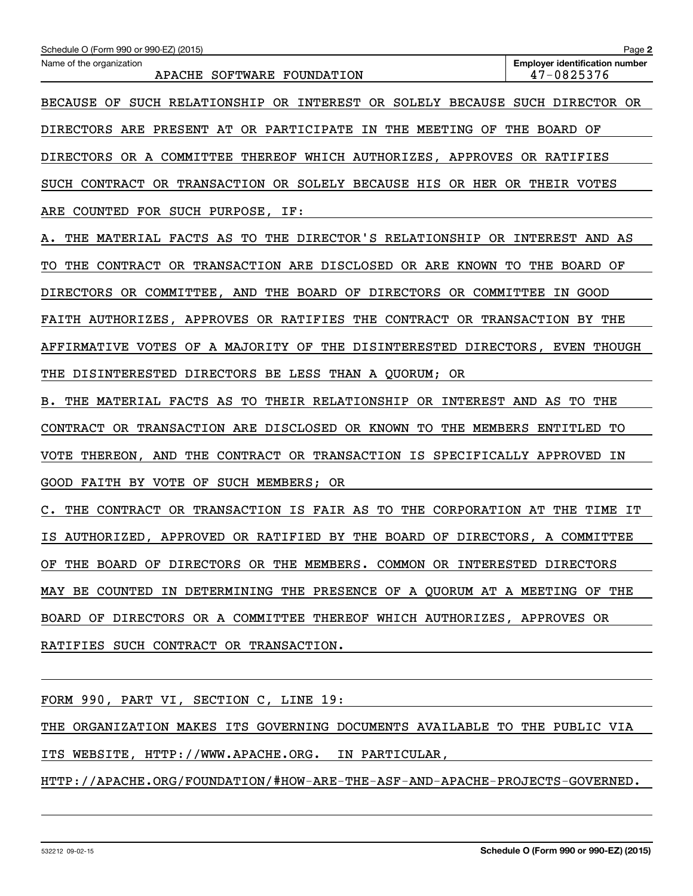Schedule O (Form 990 or 990-EZ) (2015) Page 2

Name of the organization: APACHE SOFTWARE FOUNDATION

Employer identification number: 47-0825376

BECAUSE OF SUCH RELATIONSHIP OR INTEREST OR SOLELY BECAUSE SUCH DIRECTOR OR DIRECTORS ARE PRESENT AT OR PARTICIPATE IN THE MEETING OF THE BOARD OF DIRECTORS OR A COMMITTEE THEREOF WHICH AUTHORIZES, APPROVES OR RATIFIES SUCH CONTRACT OR TRANSACTION OR SOLELY BECAUSE HIS OR HER OR THEIR VOTES ARE COUNTED FOR SUCH PURPOSE, IF:

A. THE MATERIAL FACTS AS TO THE DIRECTOR'S RELATIONSHIP OR INTEREST AND AS TO THE CONTRACT OR TRANSACTION ARE DISCLOSED OR ARE KNOWN TO THE BOARD OF DIRECTORS OR COMMITTEE, AND THE BOARD OF DIRECTORS OR COMMITTEE IN GOOD FAITH AUTHORIZES, APPROVES OR RATIFIES THE CONTRACT OR TRANSACTION BY THE AFFIRMATIVE VOTES OF A MAJORITY OF THE DISINTERESTED DIRECTORS, EVEN THOUGH THE DISINTERESTED DIRECTORS BE LESS THAN A QUORUM; OR

B. THE MATERIAL FACTS AS TO THEIR RELATIONSHIP OR INTEREST AND AS TO THE CONTRACT OR TRANSACTION ARE DISCLOSED OR KNOWN TO THE MEMBERS ENTITLED TO VOTE THEREON, AND THE CONTRACT OR TRANSACTION IS SPECIFICALLY APPROVED IN GOOD FAITH BY VOTE OF SUCH MEMBERS; OR

C. THE CONTRACT OR TRANSACTION IS FAIR AS TO THE CORPORATION AT THE TIME IT IS AUTHORIZED, APPROVED OR RATIFIED BY THE BOARD OF DIRECTORS, A COMMITTEE OF THE BOARD OF DIRECTORS OR THE MEMBERS. COMMON OR INTERESTED DIRECTORS MAY BE COUNTED IN DETERMINING THE PRESENCE OF A QUORUM AT A MEETING OF THE BOARD OF DIRECTORS OR A COMMITTEE THEREOF WHICH AUTHORIZES, APPROVES OR RATIFIES SUCH CONTRACT OR TRANSACTION.

FORM 990, PART VI, SECTION C, LINE 19:

THE ORGANIZATION MAKES ITS GOVERNING DOCUMENTS AVAILABLE TO THE PUBLIC VIA ITS WEBSITE, HTTP://WWW.APACHE.ORG.  IN PARTICULAR, HTTP://APACHE.ORG/FOUNDATION/#HOW-ARE-THE-ASF-AND-APACHE-PROJECTS-GOVERNED.

532212 09-02-15 Schedule O (Form 990 or 990-EZ) (2015)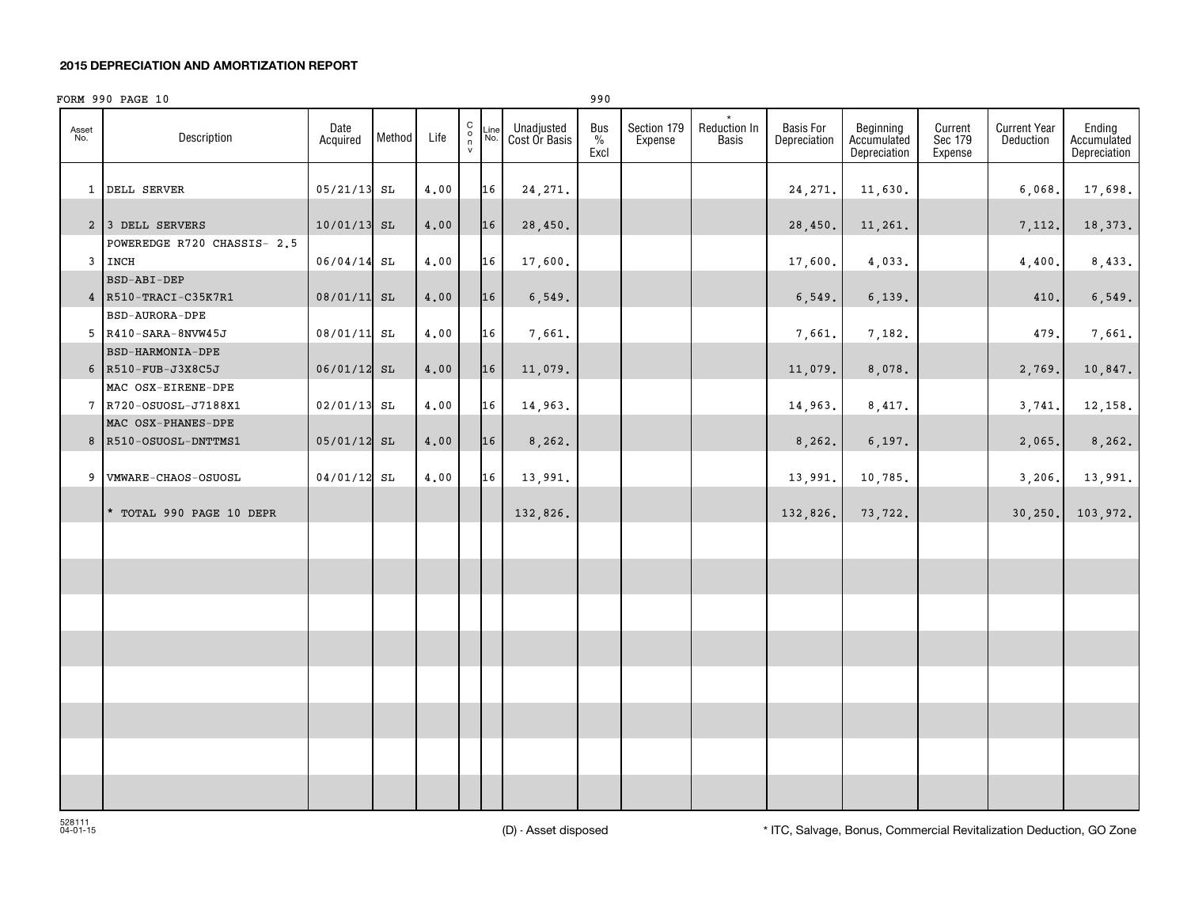## 2015 DEPRECIATION AND AMORTIZATION REPORT

FORM 990 PAGE 10 990

| Asset No. | Description | Date Acquired | Method | Life | C o n v | Line No. | Unadjusted Cost Or Basis | Bus % Excl | Section 179 Expense | * Reduction In Basis | Basis For Depreciation | Beginning Accumulated Depreciation | Current Sec 179 Expense | Current Year Deduction | Ending Accumulated Depreciation |
|---|---|---|---|---|---|---|---|---|---|---|---|---|---|---|---|
| 1 | DELL SERVER | 05/21/13 | SL | 4.00 | | 16 | 24,271. | | | | 24,271. | 11,630. | | 6,068. | 17,698. |
| 2 | 3 DELL SERVERS | 10/01/13 | SL | 4.00 | | 16 | 28,450. | | | | 28,450. | 11,261. | | 7,112. | 18,373. |
| 3 | POWEREDGE R720 CHASSIS- 2.5 INCH | 06/04/14 | SL | 4.00 | | 16 | 17,600. | | | | 17,600. | 4,033. | | 4,400. | 8,433. |
| 4 | BSD-ABI-DEP R510-TRACI-C35K7R1 | 08/01/11 | SL | 4.00 | | 16 | 6,549. | | | | 6,549. | 6,139. | | 410. | 6,549. |
| 5 | BSD-AURORA-DPE R410-SARA-8NVW45J | 08/01/11 | SL | 4.00 | | 16 | 7,661. | | | | 7,661. | 7,182. | | 479. | 7,661. |
| 6 | BSD-HARMONIA-DPE R510-FUB-J3X8C5J | 06/01/12 | SL | 4.00 | | 16 | 11,079. | | | | 11,079. | 8,078. | | 2,769. | 10,847. |
| 7 | MAC OSX-EIRENE-DPE R720-OSUOSL-J7188X1 | 02/01/13 | SL | 4.00 | | 16 | 14,963. | | | | 14,963. | 8,417. | | 3,741. | 12,158. |
| 8 | MAC OSX-PHANES-DPE R510-OSUOSL-DNTTMS1 | 05/01/12 | SL | 4.00 | | 16 | 8,262. | | | | 8,262. | 6,197. | | 2,065. | 8,262. |
| 9 | VMWARE-CHAOS-OSUOSL | 04/01/12 | SL | 4.00 | | 16 | 13,991. | | | | 13,991. | 10,785. | | 3,206. | 13,991. |
| | * TOTAL 990 PAGE 10 DEPR | | | | | | 132,826. | | | | 132,826. | 73,722. | | 30,250. | 103,972. |

528111 04-01-15

(D) - Asset disposed

* ITC, Salvage, Bonus, Commercial Revitalization Deduction, GO Zone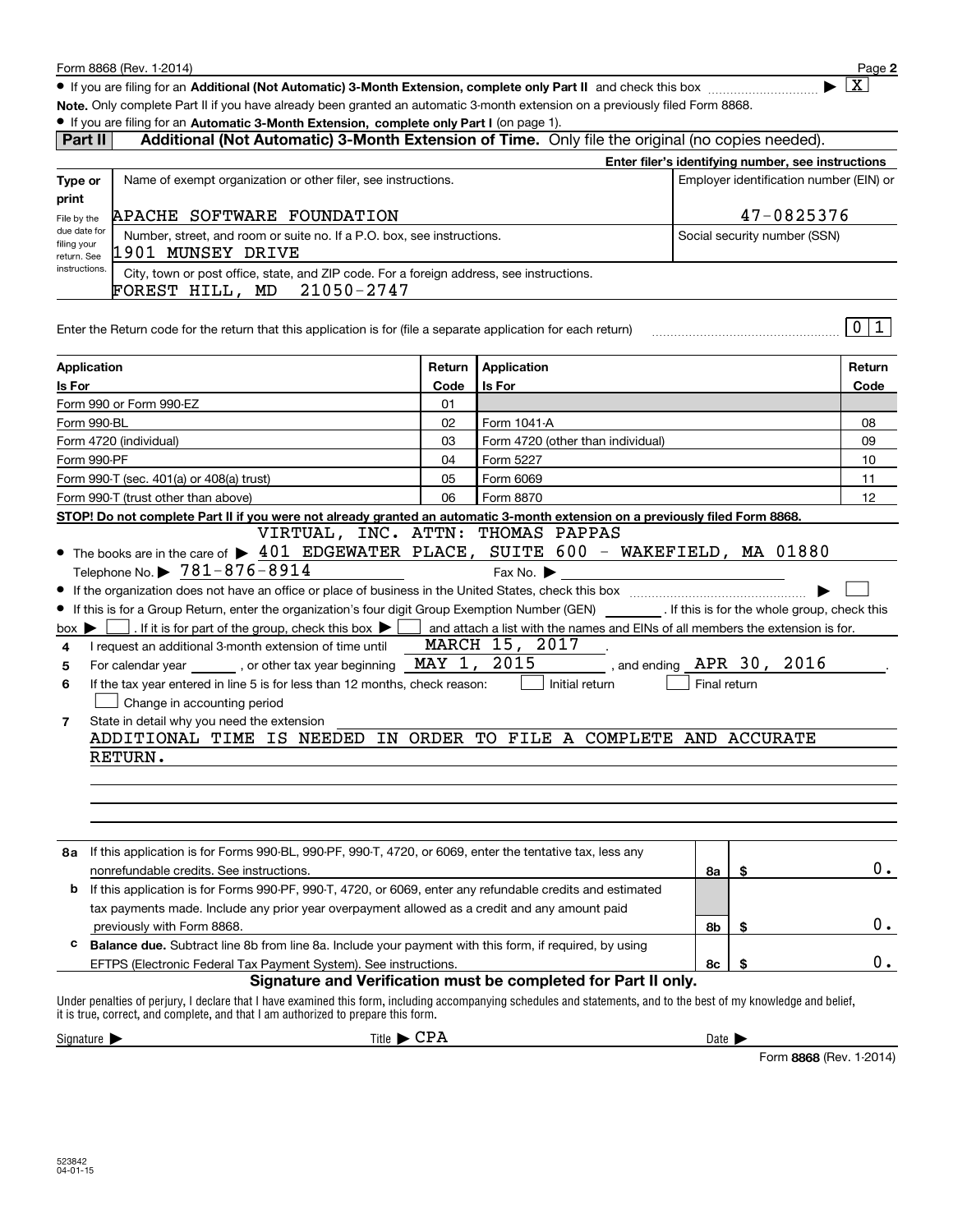Form 8868 (Rev. 1-2014)

- If you are filing for an **Additional (Not Automatic) 3-Month Extension, complete only Part II** and check this box ▶ [X]

**Note.** Only complete Part II if you have already been granted an automatic 3-month extension on a previously filed Form 8868.

- If you are filing for an **Automatic 3-Month Extension, complete only Part I** (on page 1).

**Part II** **Additional (Not Automatic) 3-Month Extension of Time.** Only file the original (no copies needed).

**Enter filer's identifying number, see instructions**

| Type or print | Name of exempt organization or other filer, see instructions. | Employer identification number (EIN) or |
|---|---|---|
| File by the due date for filing your return. See instructions. | APACHE SOFTWARE FOUNDATION | 47-0825376 |
| | Number, street, and room or suite no. If a P.O. box, see instructions. 1901 MUNSEY DRIVE | Social security number (SSN) |
| | City, town or post office, state, and ZIP code. For a foreign address, see instructions. FOREST HILL, MD 21050-2747 | |

Enter the Return code for the return that this application is for (file a separate application for each return) 0 1

| Application Is For | Return Code | Application Is For | Return Code |
|---|---|---|---|
| Form 990 or Form 990-EZ | 01 | | |
| Form 990-BL | 02 | Form 1041-A | 08 |
| Form 4720 (individual) | 03 | Form 4720 (other than individual) | 09 |
| Form 990-PF | 04 | Form 5227 | 10 |
| Form 990-T (sec. 401(a) or 408(a) trust) | 05 | Form 6069 | 11 |
| Form 990-T (trust other than above) | 06 | Form 8870 | 12 |

**STOP! Do not complete Part II if you were not already granted an automatic 3-month extension on a previously filed Form 8868.**

- The books are in the care of ▶ VIRTUAL, INC. ATTN: THOMAS PAPPAS 401 EDGEWATER PLACE, SUITE 600 - WAKEFIELD, MA 01880

Telephone No. ▶ 781-876-8914 Fax No. ▶

- If the organization does not have an office or place of business in the United States, check this box ▶ [ ]
- If this is for a Group Return, enter the organization's four digit Group Exemption Number (GEN) ______ . If this is for the whole group, check this box ▶ [ ] . If it is for part of the group, check this box ▶ [ ] and attach a list with the names and EINs of all members the extension is for.

4 I request an additional 3-month extension of time until MARCH 15, 2017 .

5 For calendar year ______ , or other tax year beginning MAY 1, 2015 , and ending APR 30, 2016 .

6 If the tax year entered in line 5 is for less than 12 months, check reason: [ ] Initial return [ ] Final return [ ] Change in accounting period

7 State in detail why you need the extension
ADDITIONAL TIME IS NEEDED IN ORDER TO FILE A COMPLETE AND ACCURATE RETURN.

| | | | |
|---|---|---|---|
| **8a** If this application is for Forms 990-BL, 990-PF, 990-T, 4720, or 6069, enter the tentative tax, less any nonrefundable credits. See instructions. | 8a | $ | 0. |
| **b** If this application is for Forms 990-PF, 990-T, 4720, or 6069, enter any refundable credits and estimated tax payments made. Include any prior year overpayment allowed as a credit and any amount paid previously with Form 8868. | 8b | $ | 0. |
| **c** **Balance due.** Subtract line 8b from line 8a. Include your payment with this form, if required, by using EFTPS (Electronic Federal Tax Payment System). See instructions. | 8c | $ | 0. |

**Signature and Verification must be completed for Part II only.**

Under penalties of perjury, I declare that I have examined this form, including accompanying schedules and statements, and to the best of my knowledge and belief, it is true, correct, and complete, and that I am authorized to prepare this form.

Signature ▶ Title ▶ CPA Date ▶

Form **8868** (Rev. 1-2014)

523842 04-01-15